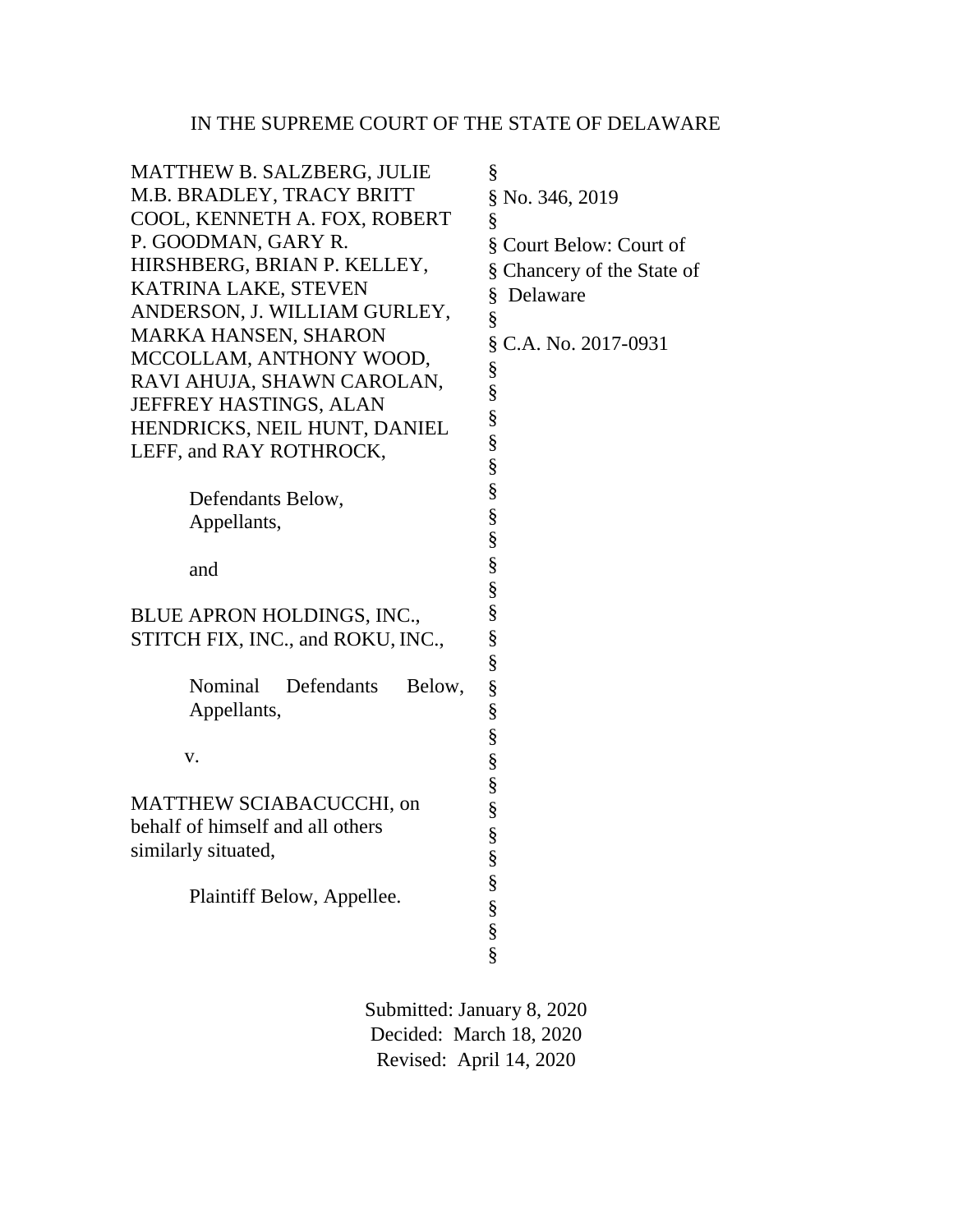IN THE SUPREME COURT OF THE STATE OF DELAWARE

| | |
|---|---|
| MATTHEW B. SALZBERG, JULIE M.B. BRADLEY, TRACY BRITT COOL, KENNETH A. FOX, ROBERT P. GOODMAN, GARY R. HIRSHBERG, BRIAN P. KELLEY, KATRINA LAKE, STEVEN ANDERSON, J. WILLIAM GURLEY, MARKA HANSEN, SHARON MCCOLLAM, ANTHONY WOOD, RAVI AHUJA, SHAWN CAROLAN, JEFFREY HASTINGS, ALAN HENDRICKS, NEIL HUNT, DANIEL LEFF, and RAY ROTHROCK, | § No. 346, 2019 |
| Defendants Below, Appellants, | § Court Below: Court of Chancery of the State of Delaware |
| and | § C.A. No. 2017-0931 |
| BLUE APRON HOLDINGS, INC., STITCH FIX, INC., and ROKU, INC., | § |
| Nominal Defendants Below, Appellants, | § |
| v. | § |
| MATTHEW SCIABACUCCHI, on behalf of himself and all others similarly situated, | § |
| Plaintiff Below, Appellee. | § |

Submitted: January 8, 2020
Decided: March 18, 2020
Revised: April 14, 2020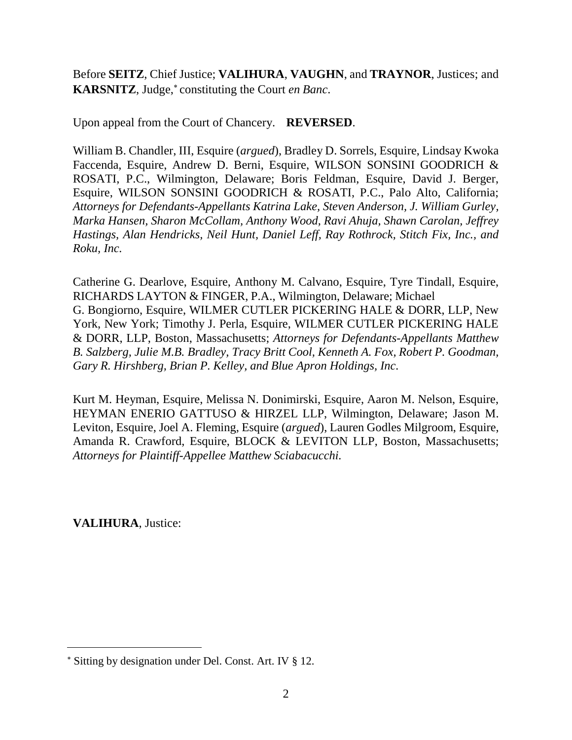Before **SEITZ**, Chief Justice; **VALIHURA**, **VAUGHN**, and **TRAYNOR**, Justices; and **KARSNITZ**, Judge,* constituting the Court *en Banc*.

Upon appeal from the Court of Chancery. **REVERSED**.

William B. Chandler, III, Esquire (*argued*), Bradley D. Sorrels, Esquire, Lindsay Kwoka Faccenda, Esquire, Andrew D. Berni, Esquire, WILSON SONSINI GOODRICH & ROSATI, P.C., Wilmington, Delaware; Boris Feldman, Esquire, David J. Berger, Esquire, WILSON SONSINI GOODRICH & ROSATI, P.C., Palo Alto, California; *Attorneys for Defendants-Appellants Katrina Lake, Steven Anderson, J. William Gurley, Marka Hansen, Sharon McCollam, Anthony Wood, Ravi Ahuja, Shawn Carolan, Jeffrey Hastings, Alan Hendricks, Neil Hunt, Daniel Leff, Ray Rothrock, Stitch Fix, Inc., and Roku, Inc.*

Catherine G. Dearlove, Esquire, Anthony M. Calvano, Esquire, Tyre Tindall, Esquire, RICHARDS LAYTON & FINGER, P.A., Wilmington, Delaware; Michael G. Bongiorno, Esquire, WILMER CUTLER PICKERING HALE & DORR, LLP, New York, New York; Timothy J. Perla, Esquire, WILMER CUTLER PICKERING HALE & DORR, LLP, Boston, Massachusetts; *Attorneys for Defendants-Appellants Matthew B. Salzberg, Julie M.B. Bradley, Tracy Britt Cool, Kenneth A. Fox, Robert P. Goodman, Gary R. Hirshberg, Brian P. Kelley, and Blue Apron Holdings, Inc.*

Kurt M. Heyman, Esquire, Melissa N. Donimirski, Esquire, Aaron M. Nelson, Esquire, HEYMAN ENERIO GATTUSO & HIRZEL LLP, Wilmington, Delaware; Jason M. Leviton, Esquire, Joel A. Fleming, Esquire (*argued*), Lauren Godles Milgroom, Esquire, Amanda R. Crawford, Esquire, BLOCK & LEVITON LLP, Boston, Massachusetts; *Attorneys for Plaintiff-Appellee Matthew Sciabacucchi.*

**VALIHURA**, Justice:

---

* Sitting by designation under Del. Const. Art. IV § 12.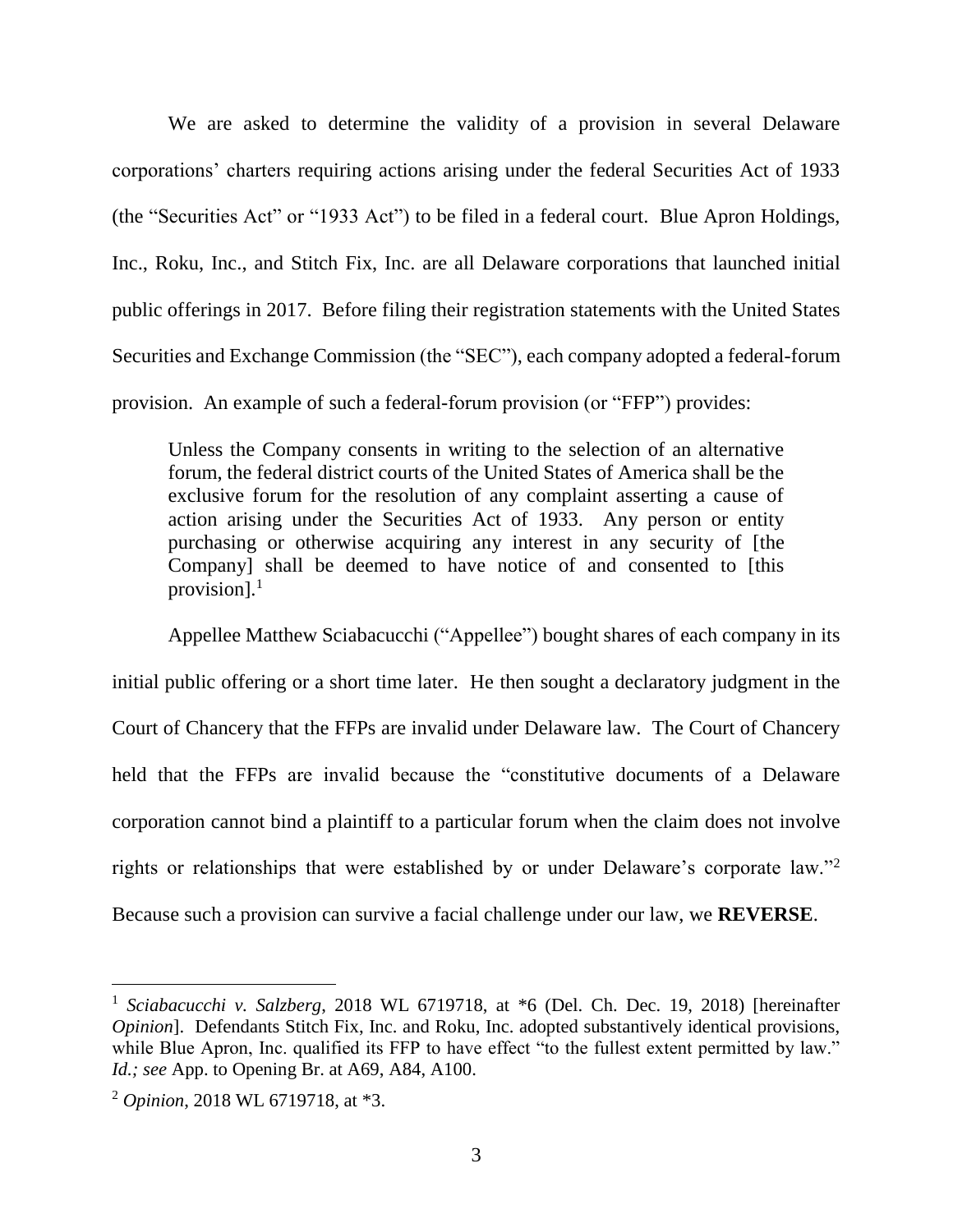We are asked to determine the validity of a provision in several Delaware corporations' charters requiring actions arising under the federal Securities Act of 1933 (the "Securities Act" or "1933 Act") to be filed in a federal court. Blue Apron Holdings, Inc., Roku, Inc., and Stitch Fix, Inc. are all Delaware corporations that launched initial public offerings in 2017. Before filing their registration statements with the United States Securities and Exchange Commission (the "SEC"), each company adopted a federal-forum provision. An example of such a federal-forum provision (or "FFP") provides:

> Unless the Company consents in writing to the selection of an alternative forum, the federal district courts of the United States of America shall be the exclusive forum for the resolution of any complaint asserting a cause of action arising under the Securities Act of 1933. Any person or entity purchasing or otherwise acquiring any interest in any security of [the Company] shall be deemed to have notice of and consented to [this provision].[1]

Appellee Matthew Sciabacucchi ("Appellee") bought shares of each company in its initial public offering or a short time later. He then sought a declaratory judgment in the Court of Chancery that the FFPs are invalid under Delaware law. The Court of Chancery held that the FFPs are invalid because the "constitutive documents of a Delaware corporation cannot bind a plaintiff to a particular forum when the claim does not involve rights or relationships that were established by or under Delaware's corporate law."[2] Because such a provision can survive a facial challenge under our law, we **REVERSE**.

---

[1] *Sciabacucchi v. Salzberg*, 2018 WL 6719718, at *6 (Del. Ch. Dec. 19, 2018) [hereinafter *Opinion*]. Defendants Stitch Fix, Inc. and Roku, Inc. adopted substantively identical provisions, while Blue Apron, Inc. qualified its FFP to have effect "to the fullest extent permitted by law." *Id.; see* App. to Opening Br. at A69, A84, A100.

[2] *Opinion*, 2018 WL 6719718, at *3.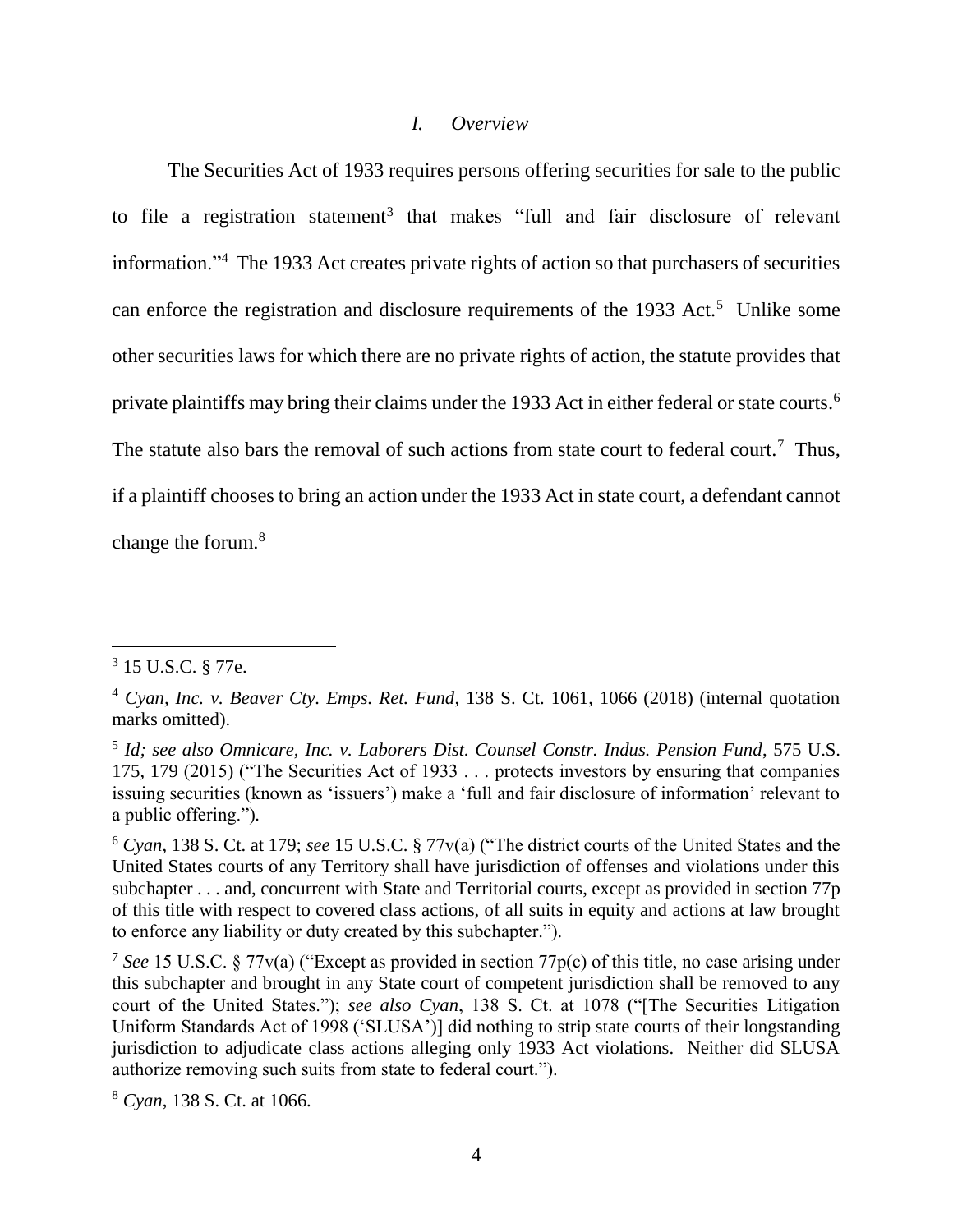## *I. Overview*

The Securities Act of 1933 requires persons offering securities for sale to the public to file a registration statement[3] that makes "full and fair disclosure of relevant information."[4] The 1933 Act creates private rights of action so that purchasers of securities can enforce the registration and disclosure requirements of the 1933 Act.[5] Unlike some other securities laws for which there are no private rights of action, the statute provides that private plaintiffs may bring their claims under the 1933 Act in either federal or state courts.[6] The statute also bars the removal of such actions from state court to federal court.[7] Thus, if a plaintiff chooses to bring an action under the 1933 Act in state court, a defendant cannot change the forum.[8]

---

[3] 15 U.S.C. § 77e.

[4] *Cyan, Inc. v. Beaver Cty. Emps. Ret. Fund*, 138 S. Ct. 1061, 1066 (2018) (internal quotation marks omitted).

[5] *Id; see also Omnicare, Inc. v. Laborers Dist. Counsel Constr. Indus. Pension Fund*, 575 U.S. 175, 179 (2015) ("The Securities Act of 1933 . . . protects investors by ensuring that companies issuing securities (known as 'issuers') make a 'full and fair disclosure of information' relevant to a public offering.").

[6] *Cyan*, 138 S. Ct. at 179; *see* 15 U.S.C. § 77v(a) ("The district courts of the United States and the United States courts of any Territory shall have jurisdiction of offenses and violations under this subchapter . . . and, concurrent with State and Territorial courts, except as provided in section 77p of this title with respect to covered class actions, of all suits in equity and actions at law brought to enforce any liability or duty created by this subchapter.").

[7] *See* 15 U.S.C. § 77v(a) ("Except as provided in section 77p(c) of this title, no case arising under this subchapter and brought in any State court of competent jurisdiction shall be removed to any court of the United States."); *see also Cyan*, 138 S. Ct. at 1078 ("[The Securities Litigation Uniform Standards Act of 1998 ('SLUSA')] did nothing to strip state courts of their longstanding jurisdiction to adjudicate class actions alleging only 1933 Act violations. Neither did SLUSA authorize removing such suits from state to federal court.").

[8] *Cyan*, 138 S. Ct. at 1066.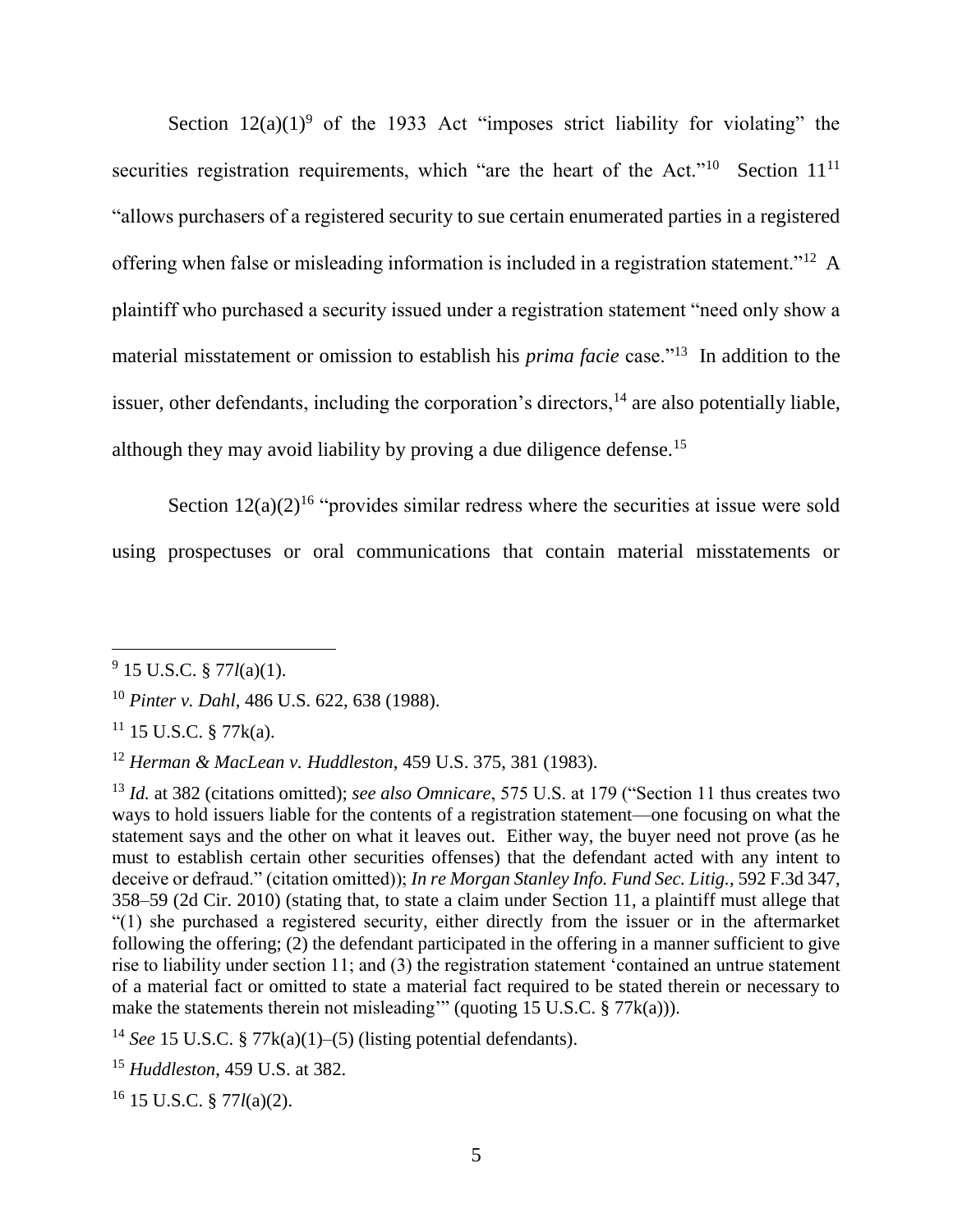Section 12(a)(1)[9] of the 1933 Act "imposes strict liability for violating" the securities registration requirements, which "are the heart of the Act."[10] Section 11[11] "allows purchasers of a registered security to sue certain enumerated parties in a registered offering when false or misleading information is included in a registration statement."[12] A plaintiff who purchased a security issued under a registration statement "need only show a material misstatement or omission to establish his *prima facie* case."[13] In addition to the issuer, other defendants, including the corporation's directors,[14] are also potentially liable, although they may avoid liability by proving a due diligence defense.[15]

Section 12(a)(2)[16] "provides similar redress where the securities at issue were sold using prospectuses or oral communications that contain material misstatements or

---

[9] 15 U.S.C. § 77*l*(a)(1).

[10] *Pinter v. Dahl*, 486 U.S. 622, 638 (1988).

[11] 15 U.S.C. § 77k(a).

[12] *Herman & MacLean v. Huddleston*, 459 U.S. 375, 381 (1983).

[13] *Id.* at 382 (citations omitted); *see also Omnicare*, 575 U.S. at 179 ("Section 11 thus creates two ways to hold issuers liable for the contents of a registration statement—one focusing on what the statement says and the other on what it leaves out. Either way, the buyer need not prove (as he must to establish certain other securities offenses) that the defendant acted with any intent to deceive or defraud." (citation omitted)); *In re Morgan Stanley Info. Fund Sec. Litig.*, 592 F.3d 347, 358–59 (2d Cir. 2010) (stating that, to state a claim under Section 11, a plaintiff must allege that "(1) she purchased a registered security, either directly from the issuer or in the aftermarket following the offering; (2) the defendant participated in the offering in a manner sufficient to give rise to liability under section 11; and (3) the registration statement 'contained an untrue statement of a material fact or omitted to state a material fact required to be stated therein or necessary to make the statements therein not misleading'" (quoting 15 U.S.C. § 77k(a))).

[14] *See* 15 U.S.C. § 77k(a)(1)–(5) (listing potential defendants).

[15] *Huddleston*, 459 U.S. at 382.

[16] 15 U.S.C. § 77*l*(a)(2).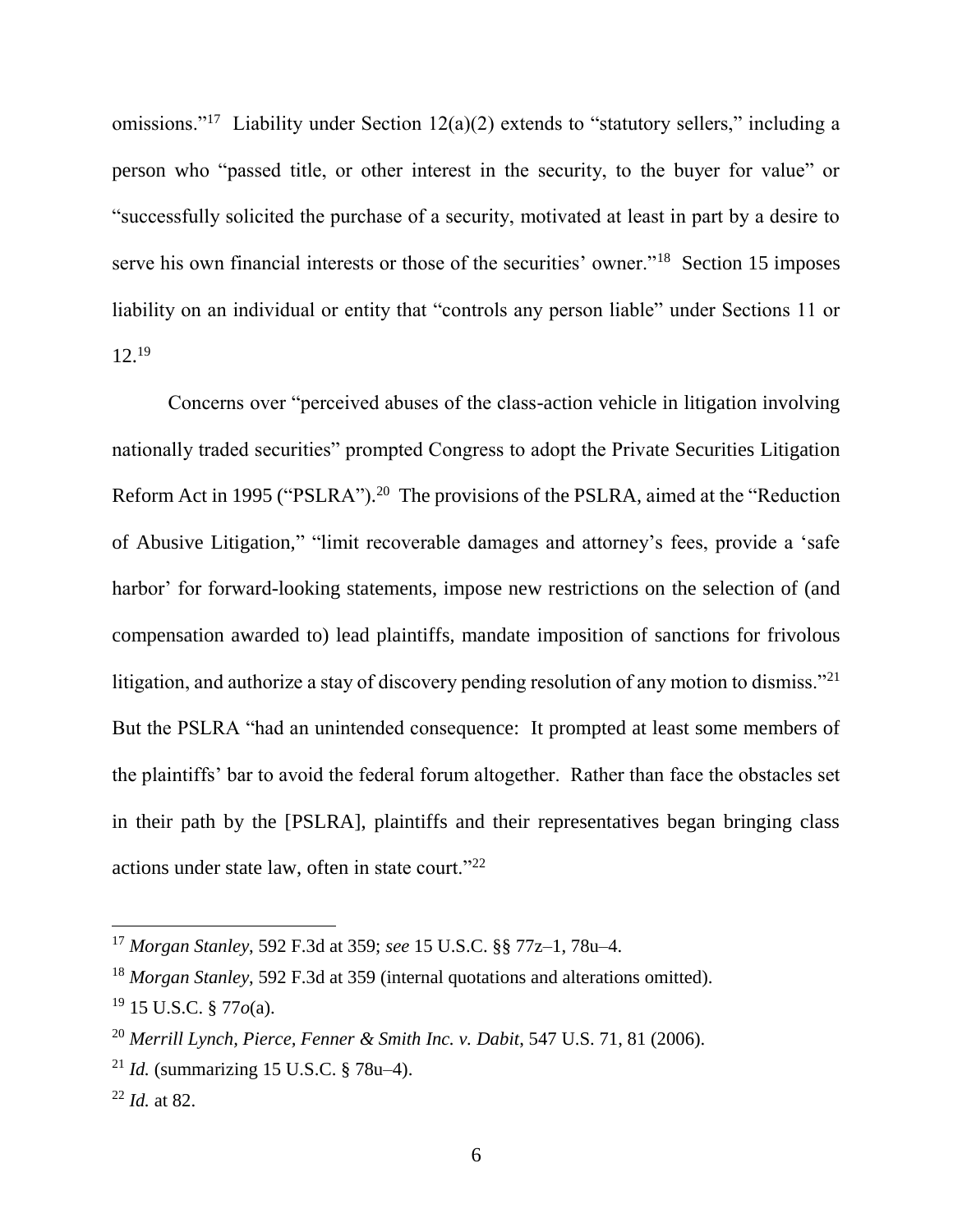omissions."[17] Liability under Section 12(a)(2) extends to "statutory sellers," including a person who "passed title, or other interest in the security, to the buyer for value" or "successfully solicited the purchase of a security, motivated at least in part by a desire to serve his own financial interests or those of the securities' owner."[18] Section 15 imposes liability on an individual or entity that "controls any person liable" under Sections 11 or 12.[19]

Concerns over "perceived abuses of the class-action vehicle in litigation involving nationally traded securities" prompted Congress to adopt the Private Securities Litigation Reform Act in 1995 ("PSLRA").[20] The provisions of the PSLRA, aimed at the "Reduction of Abusive Litigation," "limit recoverable damages and attorney's fees, provide a 'safe harbor' for forward-looking statements, impose new restrictions on the selection of (and compensation awarded to) lead plaintiffs, mandate imposition of sanctions for frivolous litigation, and authorize a stay of discovery pending resolution of any motion to dismiss."[21] But the PSLRA "had an unintended consequence: It prompted at least some members of the plaintiffs' bar to avoid the federal forum altogether. Rather than face the obstacles set in their path by the [PSLRA], plaintiffs and their representatives began bringing class actions under state law, often in state court."[22]

---

[17] *Morgan Stanley*, 592 F.3d at 359; *see* 15 U.S.C. §§ 77z–1, 78u–4.

[18] *Morgan Stanley*, 592 F.3d at 359 (internal quotations and alterations omitted).

[19] 15 U.S.C. § 77*o*(a).

[20] *Merrill Lynch, Pierce, Fenner & Smith Inc. v. Dabit*, 547 U.S. 71, 81 (2006).

[21] *Id.* (summarizing 15 U.S.C. § 78u–4).

[22] *Id.* at 82.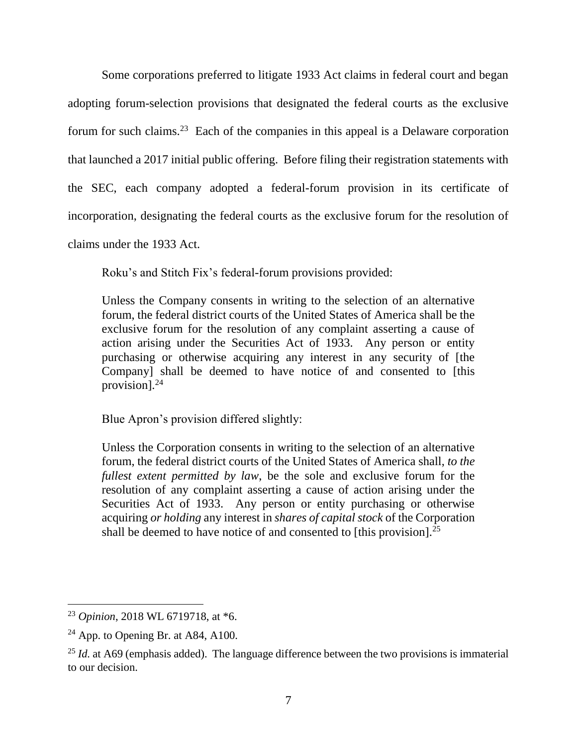Some corporations preferred to litigate 1933 Act claims in federal court and began adopting forum-selection provisions that designated the federal courts as the exclusive forum for such claims.[23] Each of the companies in this appeal is a Delaware corporation that launched a 2017 initial public offering. Before filing their registration statements with the SEC, each company adopted a federal-forum provision in its certificate of incorporation, designating the federal courts as the exclusive forum for the resolution of claims under the 1933 Act.

Roku's and Stitch Fix's federal-forum provisions provided:

> Unless the Company consents in writing to the selection of an alternative forum, the federal district courts of the United States of America shall be the exclusive forum for the resolution of any complaint asserting a cause of action arising under the Securities Act of 1933. Any person or entity purchasing or otherwise acquiring any interest in any security of [the Company] shall be deemed to have notice of and consented to [this provision].[24]

Blue Apron's provision differed slightly:

> Unless the Corporation consents in writing to the selection of an alternative forum, the federal district courts of the United States of America shall, *to the fullest extent permitted by law*, be the sole and exclusive forum for the resolution of any complaint asserting a cause of action arising under the Securities Act of 1933. Any person or entity purchasing or otherwise acquiring *or holding* any interest in *shares of capital stock* of the Corporation shall be deemed to have notice of and consented to [this provision].[25]

---

[23] *Opinion*, 2018 WL 6719718, at *6.

[24] App. to Opening Br. at A84, A100.

[25] *Id.* at A69 (emphasis added). The language difference between the two provisions is immaterial to our decision.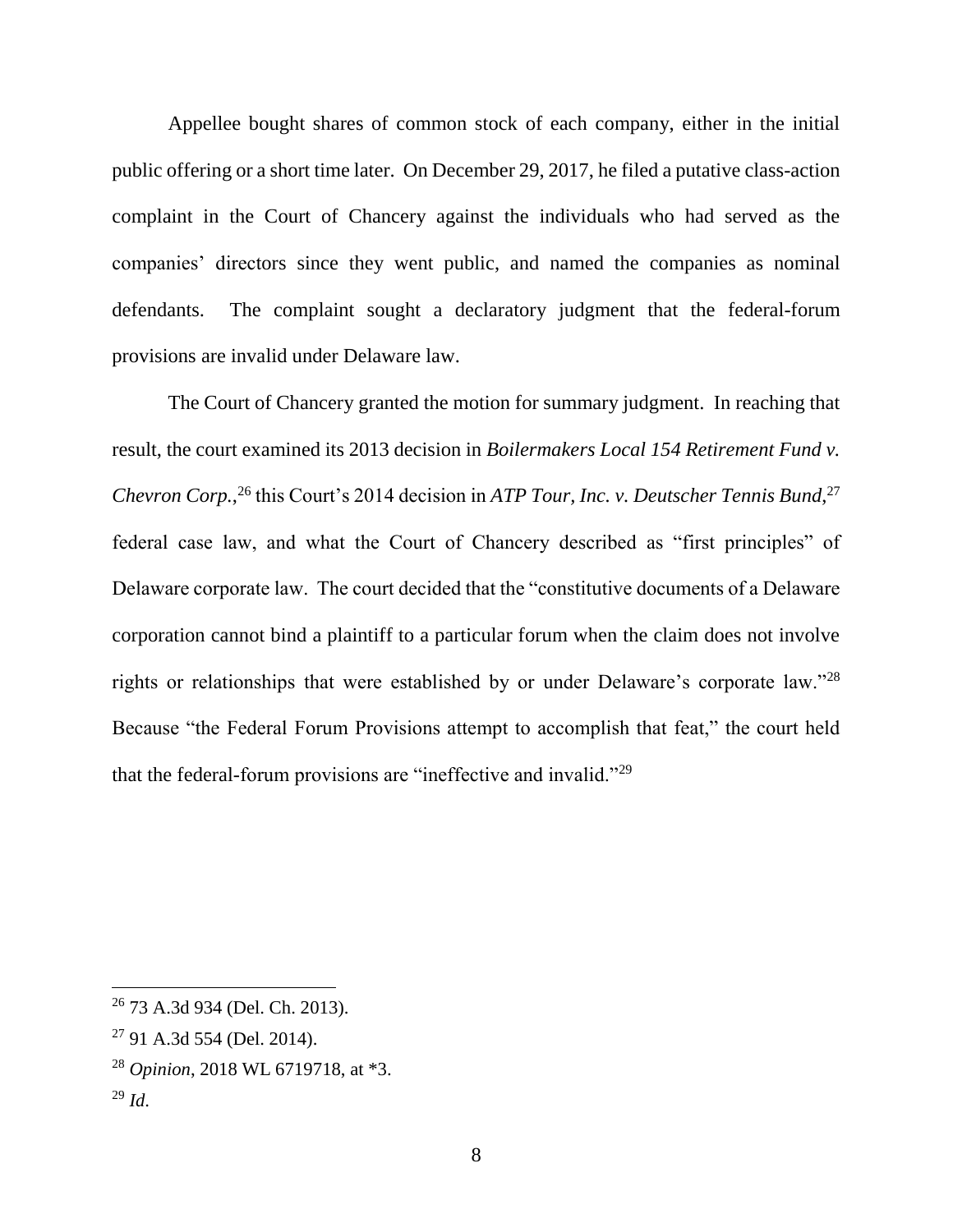Appellee bought shares of common stock of each company, either in the initial public offering or a short time later. On December 29, 2017, he filed a putative class-action complaint in the Court of Chancery against the individuals who had served as the companies' directors since they went public, and named the companies as nominal defendants. The complaint sought a declaratory judgment that the federal-forum provisions are invalid under Delaware law.

The Court of Chancery granted the motion for summary judgment. In reaching that result, the court examined its 2013 decision in *Boilermakers Local 154 Retirement Fund v. Chevron Corp.*,[26] this Court's 2014 decision in *ATP Tour, Inc. v. Deutscher Tennis Bund*,[27] federal case law, and what the Court of Chancery described as "first principles" of Delaware corporate law. The court decided that the "constitutive documents of a Delaware corporation cannot bind a plaintiff to a particular forum when the claim does not involve rights or relationships that were established by or under Delaware's corporate law."[28] Because "the Federal Forum Provisions attempt to accomplish that feat," the court held that the federal-forum provisions are "ineffective and invalid."[29]

---

[26] 73 A.3d 934 (Del. Ch. 2013).

[27] 91 A.3d 554 (Del. 2014).

[28] *Opinion*, 2018 WL 6719718, at *3.

[29] *Id.*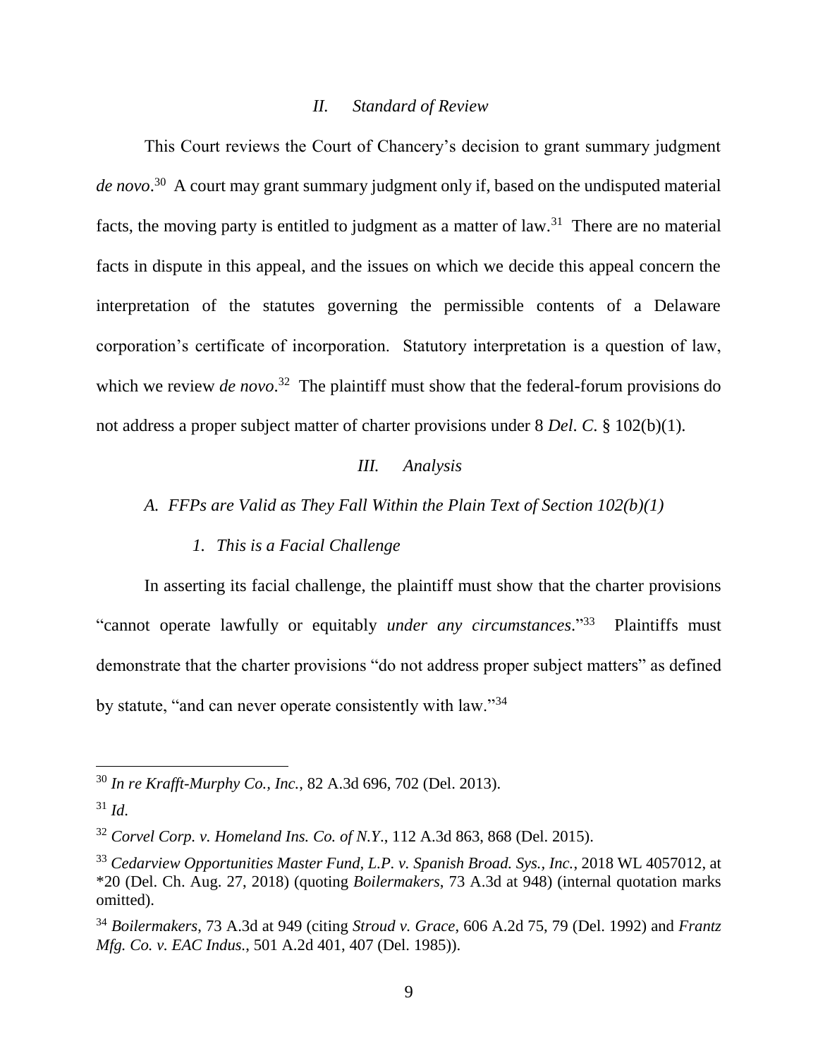## *II. Standard of Review*

This Court reviews the Court of Chancery's decision to grant summary judgment *de novo*.[30] A court may grant summary judgment only if, based on the undisputed material facts, the moving party is entitled to judgment as a matter of law.[31] There are no material facts in dispute in this appeal, and the issues on which we decide this appeal concern the interpretation of the statutes governing the permissible contents of a Delaware corporation's certificate of incorporation. Statutory interpretation is a question of law, which we review *de novo*.[32] The plaintiff must show that the federal-forum provisions do not address a proper subject matter of charter provisions under 8 *Del. C.* § 102(b)(1).

## *III. Analysis*

### *A. FFPs are Valid as They Fall Within the Plain Text of Section 102(b)(1)*

#### *1. This is a Facial Challenge*

In asserting its facial challenge, the plaintiff must show that the charter provisions "cannot operate lawfully or equitably *under any circumstances*."[33] Plaintiffs must demonstrate that the charter provisions "do not address proper subject matters" as defined by statute, "and can never operate consistently with law."[34]

---

[30] *In re Krafft-Murphy Co., Inc.*, 82 A.3d 696, 702 (Del. 2013).

[31] *Id.*

[32] *Corvel Corp. v. Homeland Ins. Co. of N.Y.*, 112 A.3d 863, 868 (Del. 2015).

[33] *Cedarview Opportunities Master Fund, L.P. v. Spanish Broad. Sys., Inc.*, 2018 WL 4057012, at *20 (Del. Ch. Aug. 27, 2018) (quoting *Boilermakers*, 73 A.3d at 948) (internal quotation marks omitted).

[34] *Boilermakers*, 73 A.3d at 949 (citing *Stroud v. Grace*, 606 A.2d 75, 79 (Del. 1992) and *Frantz Mfg. Co. v. EAC Indus.*, 501 A.2d 401, 407 (Del. 1985)).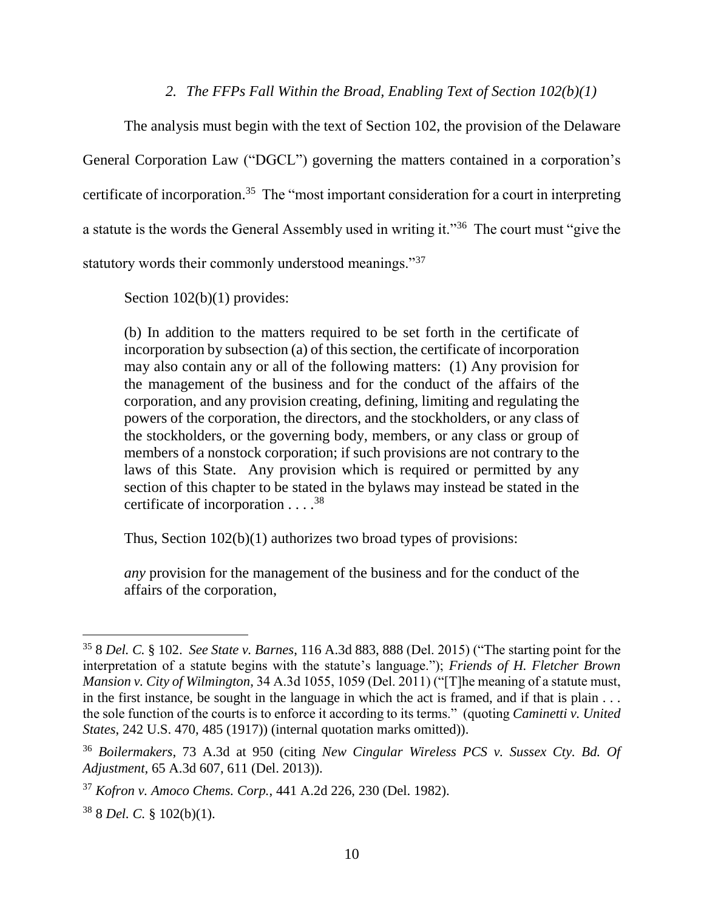### *2. The FFPs Fall Within the Broad, Enabling Text of Section 102(b)(1)*

The analysis must begin with the text of Section 102, the provision of the Delaware General Corporation Law ("DGCL") governing the matters contained in a corporation's certificate of incorporation.[35] The "most important consideration for a court in interpreting a statute is the words the General Assembly used in writing it."[36] The court must "give the statutory words their commonly understood meanings."[37]

Section 102(b)(1) provides:

> (b) In addition to the matters required to be set forth in the certificate of incorporation by subsection (a) of this section, the certificate of incorporation may also contain any or all of the following matters: (1) Any provision for the management of the business and for the conduct of the affairs of the corporation, and any provision creating, defining, limiting and regulating the powers of the corporation, the directors, and the stockholders, or any class of the stockholders, or the governing body, members, or any class or group of members of a nonstock corporation; if such provisions are not contrary to the laws of this State. Any provision which is required or permitted by any section of this chapter to be stated in the bylaws may instead be stated in the certificate of incorporation . . . .[38]

Thus, Section 102(b)(1) authorizes two broad types of provisions:

> *any* provision for the management of the business and for the conduct of the affairs of the corporation,

---

[35] 8 *Del. C.* § 102. *See State v. Barnes*, 116 A.3d 883, 888 (Del. 2015) ("The starting point for the interpretation of a statute begins with the statute's language."); *Friends of H. Fletcher Brown Mansion v. City of Wilmington*, 34 A.3d 1055, 1059 (Del. 2011) ("[T]he meaning of a statute must, in the first instance, be sought in the language in which the act is framed, and if that is plain . . . the sole function of the courts is to enforce it according to its terms." (quoting *Caminetti v. United States*, 242 U.S. 470, 485 (1917)) (internal quotation marks omitted)).

[36] *Boilermakers*, 73 A.3d at 950 (citing *New Cingular Wireless PCS v. Sussex Cty. Bd. Of Adjustment*, 65 A.3d 607, 611 (Del. 2013)).

[37] *Kofron v. Amoco Chems. Corp.*, 441 A.2d 226, 230 (Del. 1982).

[38] 8 *Del. C.* § 102(b)(1).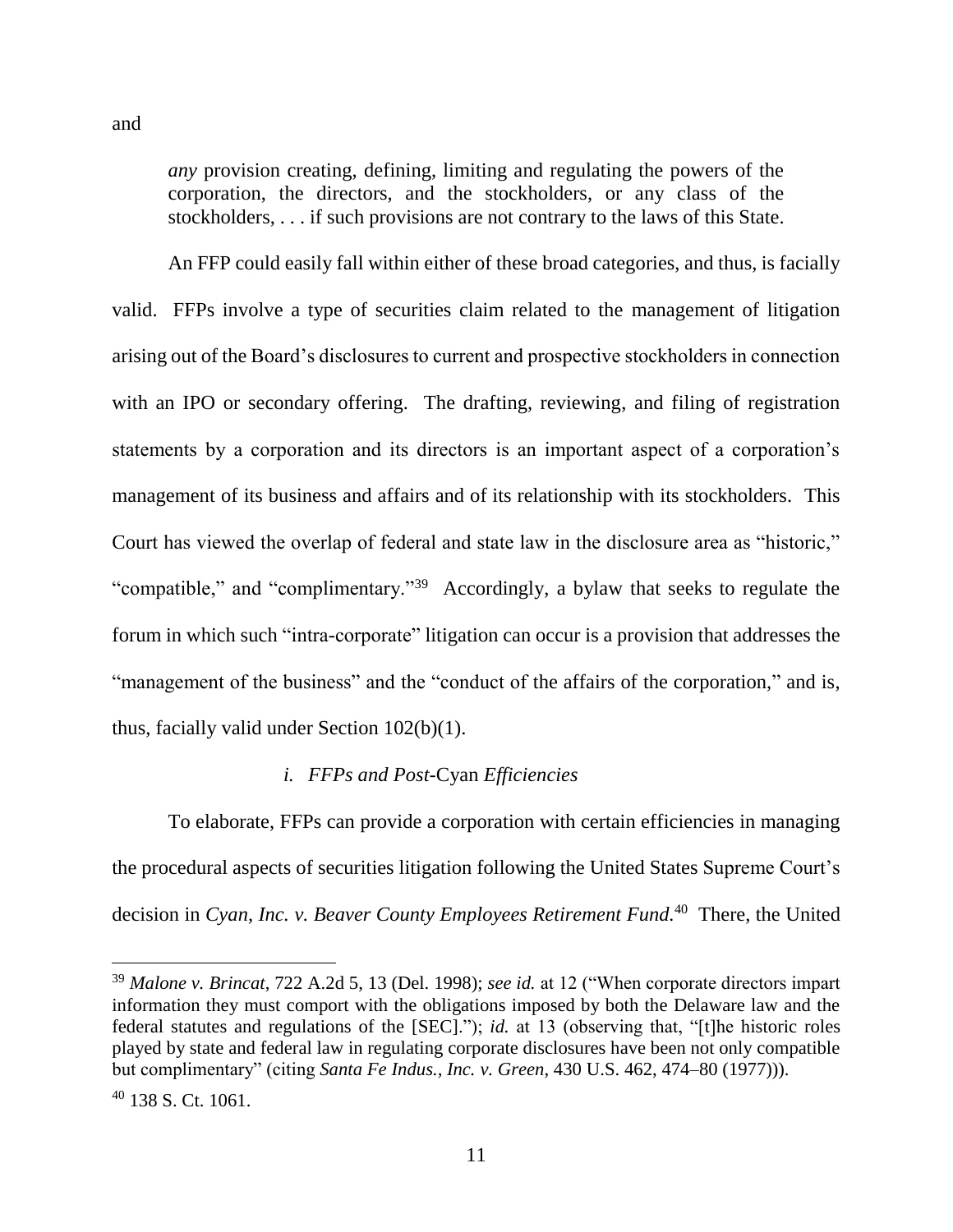and

> *any* provision creating, defining, limiting and regulating the powers of the corporation, the directors, and the stockholders, or any class of the stockholders, . . . if such provisions are not contrary to the laws of this State.

An FFP could easily fall within either of these broad categories, and thus, is facially valid. FFPs involve a type of securities claim related to the management of litigation arising out of the Board's disclosures to current and prospective stockholders in connection with an IPO or secondary offering. The drafting, reviewing, and filing of registration statements by a corporation and its directors is an important aspect of a corporation's management of its business and affairs and of its relationship with its stockholders. This Court has viewed the overlap of federal and state law in the disclosure area as "historic," "compatible," and "complimentary."[39] Accordingly, a bylaw that seeks to regulate the forum in which such "intra-corporate" litigation can occur is a provision that addresses the "management of the business" and the "conduct of the affairs of the corporation," and is, thus, facially valid under Section 102(b)(1).

*i. FFPs and Post-*Cyan *Efficiencies*

To elaborate, FFPs can provide a corporation with certain efficiencies in managing the procedural aspects of securities litigation following the United States Supreme Court's decision in *Cyan, Inc. v. Beaver County Employees Retirement Fund*.[40] There, the United

---

[39] *Malone v. Brincat*, 722 A.2d 5, 13 (Del. 1998); *see id.* at 12 ("When corporate directors impart information they must comport with the obligations imposed by both the Delaware law and the federal statutes and regulations of the [SEC]."); *id.* at 13 (observing that, "[t]he historic roles played by state and federal law in regulating corporate disclosures have been not only compatible but complimentary" (citing *Santa Fe Indus., Inc. v. Green*, 430 U.S. 462, 474–80 (1977))).

[40] 138 S. Ct. 1061.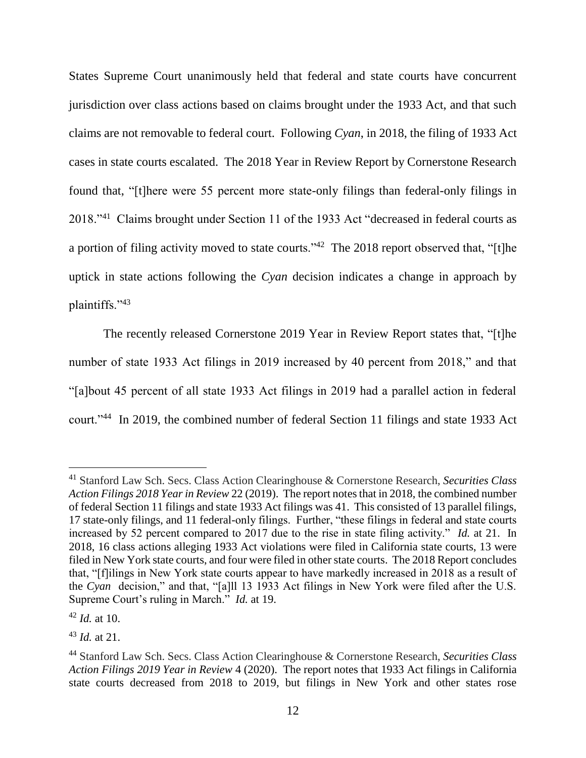States Supreme Court unanimously held that federal and state courts have concurrent jurisdiction over class actions based on claims brought under the 1933 Act, and that such claims are not removable to federal court. Following *Cyan*, in 2018, the filing of 1933 Act cases in state courts escalated. The 2018 Year in Review Report by Cornerstone Research found that, "[t]here were 55 percent more state-only filings than federal-only filings in 2018."[41] Claims brought under Section 11 of the 1933 Act "decreased in federal courts as a portion of filing activity moved to state courts."[42] The 2018 report observed that, "[t]he uptick in state actions following the *Cyan* decision indicates a change in approach by plaintiffs."[43]

The recently released Cornerstone 2019 Year in Review Report states that, "[t]he number of state 1933 Act filings in 2019 increased by 40 percent from 2018," and that "[a]bout 45 percent of all state 1933 Act filings in 2019 had a parallel action in federal court."[44] In 2019, the combined number of federal Section 11 filings and state 1933 Act

---

[41] Stanford Law Sch. Secs. Class Action Clearinghouse & Cornerstone Research, *Securities Class Action Filings 2018 Year in Review* 22 (2019). The report notes that in 2018, the combined number of federal Section 11 filings and state 1933 Act filings was 41. This consisted of 13 parallel filings, 17 state-only filings, and 11 federal-only filings. Further, "these filings in federal and state courts increased by 52 percent compared to 2017 due to the rise in state filing activity." *Id.* at 21. In 2018, 16 class actions alleging 1933 Act violations were filed in California state courts, 13 were filed in New York state courts, and four were filed in other state courts. The 2018 Report concludes that, "[f]ilings in New York state courts appear to have markedly increased in 2018 as a result of the *Cyan* decision," and that, "[a]ll 13 1933 Act filings in New York were filed after the U.S. Supreme Court's ruling in March." *Id.* at 19.

[42] *Id.* at 10.

[43] *Id.* at 21.

[44] Stanford Law Sch. Secs. Class Action Clearinghouse & Cornerstone Research, *Securities Class Action Filings 2019 Year in Review* 4 (2020). The report notes that 1933 Act filings in California state courts decreased from 2018 to 2019, but filings in New York and other states rose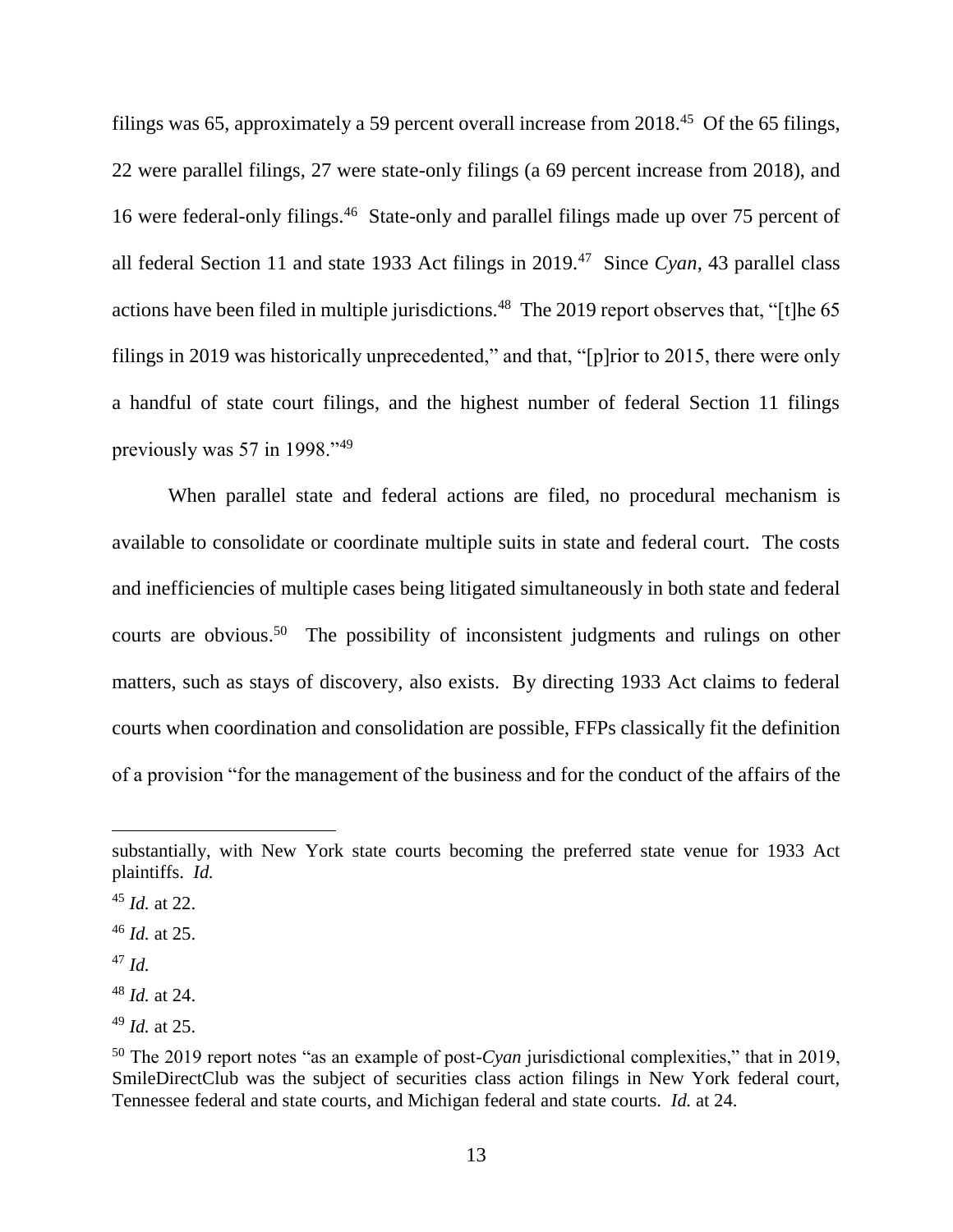filings was 65, approximately a 59 percent overall increase from 2018.[45] Of the 65 filings, 22 were parallel filings, 27 were state-only filings (a 69 percent increase from 2018), and 16 were federal-only filings.[46] State-only and parallel filings made up over 75 percent of all federal Section 11 and state 1933 Act filings in 2019.[47] Since *Cyan*, 43 parallel class actions have been filed in multiple jurisdictions.[48] The 2019 report observes that, "[t]he 65 filings in 2019 was historically unprecedented," and that, "[p]rior to 2015, there were only a handful of state court filings, and the highest number of federal Section 11 filings previously was 57 in 1998."[49]

When parallel state and federal actions are filed, no procedural mechanism is available to consolidate or coordinate multiple suits in state and federal court. The costs and inefficiencies of multiple cases being litigated simultaneously in both state and federal courts are obvious.[50] The possibility of inconsistent judgments and rulings on other matters, such as stays of discovery, also exists. By directing 1933 Act claims to federal courts when coordination and consolidation are possible, FFPs classically fit the definition of a provision "for the management of the business and for the conduct of the affairs of the

---

substantially, with New York state courts becoming the preferred state venue for 1933 Act plaintiffs. *Id.*

[45] *Id.* at 22.

[46] *Id.* at 25.

[47] *Id.*

[48] *Id.* at 24.

[49] *Id.* at 25.

[50] The 2019 report notes "as an example of post-*Cyan* jurisdictional complexities," that in 2019, SmileDirectClub was the subject of securities class action filings in New York federal court, Tennessee federal and state courts, and Michigan federal and state courts. *Id.* at 24.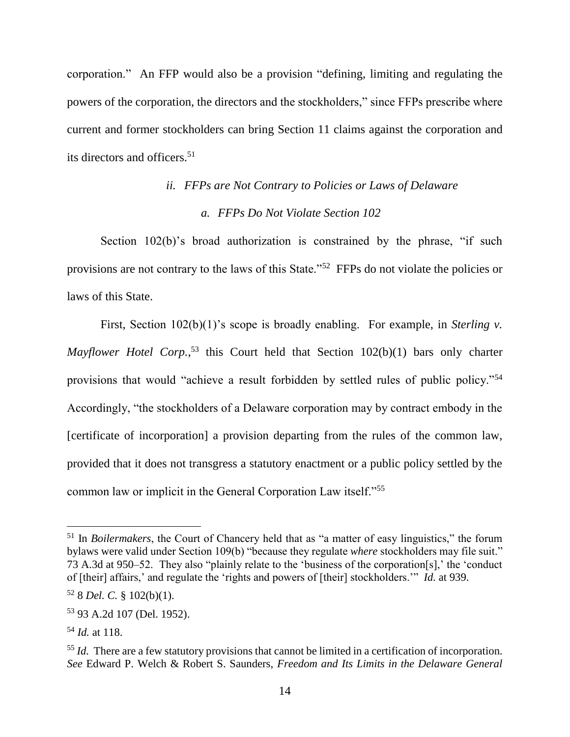corporation." An FFP would also be a provision "defining, limiting and regulating the powers of the corporation, the directors and the stockholders," since FFPs prescribe where current and former stockholders can bring Section 11 claims against the corporation and its directors and officers.[51]

*ii. FFPs are Not Contrary to Policies or Laws of Delaware*

*a. FFPs Do Not Violate Section 102*

Section 102(b)'s broad authorization is constrained by the phrase, "if such provisions are not contrary to the laws of this State."[52] FFPs do not violate the policies or laws of this State.

First, Section 102(b)(1)'s scope is broadly enabling. For example, in *Sterling v. Mayflower Hotel Corp.*,[53] this Court held that Section 102(b)(1) bars only charter provisions that would "achieve a result forbidden by settled rules of public policy."[54] Accordingly, "the stockholders of a Delaware corporation may by contract embody in the [certificate of incorporation] a provision departing from the rules of the common law, provided that it does not transgress a statutory enactment or a public policy settled by the common law or implicit in the General Corporation Law itself."[55]

---

[51] In *Boilermakers*, the Court of Chancery held that as "a matter of easy linguistics," the forum bylaws were valid under Section 109(b) "because they regulate *where* stockholders may file suit." 73 A.3d at 950–52. They also "plainly relate to the 'business of the corporation[s],' the 'conduct of [their] affairs,' and regulate the 'rights and powers of [their] stockholders.'" *Id.* at 939.

[52] 8 *Del. C.* § 102(b)(1).

[53] 93 A.2d 107 (Del. 1952).

[54] *Id.* at 118.

[55] *Id.* There are a few statutory provisions that cannot be limited in a certification of incorporation. *See* Edward P. Welch & Robert S. Saunders, *Freedom and Its Limits in the Delaware General*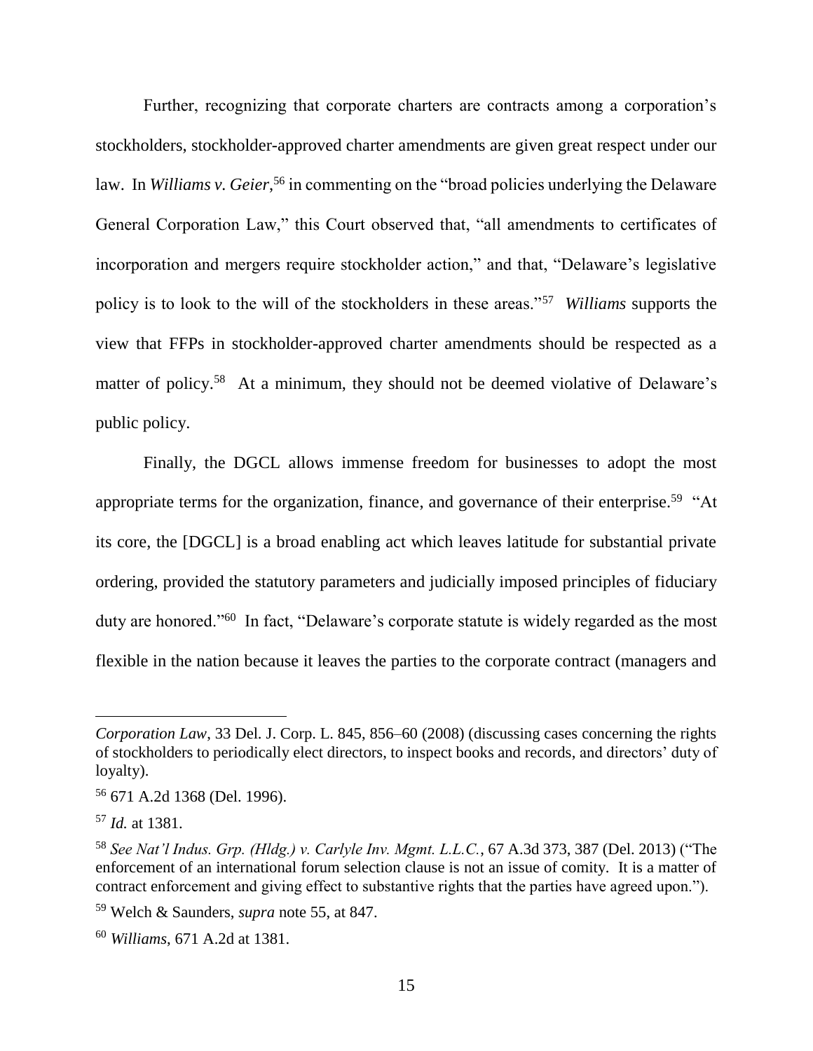Further, recognizing that corporate charters are contracts among a corporation's stockholders, stockholder-approved charter amendments are given great respect under our law. In *Williams v. Geier*,[56] in commenting on the "broad policies underlying the Delaware General Corporation Law," this Court observed that, "all amendments to certificates of incorporation and mergers require stockholder action," and that, "Delaware's legislative policy is to look to the will of the stockholders in these areas."[57] *Williams* supports the view that FFPs in stockholder-approved charter amendments should be respected as a matter of policy.[58] At a minimum, they should not be deemed violative of Delaware's public policy.

Finally, the DGCL allows immense freedom for businesses to adopt the most appropriate terms for the organization, finance, and governance of their enterprise.[59] "At its core, the [DGCL] is a broad enabling act which leaves latitude for substantial private ordering, provided the statutory parameters and judicially imposed principles of fiduciary duty are honored."[60] In fact, "Delaware's corporate statute is widely regarded as the most flexible in the nation because it leaves the parties to the corporate contract (managers and

---

*Corporation Law*, 33 Del. J. Corp. L. 845, 856–60 (2008) (discussing cases concerning the rights of stockholders to periodically elect directors, to inspect books and records, and directors' duty of loyalty).

[56] 671 A.2d 1368 (Del. 1996).

[57] *Id.* at 1381.

[58] *See Nat'l Indus. Grp. (Hldg.) v. Carlyle Inv. Mgmt. L.L.C.*, 67 A.3d 373, 387 (Del. 2013) ("The enforcement of an international forum selection clause is not an issue of comity. It is a matter of contract enforcement and giving effect to substantive rights that the parties have agreed upon.").

[59] Welch & Saunders, *supra* note 55, at 847.

[60] *Williams*, 671 A.2d at 1381.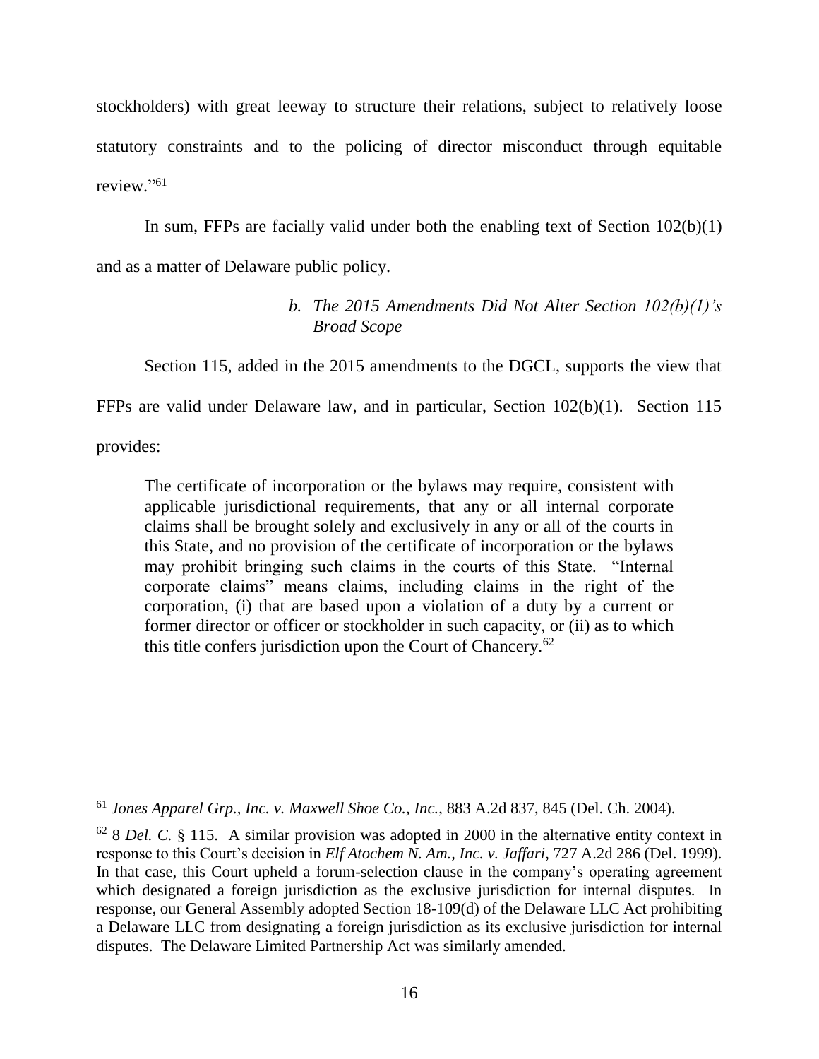stockholders) with great leeway to structure their relations, subject to relatively loose statutory constraints and to the policing of director misconduct through equitable review."[61]

In sum, FFPs are facially valid under both the enabling text of Section 102(b)(1) and as a matter of Delaware public policy.

#### *b. The 2015 Amendments Did Not Alter Section 102(b)(1)'s Broad Scope*

Section 115, added in the 2015 amendments to the DGCL, supports the view that FFPs are valid under Delaware law, and in particular, Section 102(b)(1). Section 115 provides:

> The certificate of incorporation or the bylaws may require, consistent with applicable jurisdictional requirements, that any or all internal corporate claims shall be brought solely and exclusively in any or all of the courts in this State, and no provision of the certificate of incorporation or the bylaws may prohibit bringing such claims in the courts of this State. "Internal corporate claims" means claims, including claims in the right of the corporation, (i) that are based upon a violation of a duty by a current or former director or officer or stockholder in such capacity, or (ii) as to which this title confers jurisdiction upon the Court of Chancery.[62]

---

[61] *Jones Apparel Grp., Inc. v. Maxwell Shoe Co., Inc.*, 883 A.2d 837, 845 (Del. Ch. 2004).

[62] 8 *Del. C.* § 115. A similar provision was adopted in 2000 in the alternative entity context in response to this Court's decision in *Elf Atochem N. Am., Inc. v. Jaffari*, 727 A.2d 286 (Del. 1999). In that case, this Court upheld a forum-selection clause in the company's operating agreement which designated a foreign jurisdiction as the exclusive jurisdiction for internal disputes. In response, our General Assembly adopted Section 18-109(d) of the Delaware LLC Act prohibiting a Delaware LLC from designating a foreign jurisdiction as its exclusive jurisdiction for internal disputes. The Delaware Limited Partnership Act was similarly amended.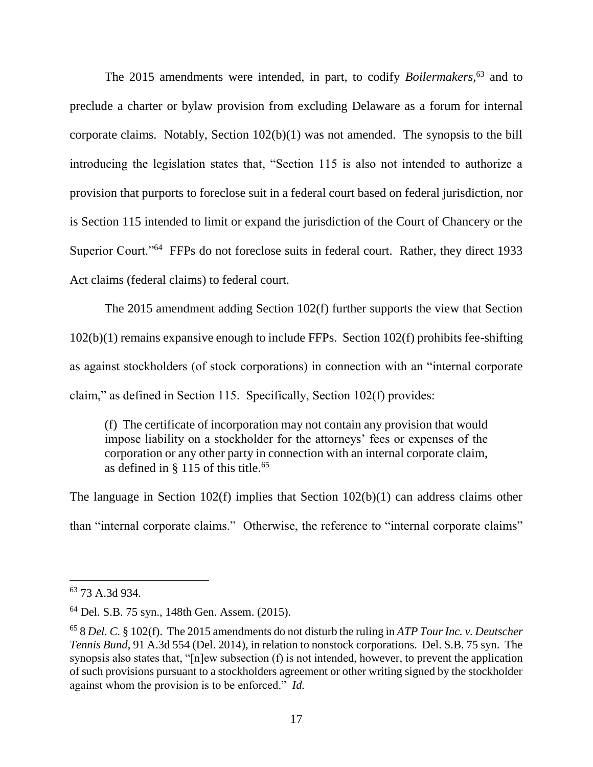The 2015 amendments were intended, in part, to codify *Boilermakers*,[63] and to preclude a charter or bylaw provision from excluding Delaware as a forum for internal corporate claims. Notably, Section 102(b)(1) was not amended. The synopsis to the bill introducing the legislation states that, "Section 115 is also not intended to authorize a provision that purports to foreclose suit in a federal court based on federal jurisdiction, nor is Section 115 intended to limit or expand the jurisdiction of the Court of Chancery or the Superior Court."[64] FFPs do not foreclose suits in federal court. Rather, they direct 1933 Act claims (federal claims) to federal court.

The 2015 amendment adding Section 102(f) further supports the view that Section 102(b)(1) remains expansive enough to include FFPs. Section 102(f) prohibits fee-shifting as against stockholders (of stock corporations) in connection with an "internal corporate claim," as defined in Section 115. Specifically, Section 102(f) provides:

> (f) The certificate of incorporation may not contain any provision that would impose liability on a stockholder for the attorneys' fees or expenses of the corporation or any other party in connection with an internal corporate claim, as defined in § 115 of this title.[65]

The language in Section 102(f) implies that Section 102(b)(1) can address claims other than "internal corporate claims." Otherwise, the reference to "internal corporate claims"

---

[63] 73 A.3d 934.

[64] Del. S.B. 75 syn., 148th Gen. Assem. (2015).

[65] 8 *Del. C.* § 102(f). The 2015 amendments do not disturb the ruling in *ATP Tour Inc. v. Deutscher Tennis Bund*, 91 A.3d 554 (Del. 2014), in relation to nonstock corporations. Del. S.B. 75 syn. The synopsis also states that, "[n]ew subsection (f) is not intended, however, to prevent the application of such provisions pursuant to a stockholders agreement or other writing signed by the stockholder against whom the provision is to be enforced." *Id.*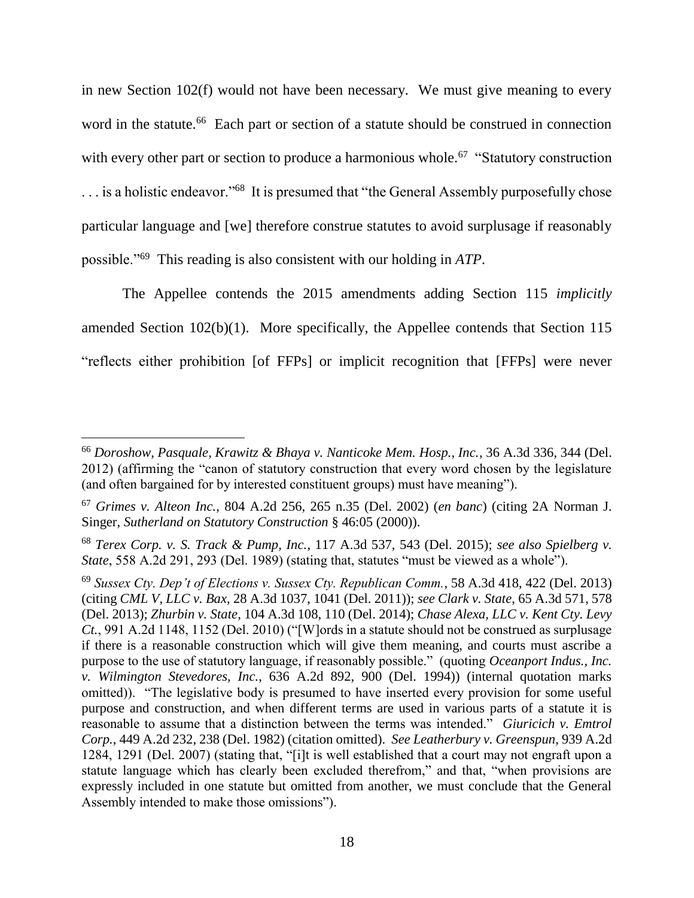in new Section 102(f) would not have been necessary. We must give meaning to every word in the statute.[66] Each part or section of a statute should be construed in connection with every other part or section to produce a harmonious whole.[67] "Statutory construction . . . is a holistic endeavor."[68] It is presumed that "the General Assembly purposefully chose particular language and [we] therefore construe statutes to avoid surplusage if reasonably possible."[69] This reading is also consistent with our holding in *ATP*.

The Appellee contends the 2015 amendments adding Section 115 *implicitly* amended Section 102(b)(1). More specifically, the Appellee contends that Section 115 "reflects either prohibition [of FFPs] or implicit recognition that [FFPs] were never

---

[66] *Doroshow, Pasquale, Krawitz & Bhaya v. Nanticoke Mem. Hosp., Inc.*, 36 A.3d 336, 344 (Del. 2012) (affirming the "canon of statutory construction that every word chosen by the legislature (and often bargained for by interested constituent groups) must have meaning").

[67] *Grimes v. Alteon Inc.*, 804 A.2d 256, 265 n.35 (Del. 2002) (*en banc*) (citing 2A Norman J. Singer, *Sutherland on Statutory Construction* § 46:05 (2000)).

[68] *Terex Corp. v. S. Track & Pump, Inc.*, 117 A.3d 537, 543 (Del. 2015); *see also Spielberg v. State*, 558 A.2d 291, 293 (Del. 1989) (stating that, statutes "must be viewed as a whole").

[69] *Sussex Cty. Dep't of Elections v. Sussex Cty. Republican Comm.*, 58 A.3d 418, 422 (Del. 2013) (citing *CML V, LLC v. Bax*, 28 A.3d 1037, 1041 (Del. 2011)); *see Clark v. State*, 65 A.3d 571, 578 (Del. 2013); *Zhurbin v. State*, 104 A.3d 108, 110 (Del. 2014); *Chase Alexa, LLC v. Kent Cty. Levy Ct.*, 991 A.2d 1148, 1152 (Del. 2010) ("[W]ords in a statute should not be construed as surplusage if there is a reasonable construction which will give them meaning, and courts must ascribe a purpose to the use of statutory language, if reasonably possible." (quoting *Oceanport Indus., Inc. v. Wilmington Stevedores, Inc.*, 636 A.2d 892, 900 (Del. 1994)) (internal quotation marks omitted)). "The legislative body is presumed to have inserted every provision for some useful purpose and construction, and when different terms are used in various parts of a statute it is reasonable to assume that a distinction between the terms was intended." *Giuricich v. Emtrol Corp.*, 449 A.2d 232, 238 (Del. 1982) (citation omitted). *See Leatherbury v. Greenspun*, 939 A.2d 1284, 1291 (Del. 2007) (stating that, "[i]t is well established that a court may not engraft upon a statute language which has clearly been excluded therefrom," and that, "when provisions are expressly included in one statute but omitted from another, we must conclude that the General Assembly intended to make those omissions").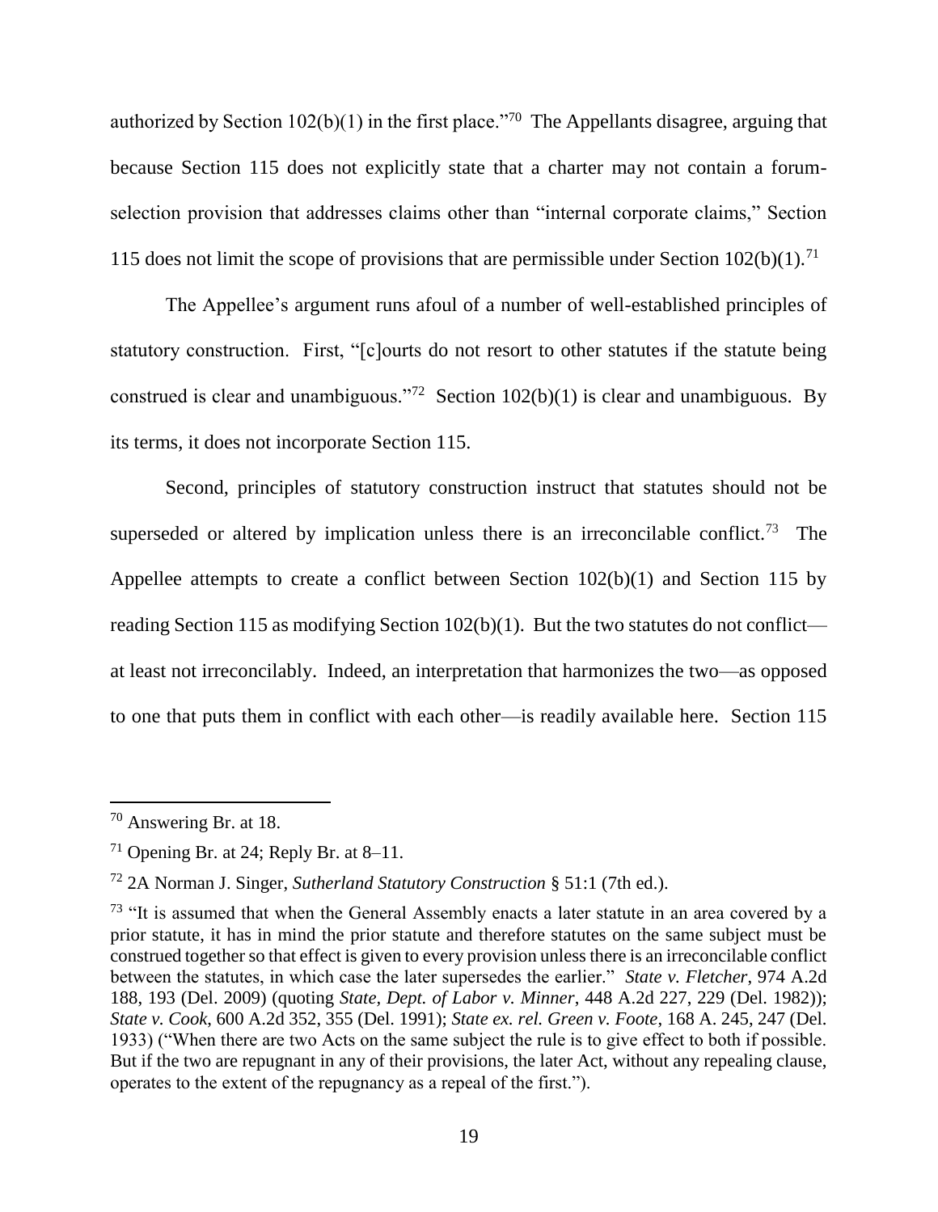authorized by Section 102(b)(1) in the first place."[70] The Appellants disagree, arguing that because Section 115 does not explicitly state that a charter may not contain a forum-selection provision that addresses claims other than "internal corporate claims," Section 115 does not limit the scope of provisions that are permissible under Section 102(b)(1).[71]

The Appellee's argument runs afoul of a number of well-established principles of statutory construction. First, "[c]ourts do not resort to other statutes if the statute being construed is clear and unambiguous."[72] Section 102(b)(1) is clear and unambiguous. By its terms, it does not incorporate Section 115.

Second, principles of statutory construction instruct that statutes should not be superseded or altered by implication unless there is an irreconcilable conflict.[73] The Appellee attempts to create a conflict between Section 102(b)(1) and Section 115 by reading Section 115 as modifying Section 102(b)(1). But the two statutes do not conflict—at least not irreconcilably. Indeed, an interpretation that harmonizes the two—as opposed to one that puts them in conflict with each other—is readily available here. Section 115

---

[70] Answering Br. at 18.

[71] Opening Br. at 24; Reply Br. at 8–11.

[72] 2A Norman J. Singer, *Sutherland Statutory Construction* § 51:1 (7th ed.).

[73] "It is assumed that when the General Assembly enacts a later statute in an area covered by a prior statute, it has in mind the prior statute and therefore statutes on the same subject must be construed together so that effect is given to every provision unless there is an irreconcilable conflict between the statutes, in which case the later supersedes the earlier." *State v. Fletcher*, 974 A.2d 188, 193 (Del. 2009) (quoting *State, Dept. of Labor v. Minner*, 448 A.2d 227, 229 (Del. 1982)); *State v. Cook*, 600 A.2d 352, 355 (Del. 1991); *State ex. rel. Green v. Foote*, 168 A. 245, 247 (Del. 1933) ("When there are two Acts on the same subject the rule is to give effect to both if possible. But if the two are repugnant in any of their provisions, the later Act, without any repealing clause, operates to the extent of the repugnancy as a repeal of the first.").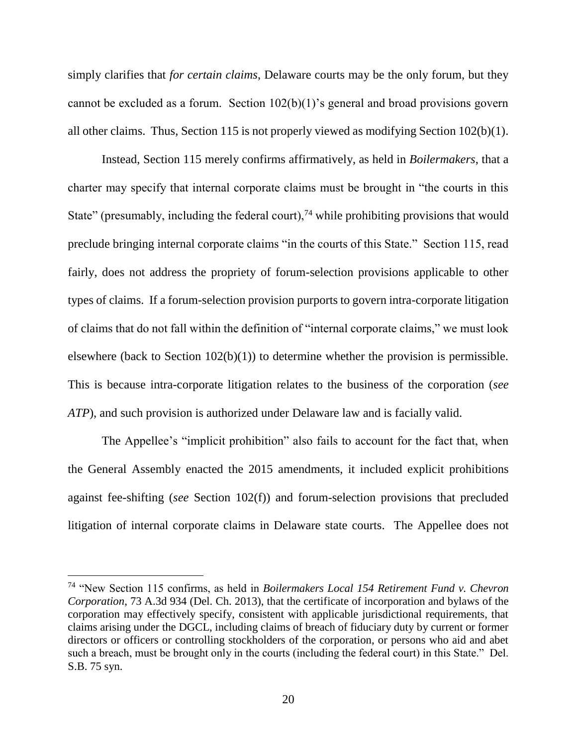simply clarifies that *for certain claims*, Delaware courts may be the only forum, but they cannot be excluded as a forum. Section 102(b)(1)'s general and broad provisions govern all other claims. Thus, Section 115 is not properly viewed as modifying Section 102(b)(1).

Instead, Section 115 merely confirms affirmatively, as held in *Boilermakers*, that a charter may specify that internal corporate claims must be brought in "the courts in this State" (presumably, including the federal court),[74] while prohibiting provisions that would preclude bringing internal corporate claims "in the courts of this State." Section 115, read fairly, does not address the propriety of forum-selection provisions applicable to other types of claims. If a forum-selection provision purports to govern intra-corporate litigation of claims that do not fall within the definition of "internal corporate claims," we must look elsewhere (back to Section 102(b)(1)) to determine whether the provision is permissible. This is because intra-corporate litigation relates to the business of the corporation (*see ATP*), and such provision is authorized under Delaware law and is facially valid.

The Appellee's "implicit prohibition" also fails to account for the fact that, when the General Assembly enacted the 2015 amendments, it included explicit prohibitions against fee-shifting (*see* Section 102(f)) and forum-selection provisions that precluded litigation of internal corporate claims in Delaware state courts. The Appellee does not

---

[74] "New Section 115 confirms, as held in *Boilermakers Local 154 Retirement Fund v. Chevron Corporation*, 73 A.3d 934 (Del. Ch. 2013), that the certificate of incorporation and bylaws of the corporation may effectively specify, consistent with applicable jurisdictional requirements, that claims arising under the DGCL, including claims of breach of fiduciary duty by current or former directors or officers or controlling stockholders of the corporation, or persons who aid and abet such a breach, must be brought only in the courts (including the federal court) in this State." Del. S.B. 75 syn.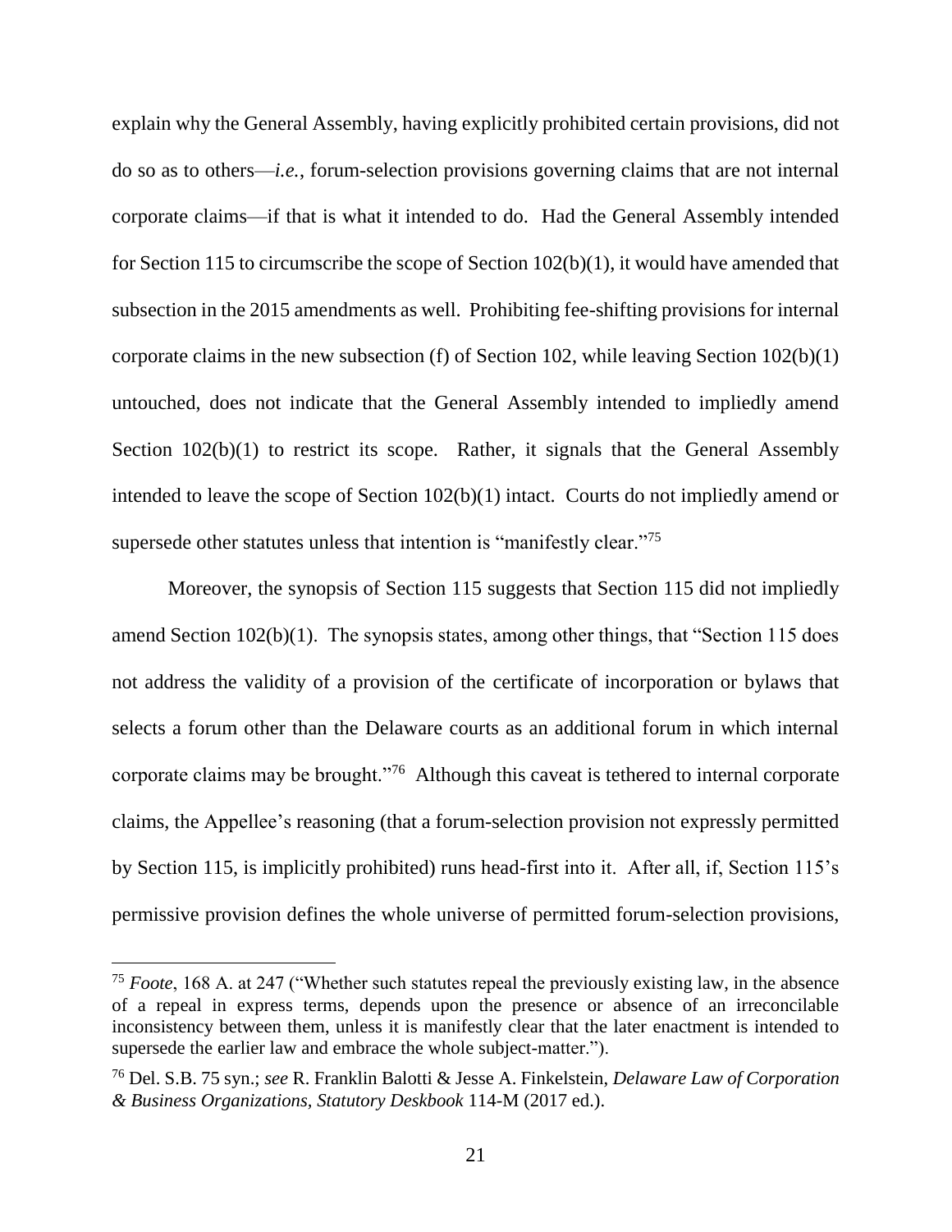explain why the General Assembly, having explicitly prohibited certain provisions, did not do so as to others—*i.e.*, forum-selection provisions governing claims that are not internal corporate claims—if that is what it intended to do. Had the General Assembly intended for Section 115 to circumscribe the scope of Section 102(b)(1), it would have amended that subsection in the 2015 amendments as well. Prohibiting fee-shifting provisions for internal corporate claims in the new subsection (f) of Section 102, while leaving Section 102(b)(1) untouched, does not indicate that the General Assembly intended to impliedly amend Section 102(b)(1) to restrict its scope. Rather, it signals that the General Assembly intended to leave the scope of Section 102(b)(1) intact. Courts do not impliedly amend or supersede other statutes unless that intention is "manifestly clear."[75]

Moreover, the synopsis of Section 115 suggests that Section 115 did not impliedly amend Section 102(b)(1). The synopsis states, among other things, that "Section 115 does not address the validity of a provision of the certificate of incorporation or bylaws that selects a forum other than the Delaware courts as an additional forum in which internal corporate claims may be brought."[76] Although this caveat is tethered to internal corporate claims, the Appellee's reasoning (that a forum-selection provision not expressly permitted by Section 115, is implicitly prohibited) runs head-first into it. After all, if, Section 115's permissive provision defines the whole universe of permitted forum-selection provisions,

---

[75] *Foote*, 168 A. at 247 ("Whether such statutes repeal the previously existing law, in the absence of a repeal in express terms, depends upon the presence or absence of an irreconcilable inconsistency between them, unless it is manifestly clear that the later enactment is intended to supersede the earlier law and embrace the whole subject-matter.").

[76] Del. S.B. 75 syn.; *see* R. Franklin Balotti & Jesse A. Finkelstein, *Delaware Law of Corporation & Business Organizations, Statutory Deskbook* 114-M (2017 ed.).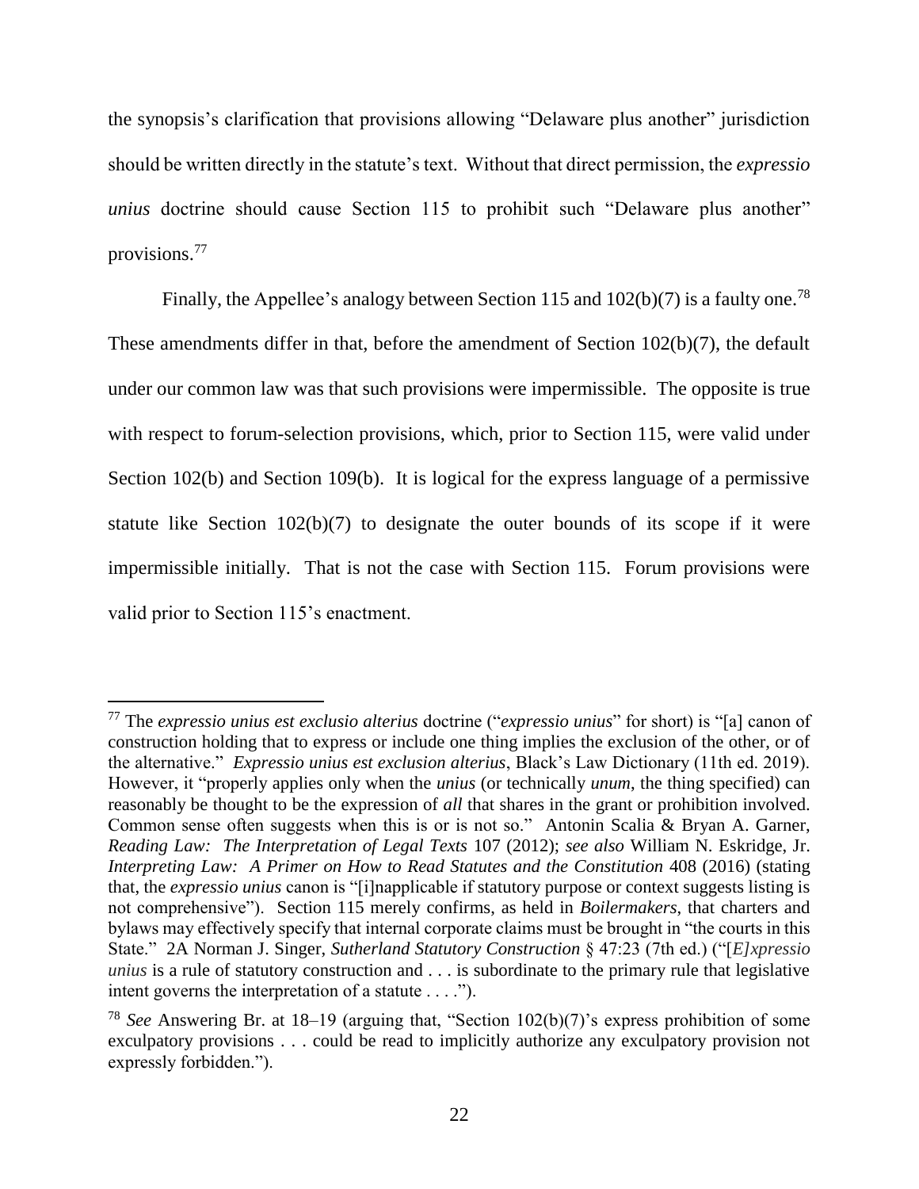the synopsis's clarification that provisions allowing "Delaware plus another" jurisdiction should be written directly in the statute's text. Without that direct permission, the *expressio unius* doctrine should cause Section 115 to prohibit such "Delaware plus another" provisions.[77]

Finally, the Appellee's analogy between Section 115 and 102(b)(7) is a faulty one.[78] These amendments differ in that, before the amendment of Section 102(b)(7), the default under our common law was that such provisions were impermissible. The opposite is true with respect to forum-selection provisions, which, prior to Section 115, were valid under Section 102(b) and Section 109(b). It is logical for the express language of a permissive statute like Section 102(b)(7) to designate the outer bounds of its scope if it were impermissible initially. That is not the case with Section 115. Forum provisions were valid prior to Section 115's enactment.

---

[77] The *expressio unius est exclusio alterius* doctrine ("*expressio unius*" for short) is "[a] canon of construction holding that to express or include one thing implies the exclusion of the other, or of the alternative." *Expressio unius est exclusion alterius*, Black's Law Dictionary (11th ed. 2019). However, it "properly applies only when the *unius* (or technically *unum*, the thing specified) can reasonably be thought to be the expression of *all* that shares in the grant or prohibition involved. Common sense often suggests when this is or is not so." Antonin Scalia & Bryan A. Garner, *Reading Law: The Interpretation of Legal Texts* 107 (2012); *see also* William N. Eskridge, Jr. *Interpreting Law: A Primer on How to Read Statutes and the Constitution* 408 (2016) (stating that, the *expressio unius* canon is "[i]napplicable if statutory purpose or context suggests listing is not comprehensive"). Section 115 merely confirms, as held in *Boilermakers*, that charters and bylaws may effectively specify that internal corporate claims must be brought in "the courts in this State." 2A Norman J. Singer, *Sutherland Statutory Construction* § 47:23 (7th ed.) ("[*E]xpressio unius* is a rule of statutory construction and . . . is subordinate to the primary rule that legislative intent governs the interpretation of a statute . . . .").

[78] *See* Answering Br. at 18–19 (arguing that, "Section 102(b)(7)'s express prohibition of some exculpatory provisions . . . could be read to implicitly authorize any exculpatory provision not expressly forbidden.").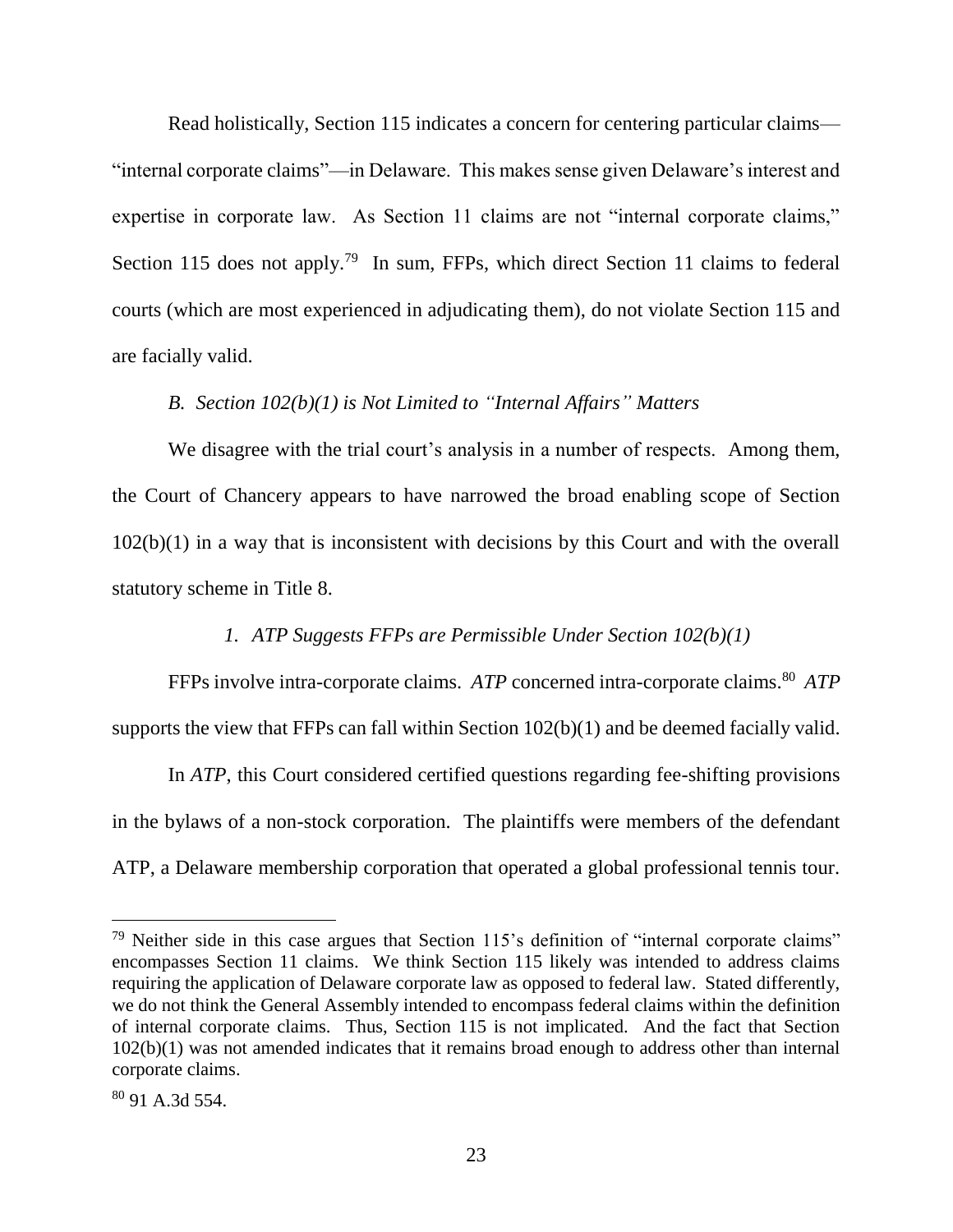Read holistically, Section 115 indicates a concern for centering particular claims—"internal corporate claims"—in Delaware. This makes sense given Delaware's interest and expertise in corporate law. As Section 11 claims are not "internal corporate claims," Section 115 does not apply.[79] In sum, FFPs, which direct Section 11 claims to federal courts (which are most experienced in adjudicating them), do not violate Section 115 and are facially valid.

### *B. Section 102(b)(1) is Not Limited to "Internal Affairs" Matters*

We disagree with the trial court's analysis in a number of respects. Among them, the Court of Chancery appears to have narrowed the broad enabling scope of Section 102(b)(1) in a way that is inconsistent with decisions by this Court and with the overall statutory scheme in Title 8.

#### *1. ATP Suggests FFPs are Permissible Under Section 102(b)(1)*

FFPs involve intra-corporate claims. *ATP* concerned intra-corporate claims.[80] *ATP* supports the view that FFPs can fall within Section 102(b)(1) and be deemed facially valid.

In *ATP*, this Court considered certified questions regarding fee-shifting provisions in the bylaws of a non-stock corporation. The plaintiffs were members of the defendant ATP, a Delaware membership corporation that operated a global professional tennis tour.

---

[79] Neither side in this case argues that Section 115's definition of "internal corporate claims" encompasses Section 11 claims. We think Section 115 likely was intended to address claims requiring the application of Delaware corporate law as opposed to federal law. Stated differently, we do not think the General Assembly intended to encompass federal claims within the definition of internal corporate claims. Thus, Section 115 is not implicated. And the fact that Section 102(b)(1) was not amended indicates that it remains broad enough to address other than internal corporate claims.

[80] 91 A.3d 554.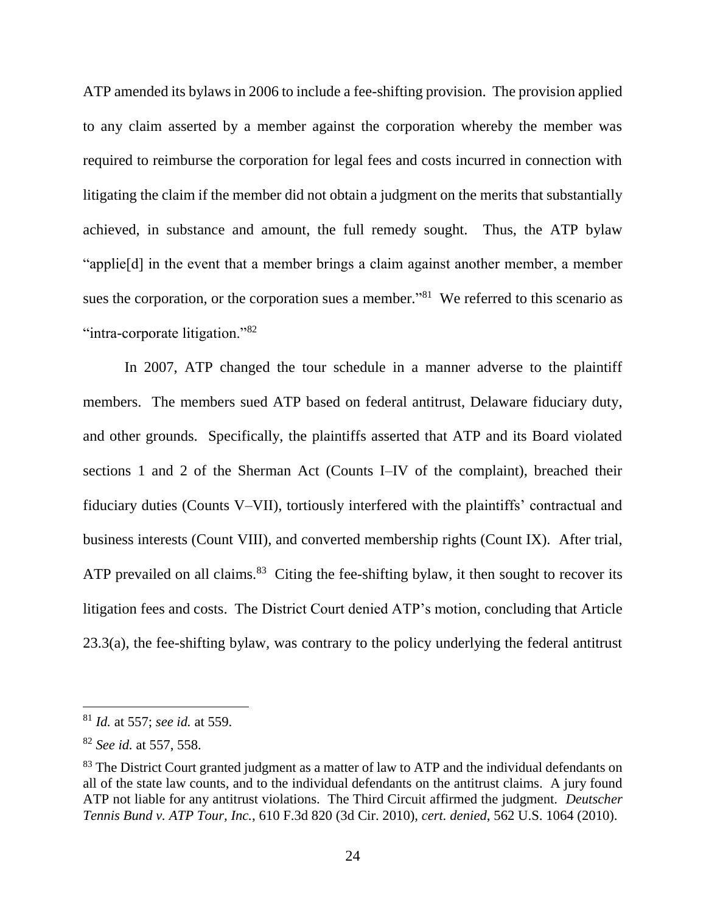ATP amended its bylaws in 2006 to include a fee-shifting provision. The provision applied to any claim asserted by a member against the corporation whereby the member was required to reimburse the corporation for legal fees and costs incurred in connection with litigating the claim if the member did not obtain a judgment on the merits that substantially achieved, in substance and amount, the full remedy sought. Thus, the ATP bylaw "applie[d] in the event that a member brings a claim against another member, a member sues the corporation, or the corporation sues a member."[81] We referred to this scenario as "intra-corporate litigation."[82]

In 2007, ATP changed the tour schedule in a manner adverse to the plaintiff members. The members sued ATP based on federal antitrust, Delaware fiduciary duty, and other grounds. Specifically, the plaintiffs asserted that ATP and its Board violated sections 1 and 2 of the Sherman Act (Counts I–IV of the complaint), breached their fiduciary duties (Counts V–VII), tortiously interfered with the plaintiffs' contractual and business interests (Count VIII), and converted membership rights (Count IX). After trial, ATP prevailed on all claims.[83] Citing the fee-shifting bylaw, it then sought to recover its litigation fees and costs. The District Court denied ATP's motion, concluding that Article 23.3(a), the fee-shifting bylaw, was contrary to the policy underlying the federal antitrust

---

[81] *Id.* at 557; *see id.* at 559.

[82] *See id.* at 557, 558.

[83] The District Court granted judgment as a matter of law to ATP and the individual defendants on all of the state law counts, and to the individual defendants on the antitrust claims. A jury found ATP not liable for any antitrust violations. The Third Circuit affirmed the judgment. *Deutscher Tennis Bund v. ATP Tour, Inc.*, 610 F.3d 820 (3d Cir. 2010), *cert. denied*, 562 U.S. 1064 (2010).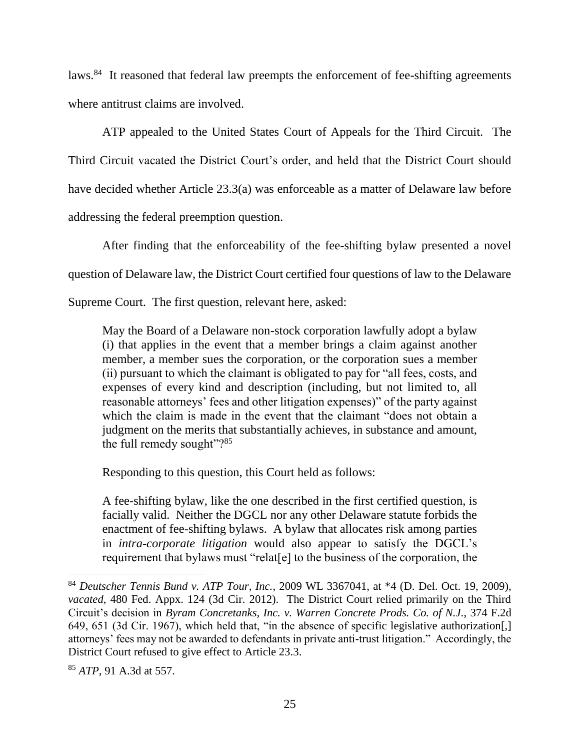laws.[84] It reasoned that federal law preempts the enforcement of fee-shifting agreements where antitrust claims are involved.

ATP appealed to the United States Court of Appeals for the Third Circuit. The Third Circuit vacated the District Court's order, and held that the District Court should have decided whether Article 23.3(a) was enforceable as a matter of Delaware law before addressing the federal preemption question.

After finding that the enforceability of the fee-shifting bylaw presented a novel question of Delaware law, the District Court certified four questions of law to the Delaware Supreme Court. The first question, relevant here, asked:

> May the Board of a Delaware non-stock corporation lawfully adopt a bylaw (i) that applies in the event that a member brings a claim against another member, a member sues the corporation, or the corporation sues a member (ii) pursuant to which the claimant is obligated to pay for "all fees, costs, and expenses of every kind and description (including, but not limited to, all reasonable attorneys' fees and other litigation expenses)" of the party against which the claim is made in the event that the claimant "does not obtain a judgment on the merits that substantially achieves, in substance and amount, the full remedy sought"?[85]

Responding to this question, this Court held as follows:

> A fee-shifting bylaw, like the one described in the first certified question, is facially valid. Neither the DGCL nor any other Delaware statute forbids the enactment of fee-shifting bylaws. A bylaw that allocates risk among parties in *intra-corporate litigation* would also appear to satisfy the DGCL's requirement that bylaws must "relat[e] to the business of the corporation, the

---

[84] *Deutscher Tennis Bund v. ATP Tour, Inc.*, 2009 WL 3367041, at *4 (D. Del. Oct. 19, 2009), *vacated*, 480 Fed. Appx. 124 (3d Cir. 2012). The District Court relied primarily on the Third Circuit's decision in *Byram Concretanks, Inc. v. Warren Concrete Prods. Co. of N.J.*, 374 F.2d 649, 651 (3d Cir. 1967), which held that, "in the absence of specific legislative authorization[,] attorneys' fees may not be awarded to defendants in private anti-trust litigation." Accordingly, the District Court refused to give effect to Article 23.3.

[85] *ATP*, 91 A.3d at 557.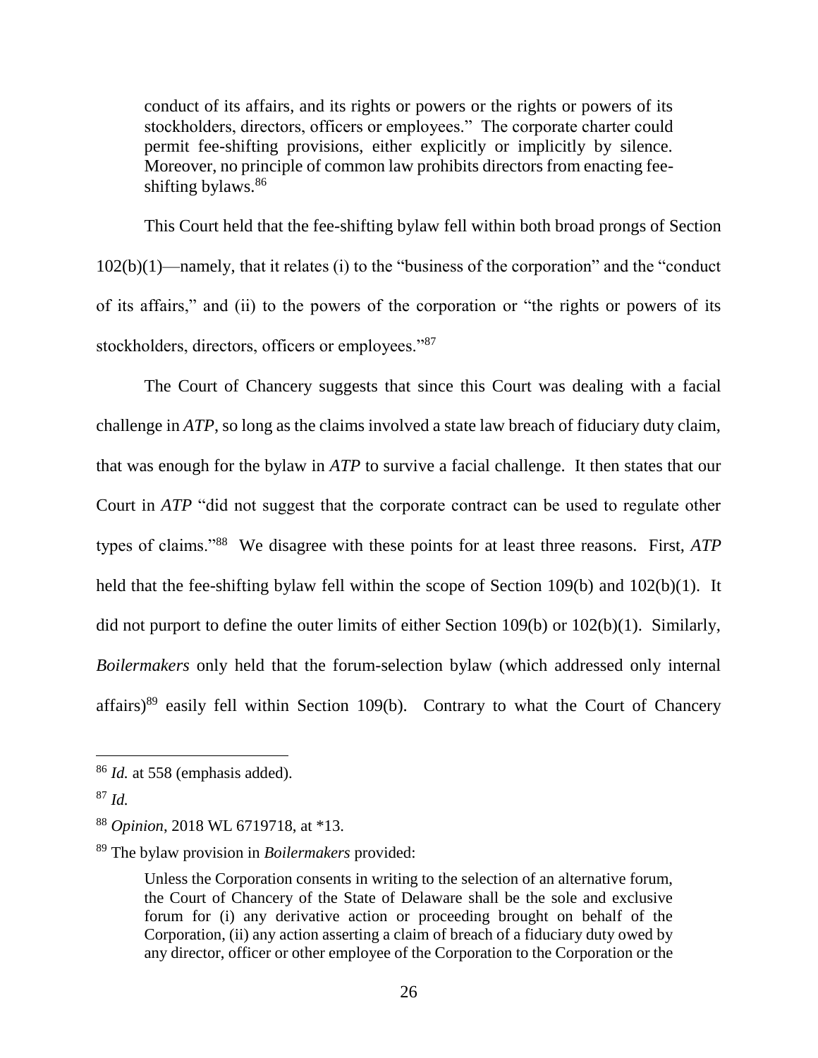> conduct of its affairs, and its rights or powers or the rights or powers of its stockholders, directors, officers or employees." The corporate charter could permit fee-shifting provisions, either explicitly or implicitly by silence. Moreover, no principle of common law prohibits directors from enacting fee-shifting bylaws.[86]

This Court held that the fee-shifting bylaw fell within both broad prongs of Section 102(b)(1)—namely, that it relates (i) to the "business of the corporation" and the "conduct of its affairs," and (ii) to the powers of the corporation or "the rights or powers of its stockholders, directors, officers or employees."[87]

The Court of Chancery suggests that since this Court was dealing with a facial challenge in *ATP*, so long as the claims involved a state law breach of fiduciary duty claim, that was enough for the bylaw in *ATP* to survive a facial challenge. It then states that our Court in *ATP* "did not suggest that the corporate contract can be used to regulate other types of claims."[88] We disagree with these points for at least three reasons. First, *ATP* held that the fee-shifting bylaw fell within the scope of Section 109(b) and 102(b)(1). It did not purport to define the outer limits of either Section 109(b) or 102(b)(1). Similarly, *Boilermakers* only held that the forum-selection bylaw (which addressed only internal affairs)[89] easily fell within Section 109(b). Contrary to what the Court of Chancery

---

[86] *Id.* at 558 (emphasis added).

[87] *Id.*

[88] *Opinion*, 2018 WL 6719718, at *13.

[89] The bylaw provision in *Boilermakers* provided:

> Unless the Corporation consents in writing to the selection of an alternative forum, the Court of Chancery of the State of Delaware shall be the sole and exclusive forum for (i) any derivative action or proceeding brought on behalf of the Corporation, (ii) any action asserting a claim of breach of a fiduciary duty owed by any director, officer or other employee of the Corporation to the Corporation or the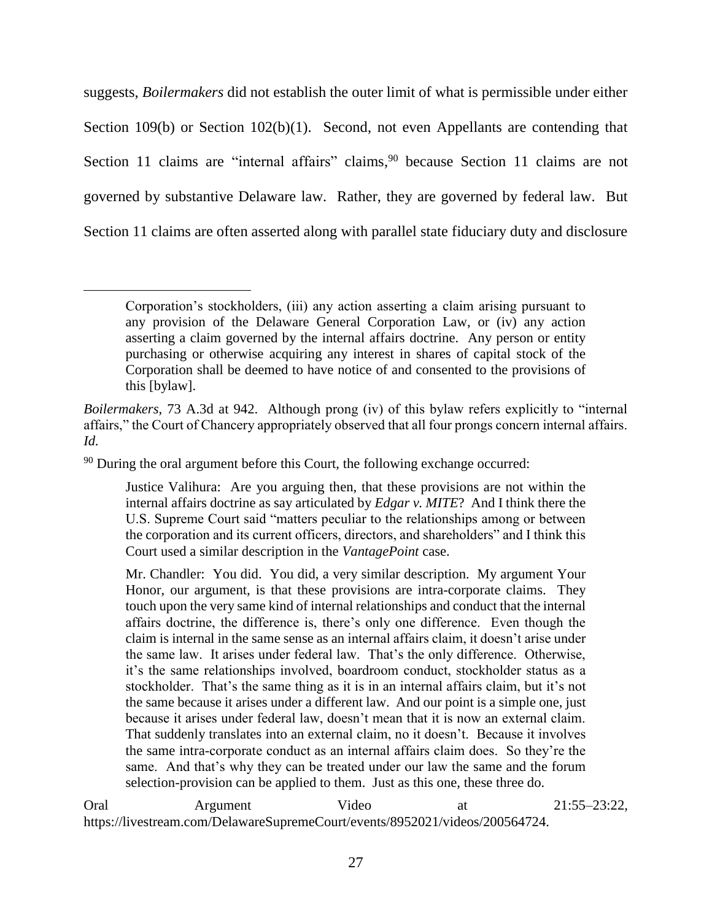suggests, *Boilermakers* did not establish the outer limit of what is permissible under either Section 109(b) or Section 102(b)(1). Second, not even Appellants are contending that Section 11 claims are "internal affairs" claims,[90] because Section 11 claims are not governed by substantive Delaware law. Rather, they are governed by federal law. But Section 11 claims are often asserted along with parallel state fiduciary duty and disclosure

---

> Corporation's stockholders, (iii) any action asserting a claim arising pursuant to any provision of the Delaware General Corporation Law, or (iv) any action asserting a claim governed by the internal affairs doctrine. Any person or entity purchasing or otherwise acquiring any interest in shares of capital stock of the Corporation shall be deemed to have notice of and consented to the provisions of this [bylaw].

*Boilermakers*, 73 A.3d at 942. Although prong (iv) of this bylaw refers explicitly to "internal affairs," the Court of Chancery appropriately observed that all four prongs concern internal affairs. *Id.*

[90] During the oral argument before this Court, the following exchange occurred:

> Justice Valihura: Are you arguing then, that these provisions are not within the internal affairs doctrine as say articulated by *Edgar v. MITE*? And I think there the U.S. Supreme Court said "matters peculiar to the relationships among or between the corporation and its current officers, directors, and shareholders" and I think this Court used a similar description in the *VantagePoint* case.
>
> Mr. Chandler: You did. You did, a very similar description. My argument Your Honor, our argument, is that these provisions are intra-corporate claims. They touch upon the very same kind of internal relationships and conduct that the internal affairs doctrine, the difference is, there's only one difference. Even though the claim is internal in the same sense as an internal affairs claim, it doesn't arise under the same law. It arises under federal law. That's the only difference. Otherwise, it's the same relationships involved, boardroom conduct, stockholder status as a stockholder. That's the same thing as it is in an internal affairs claim, but it's not the same because it arises under a different law. And our point is a simple one, just because it arises under federal law, doesn't mean that it is now an external claim. That suddenly translates into an external claim, no it doesn't. Because it involves the same intra-corporate conduct as an internal affairs claim does. So they're the same. And that's why they can be treated under our law the same and the forum selection-provision can be applied to them. Just as this one, these three do.

Oral Argument Video at 21:55–23:22, https://livestream.com/DelawareSupremeCourt/events/8952021/videos/200564724.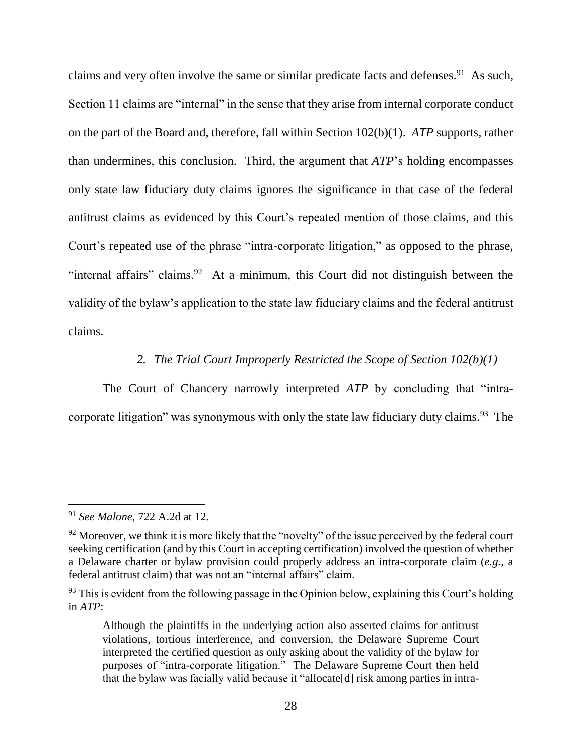claims and very often involve the same or similar predicate facts and defenses.[91] As such, Section 11 claims are "internal" in the sense that they arise from internal corporate conduct on the part of the Board and, therefore, fall within Section 102(b)(1). *ATP* supports, rather than undermines, this conclusion. Third, the argument that *ATP*'s holding encompasses only state law fiduciary duty claims ignores the significance in that case of the federal antitrust claims as evidenced by this Court's repeated mention of those claims, and this Court's repeated use of the phrase "intra-corporate litigation," as opposed to the phrase, "internal affairs" claims.[92] At a minimum, this Court did not distinguish between the validity of the bylaw's application to the state law fiduciary claims and the federal antitrust claims.

*2. The Trial Court Improperly Restricted the Scope of Section 102(b)(1)*

The Court of Chancery narrowly interpreted *ATP* by concluding that "intra-corporate litigation" was synonymous with only the state law fiduciary duty claims.[93] The

---

[91] *See Malone*, 722 A.2d at 12.

[92] Moreover, we think it is more likely that the "novelty" of the issue perceived by the federal court seeking certification (and by this Court in accepting certification) involved the question of whether a Delaware charter or bylaw provision could properly address an intra-corporate claim (*e.g.*, a federal antitrust claim) that was not an "internal affairs" claim.

[93] This is evident from the following passage in the Opinion below, explaining this Court's holding in *ATP*:

> Although the plaintiffs in the underlying action also asserted claims for antitrust violations, tortious interference, and conversion, the Delaware Supreme Court interpreted the certified question as only asking about the validity of the bylaw for purposes of "intra-corporate litigation." The Delaware Supreme Court then held that the bylaw was facially valid because it "allocate[d] risk among parties in intra-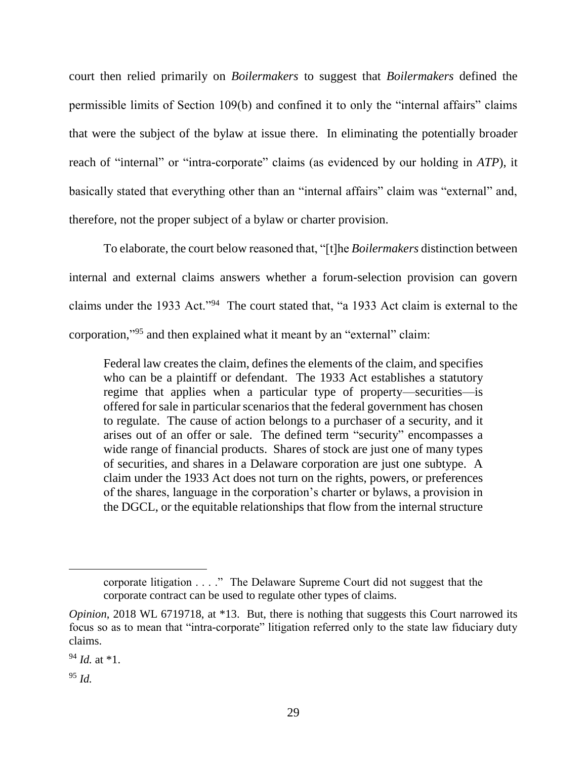court then relied primarily on *Boilermakers* to suggest that *Boilermakers* defined the permissible limits of Section 109(b) and confined it to only the "internal affairs" claims that were the subject of the bylaw at issue there. In eliminating the potentially broader reach of "internal" or "intra-corporate" claims (as evidenced by our holding in *ATP*), it basically stated that everything other than an "internal affairs" claim was "external" and, therefore, not the proper subject of a bylaw or charter provision.

To elaborate, the court below reasoned that, "[t]he *Boilermakers* distinction between internal and external claims answers whether a forum-selection provision can govern claims under the 1933 Act."[94] The court stated that, "a 1933 Act claim is external to the corporation,"[95] and then explained what it meant by an "external" claim:

> Federal law creates the claim, defines the elements of the claim, and specifies who can be a plaintiff or defendant. The 1933 Act establishes a statutory regime that applies when a particular type of property—securities—is offered for sale in particular scenarios that the federal government has chosen to regulate. The cause of action belongs to a purchaser of a security, and it arises out of an offer or sale. The defined term "security" encompasses a wide range of financial products. Shares of stock are just one of many types of securities, and shares in a Delaware corporation are just one subtype. A claim under the 1933 Act does not turn on the rights, powers, or preferences of the shares, language in the corporation's charter or bylaws, a provision in the DGCL, or the equitable relationships that flow from the internal structure

---

> corporate litigation . . . ." The Delaware Supreme Court did not suggest that the corporate contract can be used to regulate other types of claims.

*Opinion*, 2018 WL 6719718, at *13. But, there is nothing that suggests this Court narrowed its focus so as to mean that "intra-corporate" litigation referred only to the state law fiduciary duty claims.

[94] *Id.* at *1.

[95] *Id.*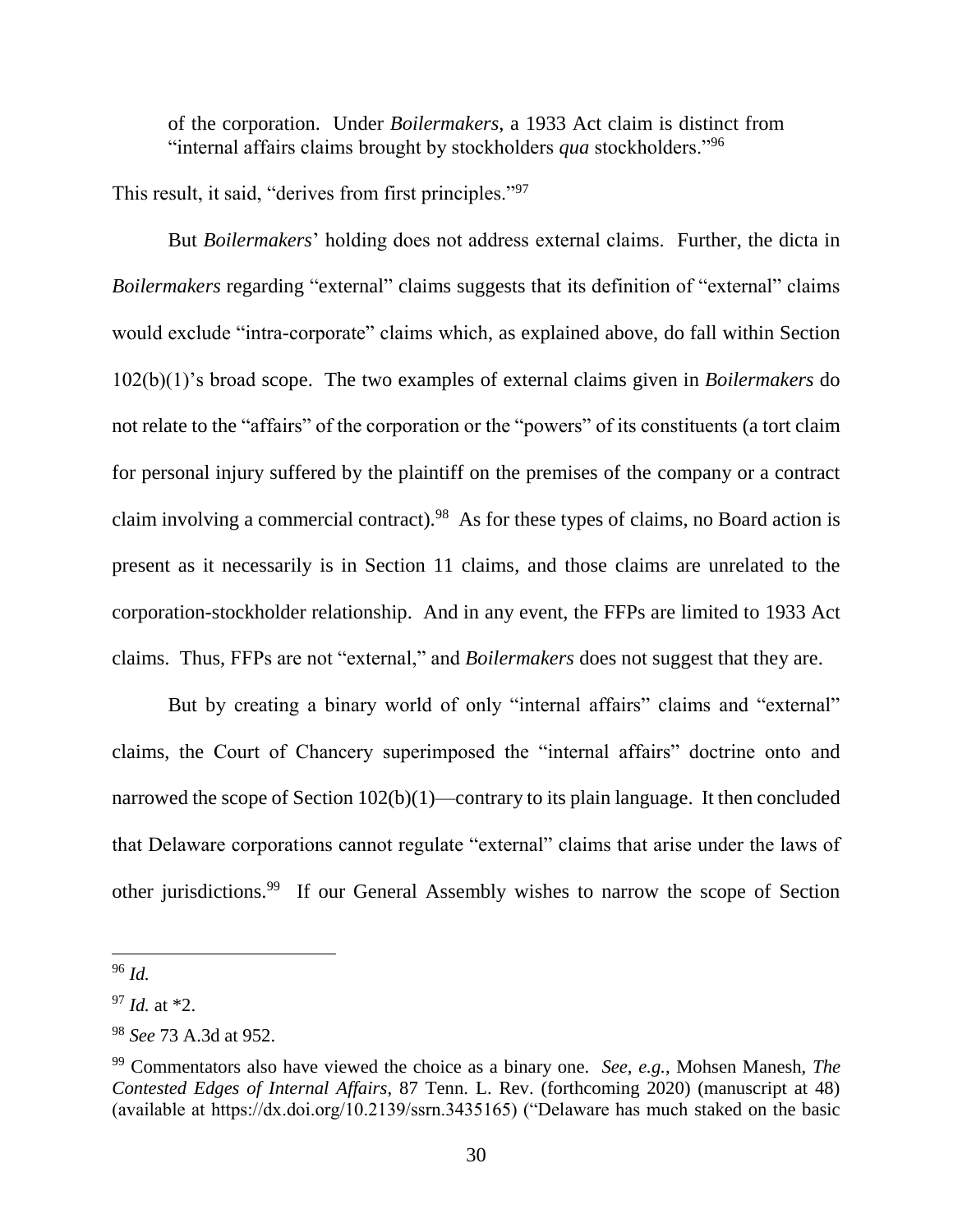of the corporation. Under *Boilermakers*, a 1933 Act claim is distinct from "internal affairs claims brought by stockholders *qua* stockholders."[96]

This result, it said, "derives from first principles."[97]

But *Boilermakers*' holding does not address external claims. Further, the dicta in *Boilermakers* regarding "external" claims suggests that its definition of "external" claims would exclude "intra-corporate" claims which, as explained above, do fall within Section 102(b)(1)'s broad scope. The two examples of external claims given in *Boilermakers* do not relate to the "affairs" of the corporation or the "powers" of its constituents (a tort claim for personal injury suffered by the plaintiff on the premises of the company or a contract claim involving a commercial contract).[98] As for these types of claims, no Board action is present as it necessarily is in Section 11 claims, and those claims are unrelated to the corporation-stockholder relationship. And in any event, the FFPs are limited to 1933 Act claims. Thus, FFPs are not "external," and *Boilermakers* does not suggest that they are.

But by creating a binary world of only "internal affairs" claims and "external" claims, the Court of Chancery superimposed the "internal affairs" doctrine onto and narrowed the scope of Section 102(b)(1)—contrary to its plain language. It then concluded that Delaware corporations cannot regulate "external" claims that arise under the laws of other jurisdictions.[99] If our General Assembly wishes to narrow the scope of Section

---

[96] *Id.*

[97] *Id.* at *2.

[98] *See* 73 A.3d at 952.

[99] Commentators also have viewed the choice as a binary one. *See, e.g.*, Mohsen Manesh, *The Contested Edges of Internal Affairs*, 87 Tenn. L. Rev. (forthcoming 2020) (manuscript at 48) (available at https://dx.doi.org/10.2139/ssrn.3435165) ("Delaware has much staked on the basic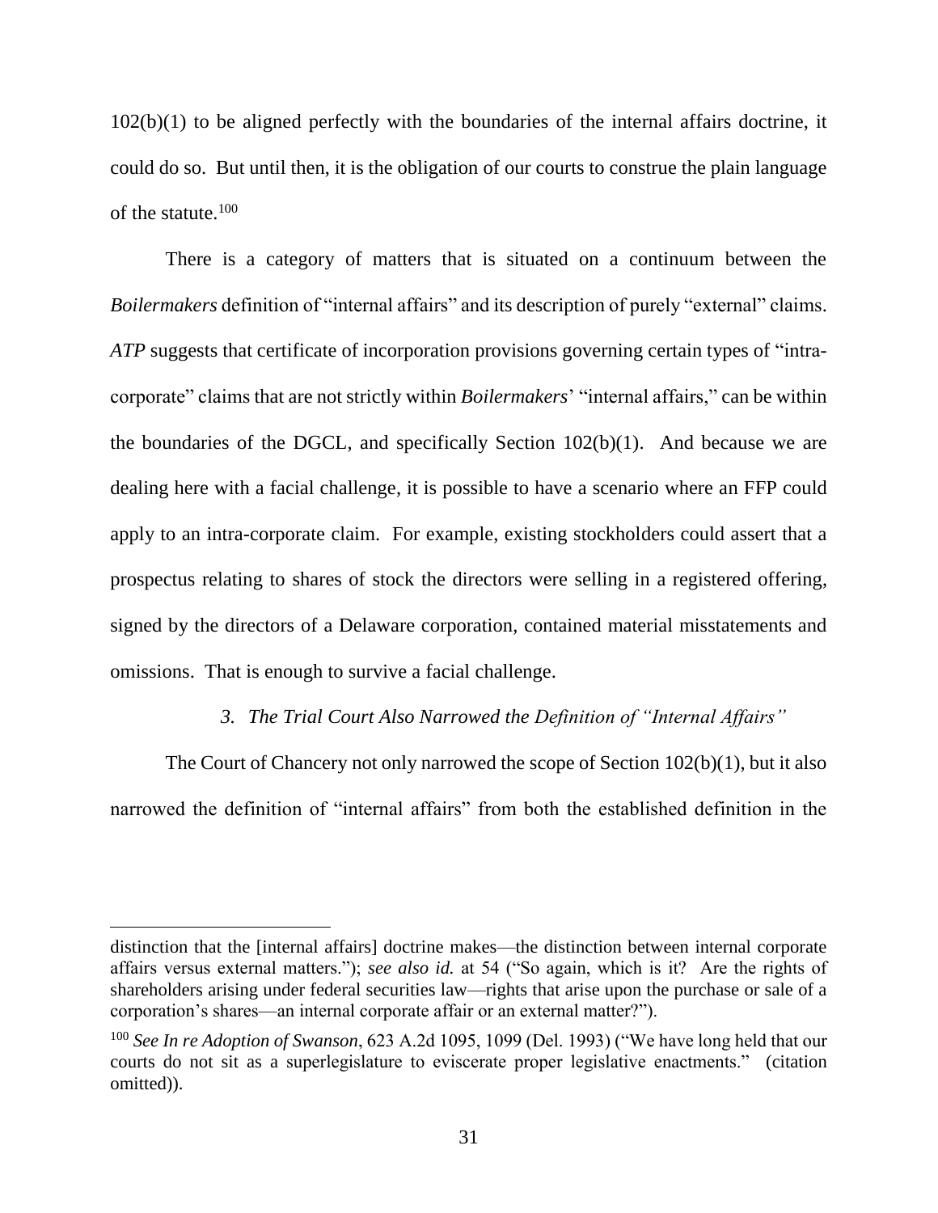102(b)(1) to be aligned perfectly with the boundaries of the internal affairs doctrine, it could do so. But until then, it is the obligation of our courts to construe the plain language of the statute.[100]

There is a category of matters that is situated on a continuum between the *Boilermakers* definition of "internal affairs" and its description of purely "external" claims. *ATP* suggests that certificate of incorporation provisions governing certain types of "intra-corporate" claims that are not strictly within *Boilermakers*' "internal affairs," can be within the boundaries of the DGCL, and specifically Section 102(b)(1). And because we are dealing here with a facial challenge, it is possible to have a scenario where an FFP could apply to an intra-corporate claim. For example, existing stockholders could assert that a prospectus relating to shares of stock the directors were selling in a registered offering, signed by the directors of a Delaware corporation, contained material misstatements and omissions. That is enough to survive a facial challenge.

### *3. The Trial Court Also Narrowed the Definition of "Internal Affairs"*

The Court of Chancery not only narrowed the scope of Section 102(b)(1), but it also narrowed the definition of "internal affairs" from both the established definition in the

---

distinction that the [internal affairs] doctrine makes—the distinction between internal corporate affairs versus external matters."); *see also id.* at 54 ("So again, which is it? Are the rights of shareholders arising under federal securities law—rights that arise upon the purchase or sale of a corporation's shares—an internal corporate affair or an external matter?").

[100] *See In re Adoption of Swanson*, 623 A.2d 1095, 1099 (Del. 1993) ("We have long held that our courts do not sit as a superlegislature to eviscerate proper legislative enactments." (citation omitted)).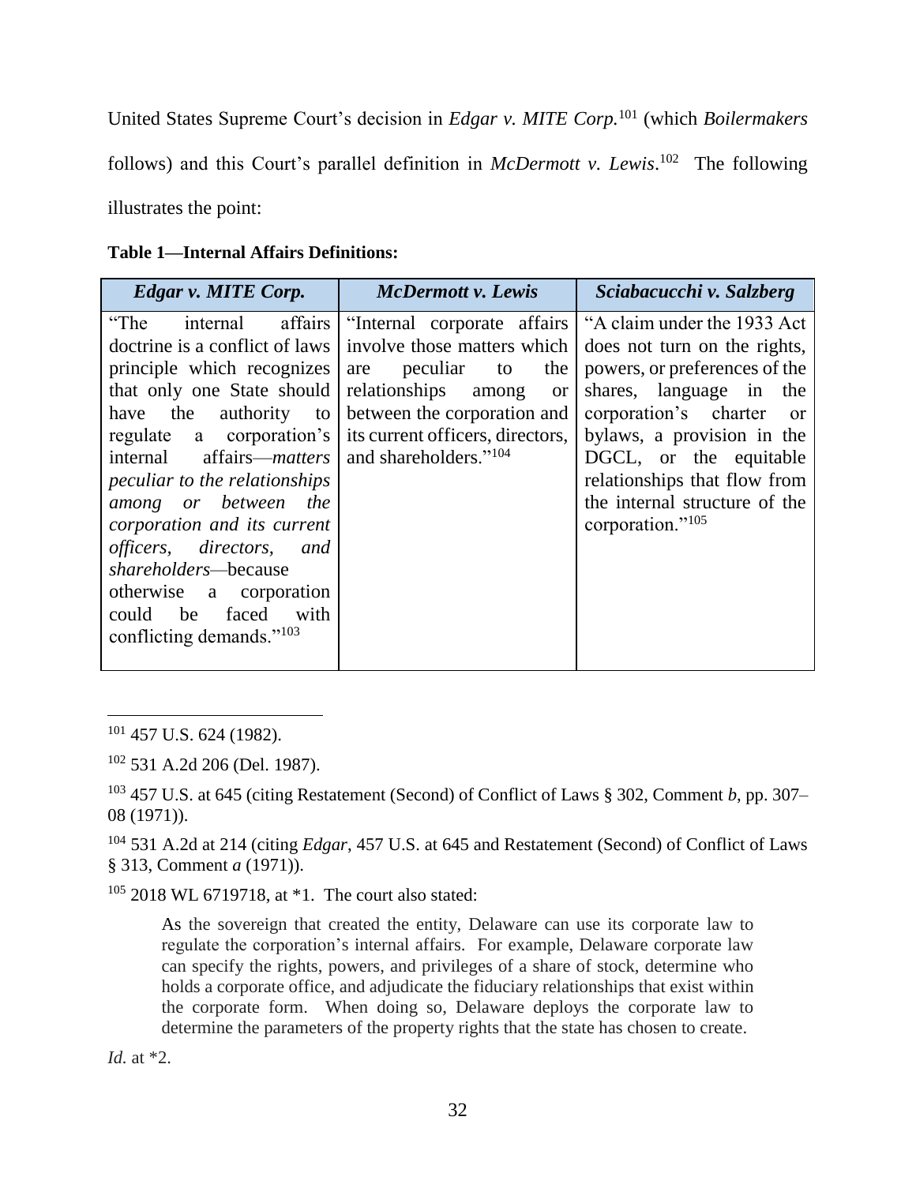United States Supreme Court's decision in *Edgar v. MITE Corp.*[101] (which *Boilermakers* follows) and this Court's parallel definition in *McDermott v. Lewis*.[102] The following illustrates the point:

**Table 1—Internal Affairs Definitions:**

| *Edgar v. MITE Corp.* | *McDermott v. Lewis* | *Sciabacucchi v. Salzberg* |
|---|---|---|
| "The internal affairs doctrine is a conflict of laws principle which recognizes that only one State should have the authority to regulate a corporation's internal affairs—*matters peculiar to the relationships among or between the corporation and its current officers, directors, and shareholders*—because otherwise a corporation could be faced with conflicting demands."[103] | "Internal corporate affairs involve those matters which are peculiar to the relationships among or between the corporation and its current officers, directors, and shareholders."[104] | "A claim under the 1933 Act does not turn on the rights, powers, or preferences of the shares, language in the corporation's charter or bylaws, a provision in the DGCL, or the equitable relationships that flow from the internal structure of the corporation."[105] |

[101] 457 U.S. 624 (1982).

[102] 531 A.2d 206 (Del. 1987).

[103] 457 U.S. at 645 (citing Restatement (Second) of Conflict of Laws § 302, Comment *b*, pp. 307–08 (1971)).

[104] 531 A.2d at 214 (citing *Edgar*, 457 U.S. at 645 and Restatement (Second) of Conflict of Laws § 313, Comment *a* (1971)).

[105] 2018 WL 6719718, at *1. The court also stated:

> As the sovereign that created the entity, Delaware can use its corporate law to regulate the corporation's internal affairs. For example, Delaware corporate law can specify the rights, powers, and privileges of a share of stock, determine who holds a corporate office, and adjudicate the fiduciary relationships that exist within the corporate form. When doing so, Delaware deploys the corporate law to determine the parameters of the property rights that the state has chosen to create.

*Id.* at *2.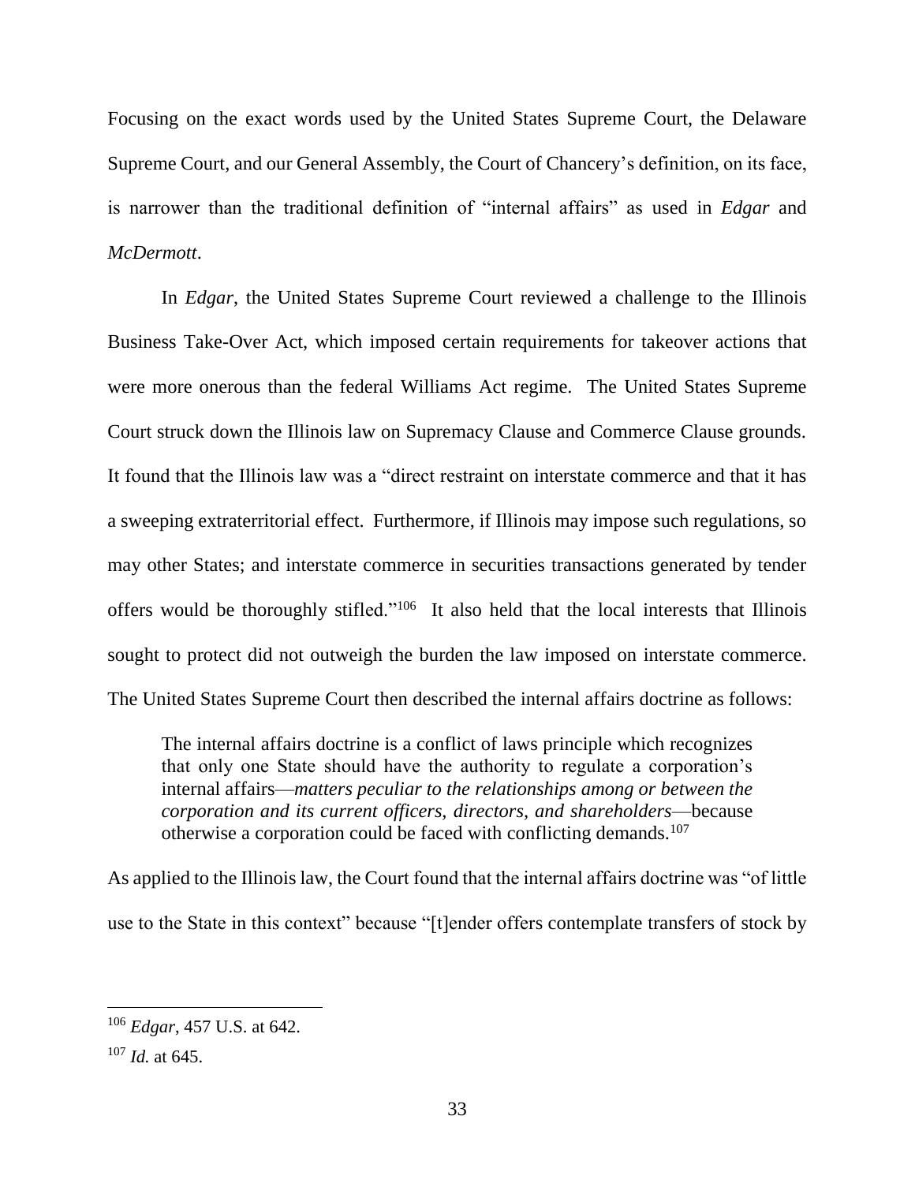Focusing on the exact words used by the United States Supreme Court, the Delaware Supreme Court, and our General Assembly, the Court of Chancery's definition, on its face, is narrower than the traditional definition of "internal affairs" as used in *Edgar* and *McDermott*.

In *Edgar*, the United States Supreme Court reviewed a challenge to the Illinois Business Take-Over Act, which imposed certain requirements for takeover actions that were more onerous than the federal Williams Act regime. The United States Supreme Court struck down the Illinois law on Supremacy Clause and Commerce Clause grounds. It found that the Illinois law was a "direct restraint on interstate commerce and that it has a sweeping extraterritorial effect. Furthermore, if Illinois may impose such regulations, so may other States; and interstate commerce in securities transactions generated by tender offers would be thoroughly stifled."[106] It also held that the local interests that Illinois sought to protect did not outweigh the burden the law imposed on interstate commerce. The United States Supreme Court then described the internal affairs doctrine as follows:

> The internal affairs doctrine is a conflict of laws principle which recognizes that only one State should have the authority to regulate a corporation's internal affairs—*matters peculiar to the relationships among or between the corporation and its current officers, directors, and shareholders*—because otherwise a corporation could be faced with conflicting demands.[107]

As applied to the Illinois law, the Court found that the internal affairs doctrine was "of little use to the State in this context" because "[t]ender offers contemplate transfers of stock by

---

[106] *Edgar*, 457 U.S. at 642.

[107] *Id.* at 645.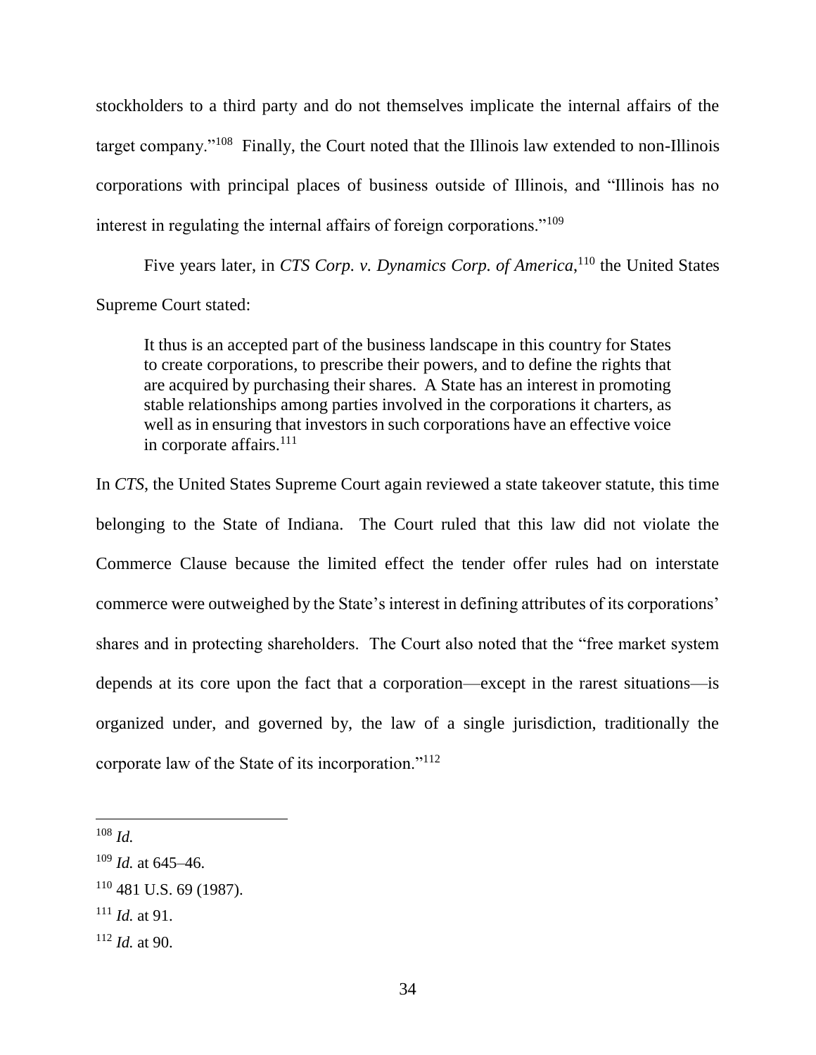stockholders to a third party and do not themselves implicate the internal affairs of the target company."[108] Finally, the Court noted that the Illinois law extended to non-Illinois corporations with principal places of business outside of Illinois, and "Illinois has no interest in regulating the internal affairs of foreign corporations."[109]

Five years later, in *CTS Corp. v. Dynamics Corp. of America*,[110] the United States Supreme Court stated:

> It thus is an accepted part of the business landscape in this country for States to create corporations, to prescribe their powers, and to define the rights that are acquired by purchasing their shares. A State has an interest in promoting stable relationships among parties involved in the corporations it charters, as well as in ensuring that investors in such corporations have an effective voice in corporate affairs.[111]

In *CTS*, the United States Supreme Court again reviewed a state takeover statute, this time belonging to the State of Indiana. The Court ruled that this law did not violate the Commerce Clause because the limited effect the tender offer rules had on interstate commerce were outweighed by the State's interest in defining attributes of its corporations' shares and in protecting shareholders. The Court also noted that the "free market system depends at its core upon the fact that a corporation—except in the rarest situations—is organized under, and governed by, the law of a single jurisdiction, traditionally the corporate law of the State of its incorporation."[112]

---

[108] *Id.*

[109] *Id.* at 645–46.

[110] 481 U.S. 69 (1987).

[111] *Id.* at 91.

[112] *Id.* at 90.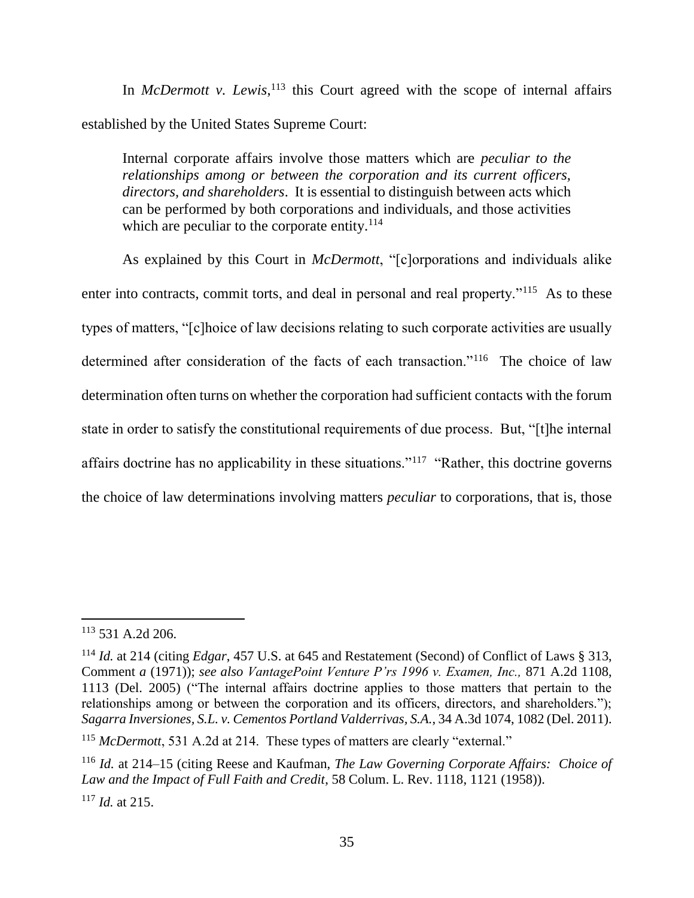In *McDermott v. Lewis*,[113] this Court agreed with the scope of internal affairs established by the United States Supreme Court:

> Internal corporate affairs involve those matters which are *peculiar to the relationships among or between the corporation and its current officers, directors, and shareholders*. It is essential to distinguish between acts which can be performed by both corporations and individuals, and those activities which are peculiar to the corporate entity.[114]

As explained by this Court in *McDermott*, "[c]orporations and individuals alike enter into contracts, commit torts, and deal in personal and real property."[115] As to these types of matters, "[c]hoice of law decisions relating to such corporate activities are usually determined after consideration of the facts of each transaction."[116] The choice of law determination often turns on whether the corporation had sufficient contacts with the forum state in order to satisfy the constitutional requirements of due process. But, "[t]he internal affairs doctrine has no applicability in these situations."[117] "Rather, this doctrine governs the choice of law determinations involving matters *peculiar* to corporations, that is, those

---

[113] 531 A.2d 206.

[114] *Id.* at 214 (citing *Edgar*, 457 U.S. at 645 and Restatement (Second) of Conflict of Laws § 313, Comment *a* (1971)); *see also VantagePoint Venture P'rs 1996 v. Examen, Inc.,* 871 A.2d 1108, 1113 (Del. 2005) ("The internal affairs doctrine applies to those matters that pertain to the relationships among or between the corporation and its officers, directors, and shareholders."); *Sagarra Inversiones, S.L. v. Cementos Portland Valderrivas, S.A.*, 34 A.3d 1074, 1082 (Del. 2011).

[115] *McDermott*, 531 A.2d at 214. These types of matters are clearly "external."

[116] *Id.* at 214–15 (citing Reese and Kaufman, *The Law Governing Corporate Affairs: Choice of Law and the Impact of Full Faith and Credit*, 58 Colum. L. Rev. 1118, 1121 (1958)).

[117] *Id.* at 215.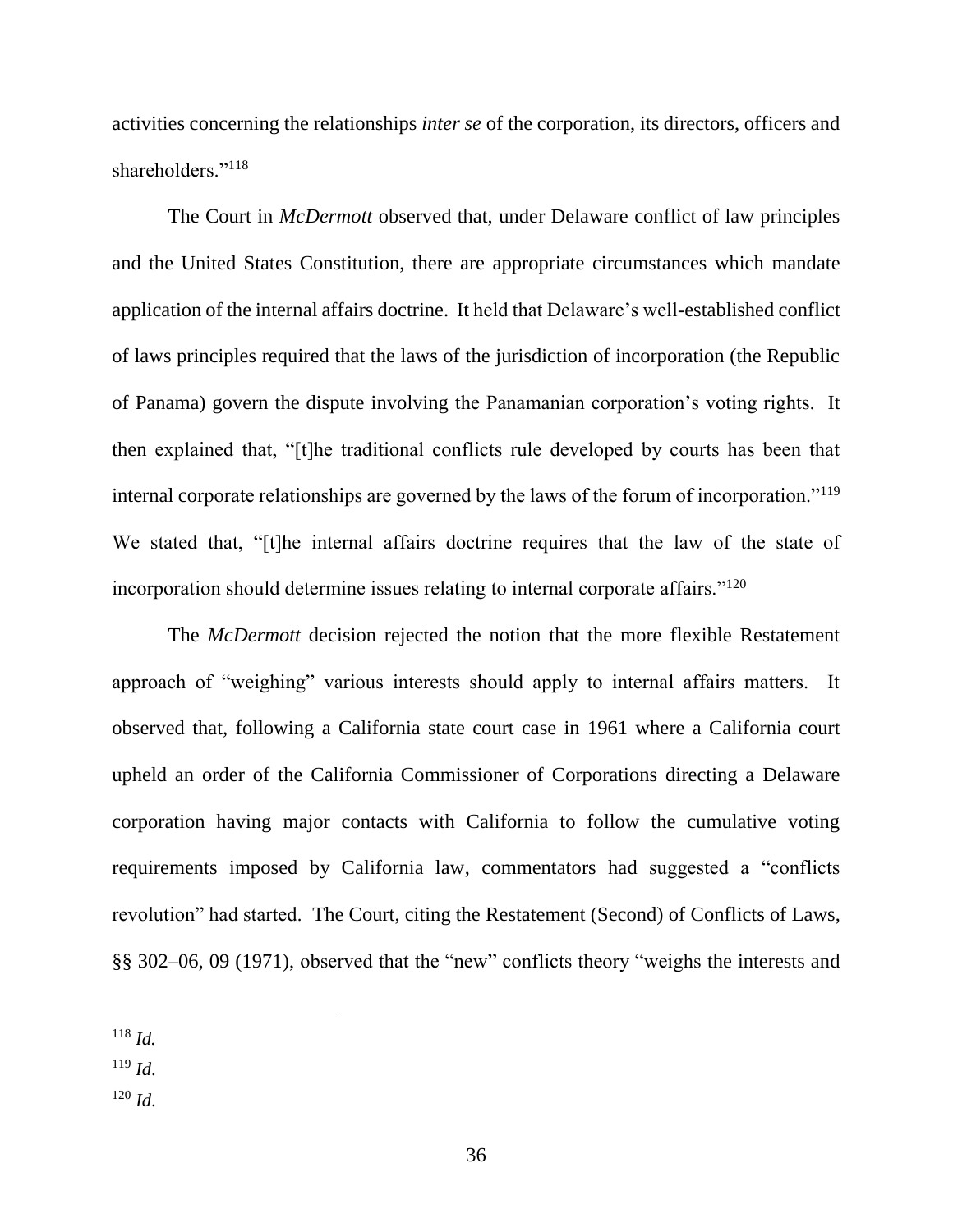activities concerning the relationships *inter se* of the corporation, its directors, officers and shareholders."[118]

The Court in *McDermott* observed that, under Delaware conflict of law principles and the United States Constitution, there are appropriate circumstances which mandate application of the internal affairs doctrine. It held that Delaware's well-established conflict of laws principles required that the laws of the jurisdiction of incorporation (the Republic of Panama) govern the dispute involving the Panamanian corporation's voting rights. It then explained that, "[t]he traditional conflicts rule developed by courts has been that internal corporate relationships are governed by the laws of the forum of incorporation."[119] We stated that, "[t]he internal affairs doctrine requires that the law of the state of incorporation should determine issues relating to internal corporate affairs."[120]

The *McDermott* decision rejected the notion that the more flexible Restatement approach of "weighing" various interests should apply to internal affairs matters. It observed that, following a California state court case in 1961 where a California court upheld an order of the California Commissioner of Corporations directing a Delaware corporation having major contacts with California to follow the cumulative voting requirements imposed by California law, commentators had suggested a "conflicts revolution" had started. The Court, citing the Restatement (Second) of Conflicts of Laws, §§ 302–06, 09 (1971), observed that the "new" conflicts theory "weighs the interests and

---

[118] *Id.*

[119] *Id.*

[120] *Id.*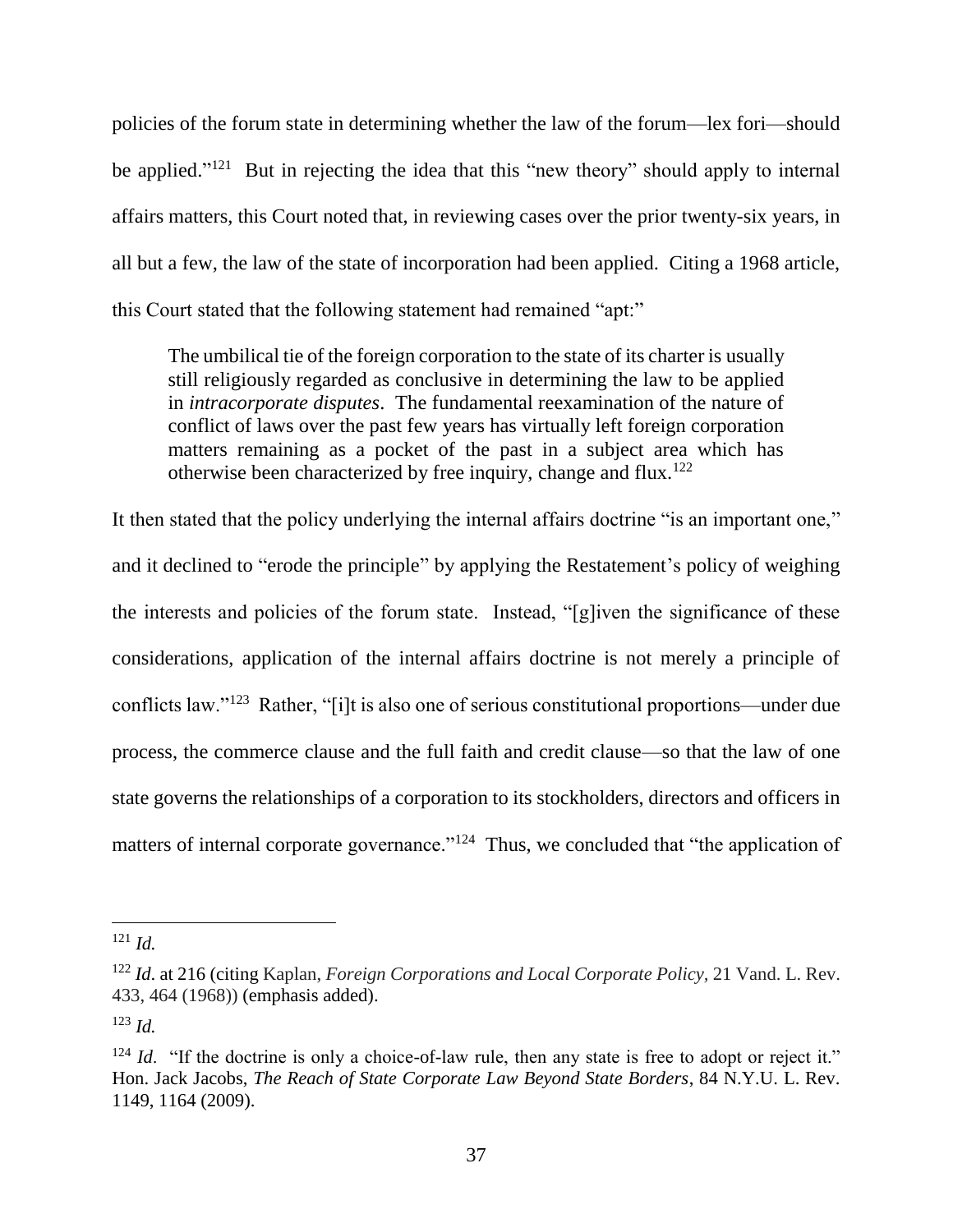policies of the forum state in determining whether the law of the forum—lex fori—should be applied."[121] But in rejecting the idea that this "new theory" should apply to internal affairs matters, this Court noted that, in reviewing cases over the prior twenty-six years, in all but a few, the law of the state of incorporation had been applied. Citing a 1968 article, this Court stated that the following statement had remained "apt:"

> The umbilical tie of the foreign corporation to the state of its charter is usually still religiously regarded as conclusive in determining the law to be applied in *intracorporate disputes*. The fundamental reexamination of the nature of conflict of laws over the past few years has virtually left foreign corporation matters remaining as a pocket of the past in a subject area which has otherwise been characterized by free inquiry, change and flux.[122]

It then stated that the policy underlying the internal affairs doctrine "is an important one," and it declined to "erode the principle" by applying the Restatement's policy of weighing the interests and policies of the forum state. Instead, "[g]iven the significance of these considerations, application of the internal affairs doctrine is not merely a principle of conflicts law."[123] Rather, "[i]t is also one of serious constitutional proportions—under due process, the commerce clause and the full faith and credit clause—so that the law of one state governs the relationships of a corporation to its stockholders, directors and officers in matters of internal corporate governance."[124] Thus, we concluded that "the application of

---

[121] *Id.*

[122] *Id.* at 216 (citing Kaplan, *Foreign Corporations and Local Corporate Policy*, 21 Vand. L. Rev. 433, 464 (1968)) (emphasis added).

[123] *Id.*

[124] *Id*. "If the doctrine is only a choice-of-law rule, then any state is free to adopt or reject it." Hon. Jack Jacobs, *The Reach of State Corporate Law Beyond State Borders*, 84 N.Y.U. L. Rev. 1149, 1164 (2009).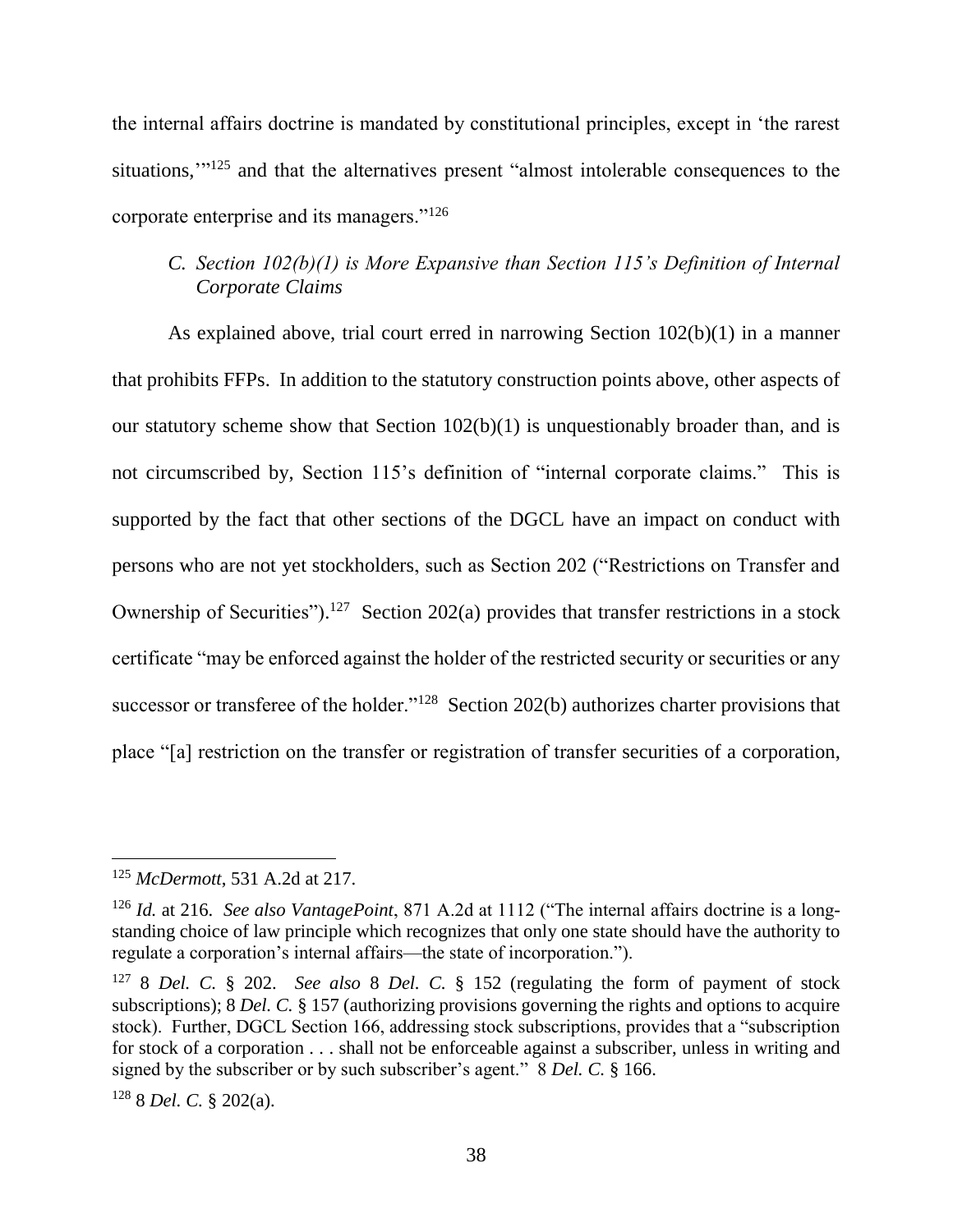the internal affairs doctrine is mandated by constitutional principles, except in 'the rarest situations,'"[125] and that the alternatives present "almost intolerable consequences to the corporate enterprise and its managers."[126]

### *C. Section 102(b)(1) is More Expansive than Section 115's Definition of Internal Corporate Claims*

As explained above, trial court erred in narrowing Section 102(b)(1) in a manner that prohibits FFPs. In addition to the statutory construction points above, other aspects of our statutory scheme show that Section 102(b)(1) is unquestionably broader than, and is not circumscribed by, Section 115's definition of "internal corporate claims." This is supported by the fact that other sections of the DGCL have an impact on conduct with persons who are not yet stockholders, such as Section 202 ("Restrictions on Transfer and Ownership of Securities").[127] Section 202(a) provides that transfer restrictions in a stock certificate "may be enforced against the holder of the restricted security or securities or any successor or transferee of the holder."[128] Section 202(b) authorizes charter provisions that place "[a] restriction on the transfer or registration of transfer securities of a corporation,

---

[125] *McDermott*, 531 A.2d at 217.

[126] *Id.* at 216. *See also VantagePoint*, 871 A.2d at 1112 ("The internal affairs doctrine is a long-standing choice of law principle which recognizes that only one state should have the authority to regulate a corporation's internal affairs—the state of incorporation.").

[127] 8 *Del. C.* § 202. *See also* 8 *Del. C.* § 152 (regulating the form of payment of stock subscriptions); 8 *Del. C.* § 157 (authorizing provisions governing the rights and options to acquire stock). Further, DGCL Section 166, addressing stock subscriptions, provides that a "subscription for stock of a corporation . . . shall not be enforceable against a subscriber, unless in writing and signed by the subscriber or by such subscriber's agent." 8 *Del. C.* § 166.

[128] 8 *Del. C.* § 202(a).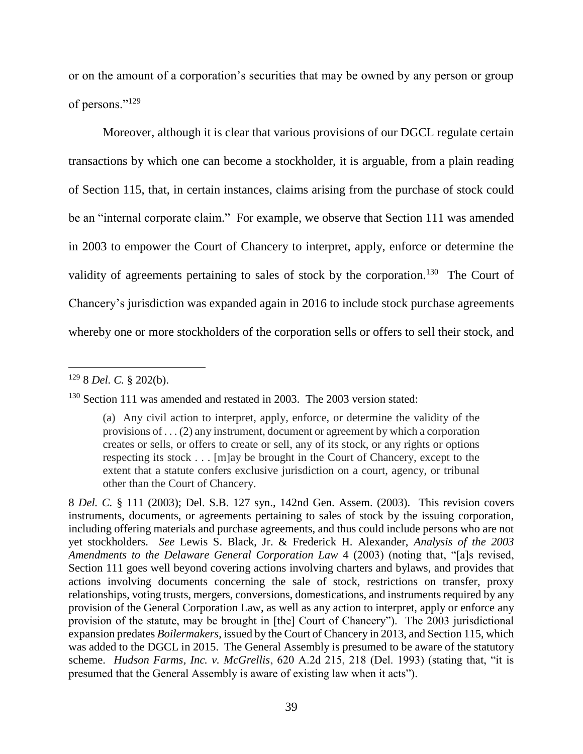or on the amount of a corporation's securities that may be owned by any person or group of persons."[129]

Moreover, although it is clear that various provisions of our DGCL regulate certain transactions by which one can become a stockholder, it is arguable, from a plain reading of Section 115, that, in certain instances, claims arising from the purchase of stock could be an "internal corporate claim." For example, we observe that Section 111 was amended in 2003 to empower the Court of Chancery to interpret, apply, enforce or determine the validity of agreements pertaining to sales of stock by the corporation.[130] The Court of Chancery's jurisdiction was expanded again in 2016 to include stock purchase agreements whereby one or more stockholders of the corporation sells or offers to sell their stock, and

---

[129] 8 *Del. C.* § 202(b).

[130] Section 111 was amended and restated in 2003. The 2003 version stated:

> (a) Any civil action to interpret, apply, enforce, or determine the validity of the provisions of . . . (2) any instrument, document or agreement by which a corporation creates or sells, or offers to create or sell, any of its stock, or any rights or options respecting its stock . . . [m]ay be brought in the Court of Chancery, except to the extent that a statute confers exclusive jurisdiction on a court, agency, or tribunal other than the Court of Chancery.

8 *Del. C.* § 111 (2003); Del. S.B. 127 syn., 142nd Gen. Assem. (2003). This revision covers instruments, documents, or agreements pertaining to sales of stock by the issuing corporation, including offering materials and purchase agreements, and thus could include persons who are not yet stockholders. *See* Lewis S. Black, Jr. & Frederick H. Alexander, *Analysis of the 2003 Amendments to the Delaware General Corporation Law* 4 (2003) (noting that, "[a]s revised, Section 111 goes well beyond covering actions involving charters and bylaws, and provides that actions involving documents concerning the sale of stock, restrictions on transfer, proxy relationships, voting trusts, mergers, conversions, domestications, and instruments required by any provision of the General Corporation Law, as well as any action to interpret, apply or enforce any provision of the statute, may be brought in [the] Court of Chancery"). The 2003 jurisdictional expansion predates *Boilermakers*, issued by the Court of Chancery in 2013, and Section 115, which was added to the DGCL in 2015. The General Assembly is presumed to be aware of the statutory scheme. *Hudson Farms, Inc. v. McGrellis*, 620 A.2d 215, 218 (Del. 1993) (stating that, "it is presumed that the General Assembly is aware of existing law when it acts").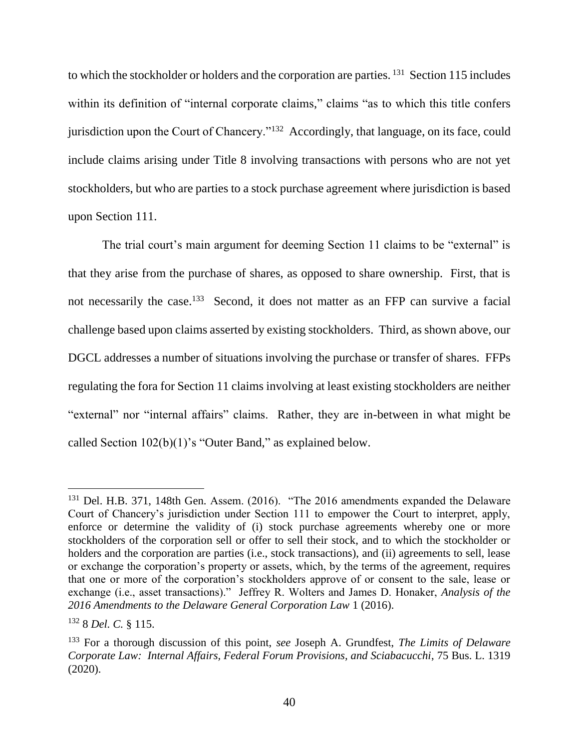to which the stockholder or holders and the corporation are parties. [131] Section 115 includes within its definition of "internal corporate claims," claims "as to which this title confers jurisdiction upon the Court of Chancery."[132] Accordingly, that language, on its face, could include claims arising under Title 8 involving transactions with persons who are not yet stockholders, but who are parties to a stock purchase agreement where jurisdiction is based upon Section 111.

The trial court's main argument for deeming Section 11 claims to be "external" is that they arise from the purchase of shares, as opposed to share ownership. First, that is not necessarily the case.[133] Second, it does not matter as an FFP can survive a facial challenge based upon claims asserted by existing stockholders. Third, as shown above, our DGCL addresses a number of situations involving the purchase or transfer of shares. FFPs regulating the fora for Section 11 claims involving at least existing stockholders are neither "external" nor "internal affairs" claims. Rather, they are in-between in what might be called Section 102(b)(1)'s "Outer Band," as explained below.

---

[131] Del. H.B. 371, 148th Gen. Assem. (2016). "The 2016 amendments expanded the Delaware Court of Chancery's jurisdiction under Section 111 to empower the Court to interpret, apply, enforce or determine the validity of (i) stock purchase agreements whereby one or more stockholders of the corporation sell or offer to sell their stock, and to which the stockholder or holders and the corporation are parties (i.e., stock transactions), and (ii) agreements to sell, lease or exchange the corporation's property or assets, which, by the terms of the agreement, requires that one or more of the corporation's stockholders approve of or consent to the sale, lease or exchange (i.e., asset transactions)." Jeffrey R. Wolters and James D. Honaker, *Analysis of the 2016 Amendments to the Delaware General Corporation Law* 1 (2016).

[132] 8 *Del. C.* § 115.

[133] For a thorough discussion of this point, *see* Joseph A. Grundfest, *The Limits of Delaware Corporate Law: Internal Affairs, Federal Forum Provisions, and Sciabacucchi*, 75 Bus. L. 1319 (2020).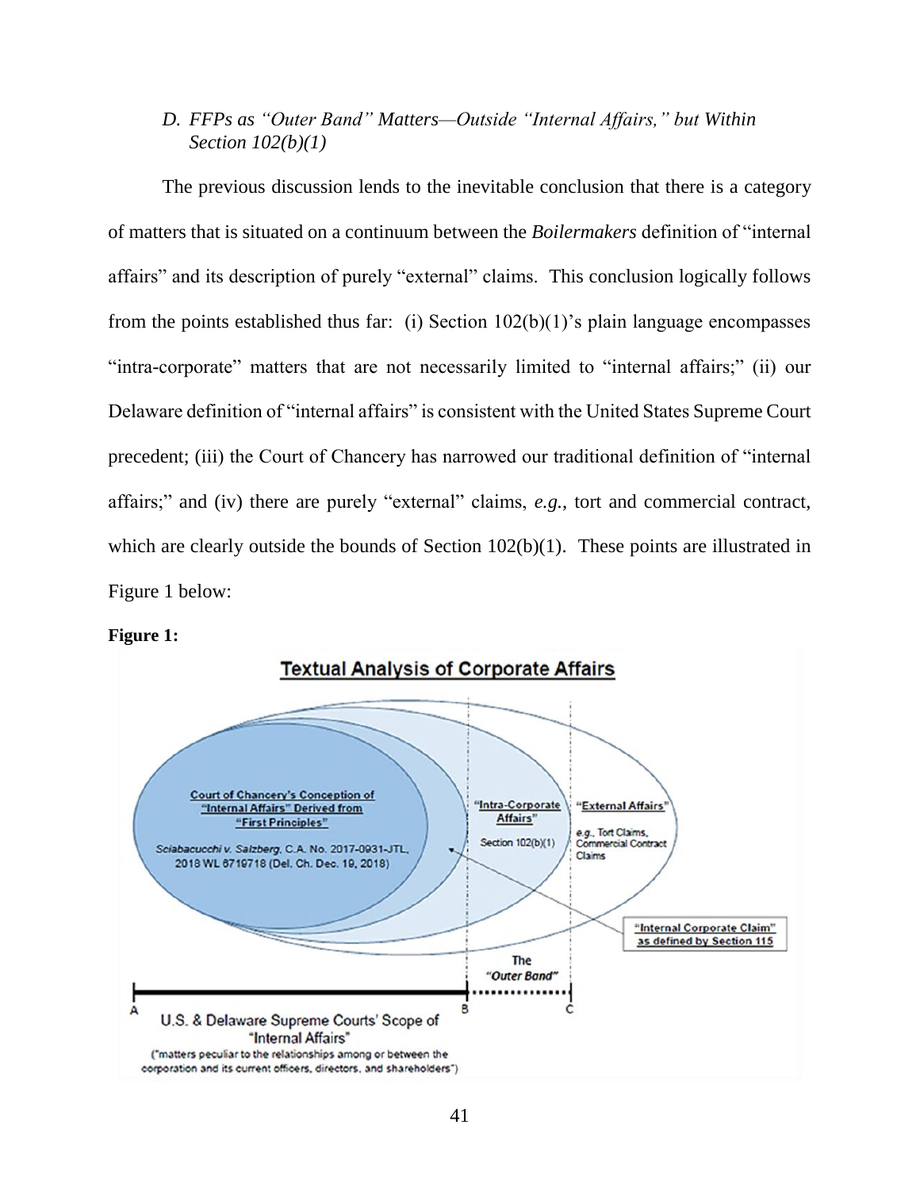### D. *FFPs as "Outer Band" Matters—Outside "Internal Affairs," but Within Section 102(b)(1)*

The previous discussion lends to the inevitable conclusion that there is a category of matters that is situated on a continuum between the *Boilermakers* definition of "internal affairs" and its description of purely "external" claims. This conclusion logically follows from the points established thus far: (i) Section 102(b)(1)'s plain language encompasses "intra-corporate" matters that are not necessarily limited to "internal affairs;" (ii) our Delaware definition of "internal affairs" is consistent with the United States Supreme Court precedent; (iii) the Court of Chancery has narrowed our traditional definition of "internal affairs;" and (iv) there are purely "external" claims, *e.g.,* tort and commercial contract, which are clearly outside the bounds of Section 102(b)(1). These points are illustrated in Figure 1 below:

**Figure 1:**

**Textual Analysis of Corporate Affairs**

Court of Chancery's Conception of "Internal Affairs" Derived from "First Principles"

*Sciabacucchi v. Salzberg*, C.A. No. 2017-0931-JTL, 2018 WL 6719718 (Del. Ch. Dec. 19, 2018)

"Intra-Corporate Affairs" Section 102(b)(1)

"External Affairs" *e.g.*, Tort Claims, Commercial Contract Claims

"Internal Corporate Claim" as defined by Section 115

The "*Outer Band*"

A — B — C

U.S. & Delaware Supreme Courts' Scope of "Internal Affairs" ("matters peculiar to the relationships among or between the corporation and its current officers, directors, and shareholders")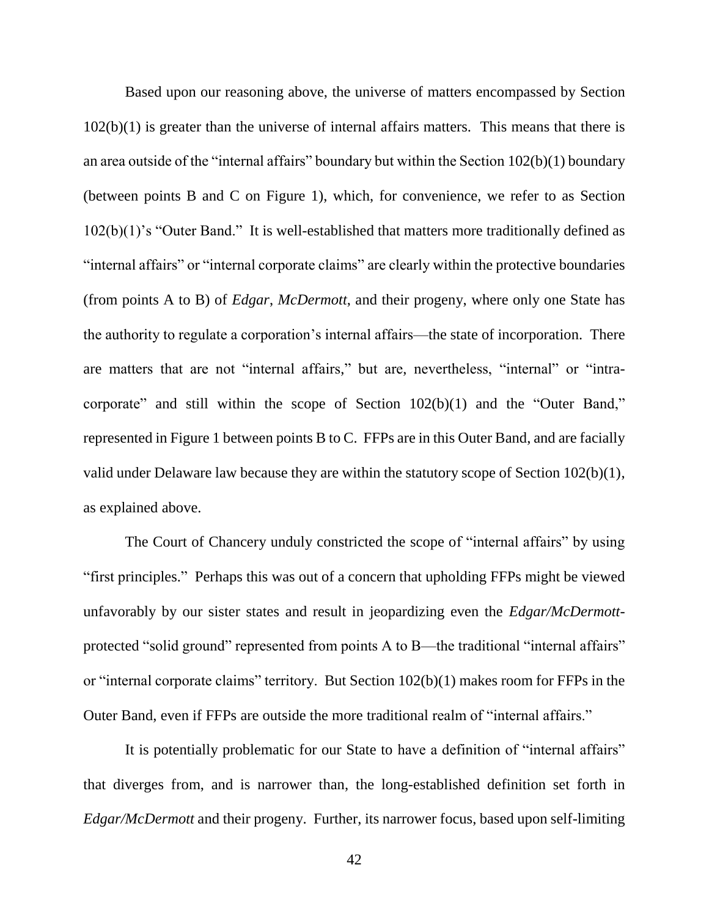Based upon our reasoning above, the universe of matters encompassed by Section 102(b)(1) is greater than the universe of internal affairs matters. This means that there is an area outside of the "internal affairs" boundary but within the Section 102(b)(1) boundary (between points B and C on Figure 1), which, for convenience, we refer to as Section 102(b)(1)'s "Outer Band." It is well-established that matters more traditionally defined as "internal affairs" or "internal corporate claims" are clearly within the protective boundaries (from points A to B) of *Edgar*, *McDermott*, and their progeny, where only one State has the authority to regulate a corporation's internal affairs—the state of incorporation. There are matters that are not "internal affairs," but are, nevertheless, "internal" or "intra-corporate" and still within the scope of Section 102(b)(1) and the "Outer Band," represented in Figure 1 between points B to C. FFPs are in this Outer Band, and are facially valid under Delaware law because they are within the statutory scope of Section 102(b)(1), as explained above.

The Court of Chancery unduly constricted the scope of "internal affairs" by using "first principles." Perhaps this was out of a concern that upholding FFPs might be viewed unfavorably by our sister states and result in jeopardizing even the *Edgar/McDermott*-protected "solid ground" represented from points A to B—the traditional "internal affairs" or "internal corporate claims" territory. But Section 102(b)(1) makes room for FFPs in the Outer Band, even if FFPs are outside the more traditional realm of "internal affairs."

It is potentially problematic for our State to have a definition of "internal affairs" that diverges from, and is narrower than, the long-established definition set forth in *Edgar/McDermott* and their progeny. Further, its narrower focus, based upon self-limiting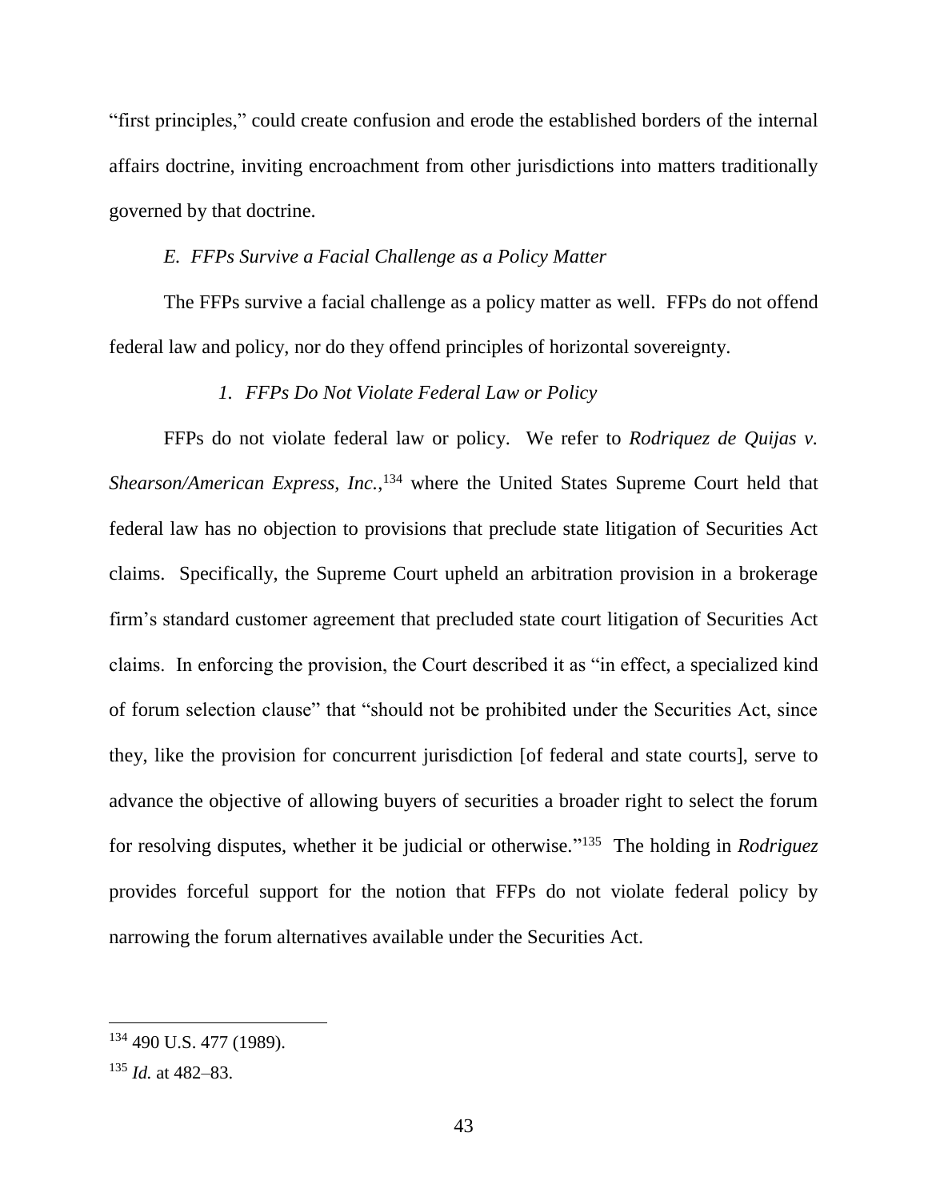"first principles," could create confusion and erode the established borders of the internal affairs doctrine, inviting encroachment from other jurisdictions into matters traditionally governed by that doctrine.

### *E. FFPs Survive a Facial Challenge as a Policy Matter*

The FFPs survive a facial challenge as a policy matter as well. FFPs do not offend federal law and policy, nor do they offend principles of horizontal sovereignty.

#### *1. FFPs Do Not Violate Federal Law or Policy*

FFPs do not violate federal law or policy. We refer to *Rodriquez de Quijas v. Shearson/American Express, Inc.*,[134] where the United States Supreme Court held that federal law has no objection to provisions that preclude state litigation of Securities Act claims. Specifically, the Supreme Court upheld an arbitration provision in a brokerage firm's standard customer agreement that precluded state court litigation of Securities Act claims. In enforcing the provision, the Court described it as "in effect, a specialized kind of forum selection clause" that "should not be prohibited under the Securities Act, since they, like the provision for concurrent jurisdiction [of federal and state courts], serve to advance the objective of allowing buyers of securities a broader right to select the forum for resolving disputes, whether it be judicial or otherwise."[135] The holding in *Rodriguez* provides forceful support for the notion that FFPs do not violate federal policy by narrowing the forum alternatives available under the Securities Act.

---

[134] 490 U.S. 477 (1989).

[135] *Id.* at 482–83.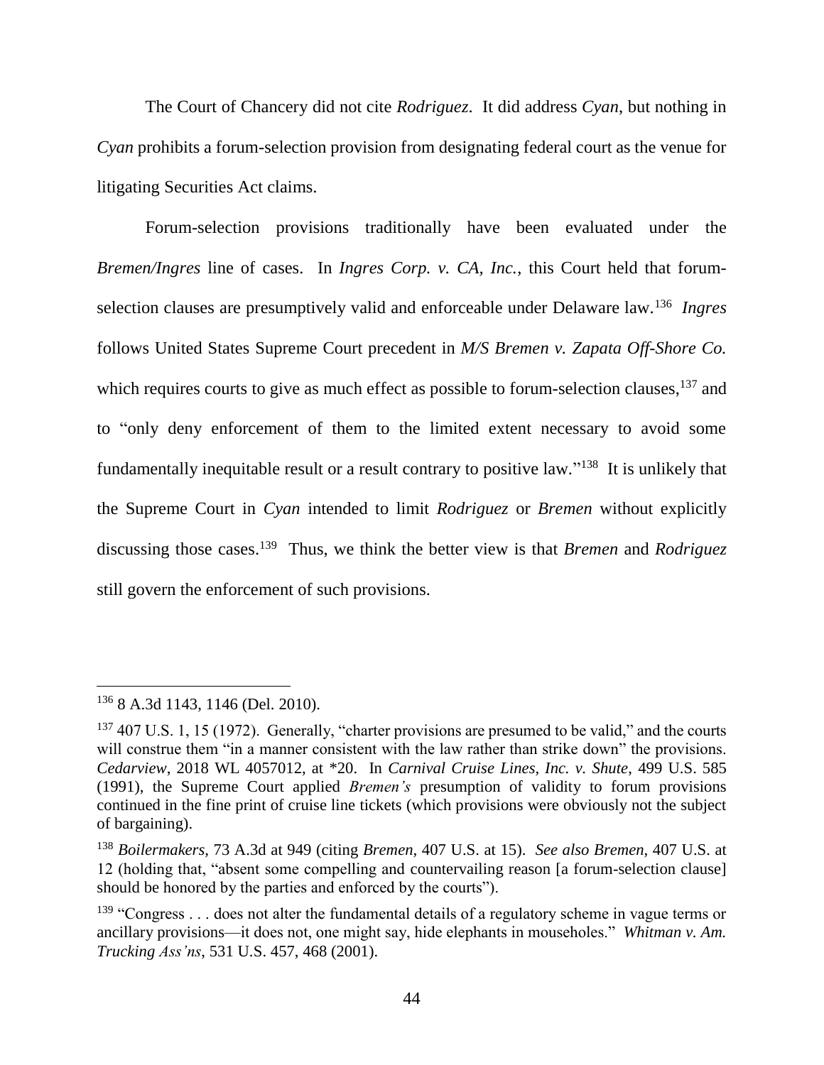The Court of Chancery did not cite *Rodriguez*. It did address *Cyan*, but nothing in *Cyan* prohibits a forum-selection provision from designating federal court as the venue for litigating Securities Act claims.

Forum-selection provisions traditionally have been evaluated under the *Bremen/Ingres* line of cases. In *Ingres Corp. v. CA, Inc.*, this Court held that forum-selection clauses are presumptively valid and enforceable under Delaware law.[136] *Ingres* follows United States Supreme Court precedent in *M/S Bremen v. Zapata Off-Shore Co.* which requires courts to give as much effect as possible to forum-selection clauses,[137] and to "only deny enforcement of them to the limited extent necessary to avoid some fundamentally inequitable result or a result contrary to positive law."[138] It is unlikely that the Supreme Court in *Cyan* intended to limit *Rodriguez* or *Bremen* without explicitly discussing those cases.[139] Thus, we think the better view is that *Bremen* and *Rodriguez* still govern the enforcement of such provisions.

---

[136] 8 A.3d 1143, 1146 (Del. 2010).

[137] 407 U.S. 1, 15 (1972). Generally, "charter provisions are presumed to be valid," and the courts will construe them "in a manner consistent with the law rather than strike down" the provisions. *Cedarview*, 2018 WL 4057012, at *20. In *Carnival Cruise Lines, Inc. v. Shute*, 499 U.S. 585 (1991), the Supreme Court applied *Bremen's* presumption of validity to forum provisions continued in the fine print of cruise line tickets (which provisions were obviously not the subject of bargaining).

[138] *Boilermakers*, 73 A.3d at 949 (citing *Bremen*, 407 U.S. at 15). *See also Bremen*, 407 U.S. at 12 (holding that, "absent some compelling and countervailing reason [a forum-selection clause] should be honored by the parties and enforced by the courts").

[139] "Congress . . . does not alter the fundamental details of a regulatory scheme in vague terms or ancillary provisions—it does not, one might say, hide elephants in mouseholes." *Whitman v. Am. Trucking Ass'ns*, 531 U.S. 457, 468 (2001).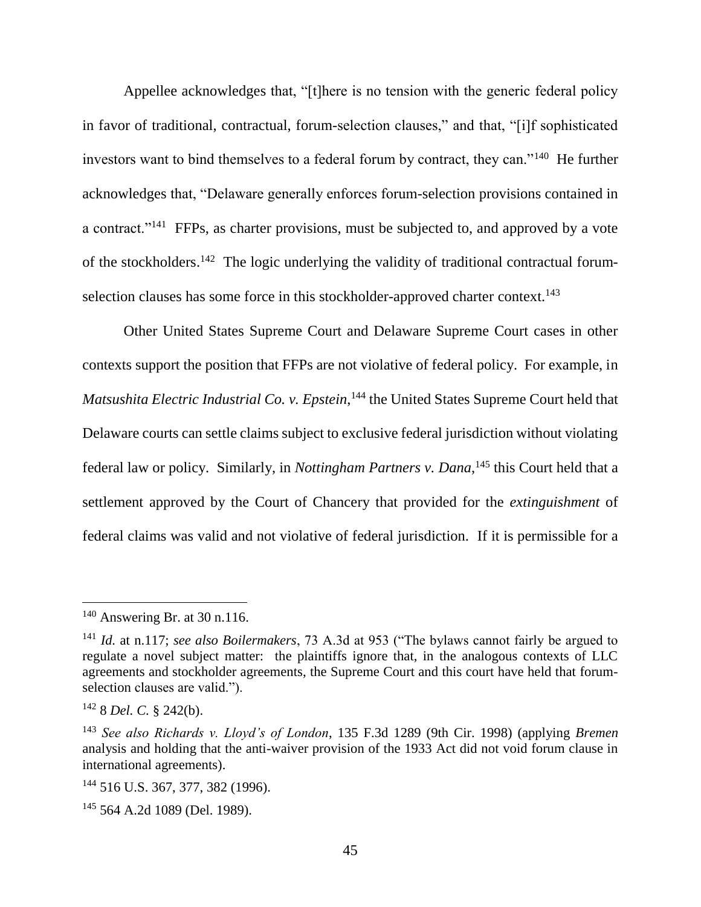Appellee acknowledges that, "[t]here is no tension with the generic federal policy in favor of traditional, contractual, forum-selection clauses," and that, "[i]f sophisticated investors want to bind themselves to a federal forum by contract, they can."[140] He further acknowledges that, "Delaware generally enforces forum-selection provisions contained in a contract."[141] FFPs, as charter provisions, must be subjected to, and approved by a vote of the stockholders.[142] The logic underlying the validity of traditional contractual forum-selection clauses has some force in this stockholder-approved charter context.[143]

Other United States Supreme Court and Delaware Supreme Court cases in other contexts support the position that FFPs are not violative of federal policy. For example, in *Matsushita Electric Industrial Co. v. Epstein*,[144] the United States Supreme Court held that Delaware courts can settle claims subject to exclusive federal jurisdiction without violating federal law or policy. Similarly, in *Nottingham Partners v. Dana*,[145] this Court held that a settlement approved by the Court of Chancery that provided for the *extinguishment* of federal claims was valid and not violative of federal jurisdiction. If it is permissible for a

---

[140] Answering Br. at 30 n.116.

[141] *Id.* at n.117; *see also Boilermakers*, 73 A.3d at 953 ("The bylaws cannot fairly be argued to regulate a novel subject matter: the plaintiffs ignore that, in the analogous contexts of LLC agreements and stockholder agreements, the Supreme Court and this court have held that forum-selection clauses are valid.").

[142] 8 *Del. C.* § 242(b).

[143] *See also Richards v. Lloyd's of London*, 135 F.3d 1289 (9th Cir. 1998) (applying *Bremen* analysis and holding that the anti-waiver provision of the 1933 Act did not void forum clause in international agreements).

[144] 516 U.S. 367, 377, 382 (1996).

[145] 564 A.2d 1089 (Del. 1989).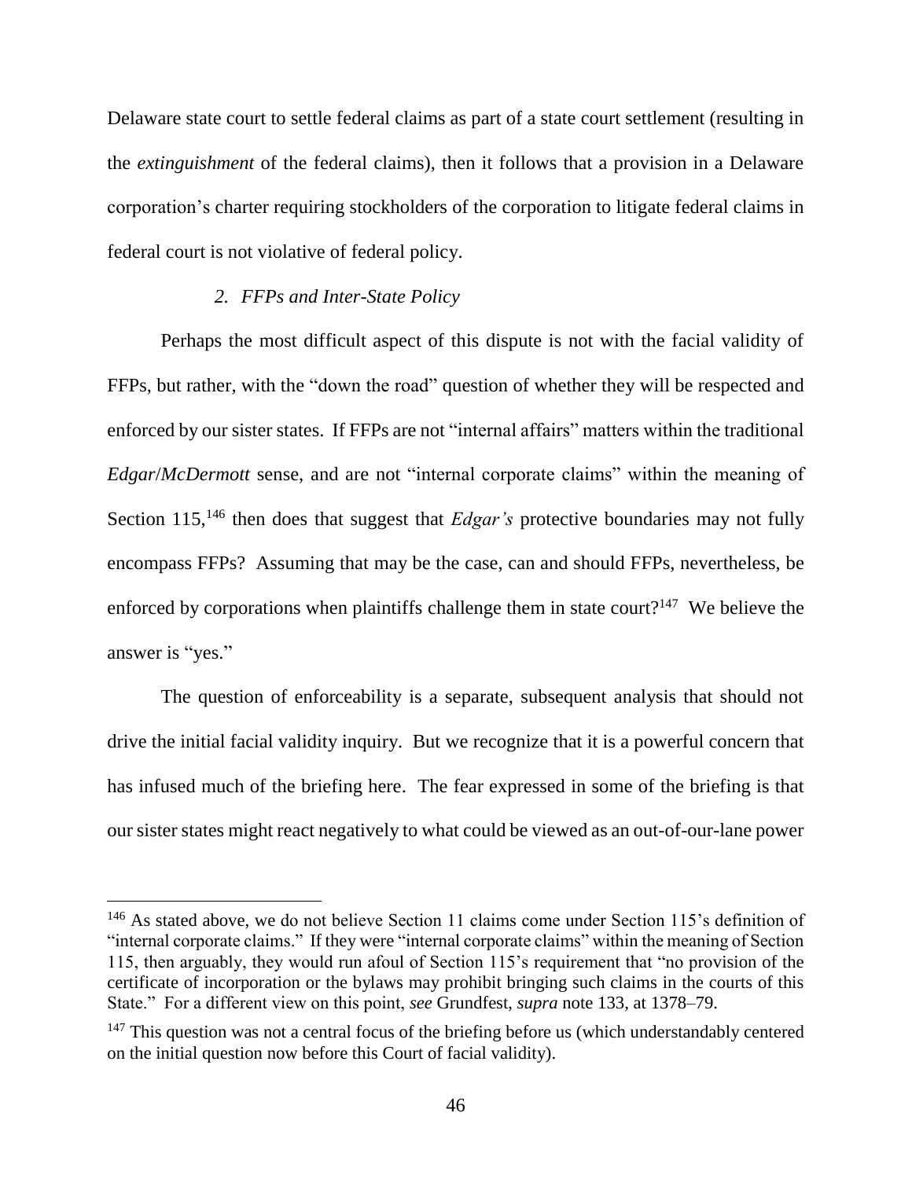Delaware state court to settle federal claims as part of a state court settlement (resulting in the *extinguishment* of the federal claims), then it follows that a provision in a Delaware corporation's charter requiring stockholders of the corporation to litigate federal claims in federal court is not violative of federal policy.

### *2. FFPs and Inter-State Policy*

Perhaps the most difficult aspect of this dispute is not with the facial validity of FFPs, but rather, with the "down the road" question of whether they will be respected and enforced by our sister states. If FFPs are not "internal affairs" matters within the traditional *Edgar*/*McDermott* sense, and are not "internal corporate claims" within the meaning of Section 115,[146] then does that suggest that *Edgar's* protective boundaries may not fully encompass FFPs? Assuming that may be the case, can and should FFPs, nevertheless, be enforced by corporations when plaintiffs challenge them in state court?[147] We believe the answer is "yes."

The question of enforceability is a separate, subsequent analysis that should not drive the initial facial validity inquiry. But we recognize that it is a powerful concern that has infused much of the briefing here. The fear expressed in some of the briefing is that our sister states might react negatively to what could be viewed as an out-of-our-lane power

---

[146] As stated above, we do not believe Section 11 claims come under Section 115's definition of "internal corporate claims." If they were "internal corporate claims" within the meaning of Section 115, then arguably, they would run afoul of Section 115's requirement that "no provision of the certificate of incorporation or the bylaws may prohibit bringing such claims in the courts of this State." For a different view on this point, *see* Grundfest, *supra* note 133, at 1378–79.

[147] This question was not a central focus of the briefing before us (which understandably centered on the initial question now before this Court of facial validity).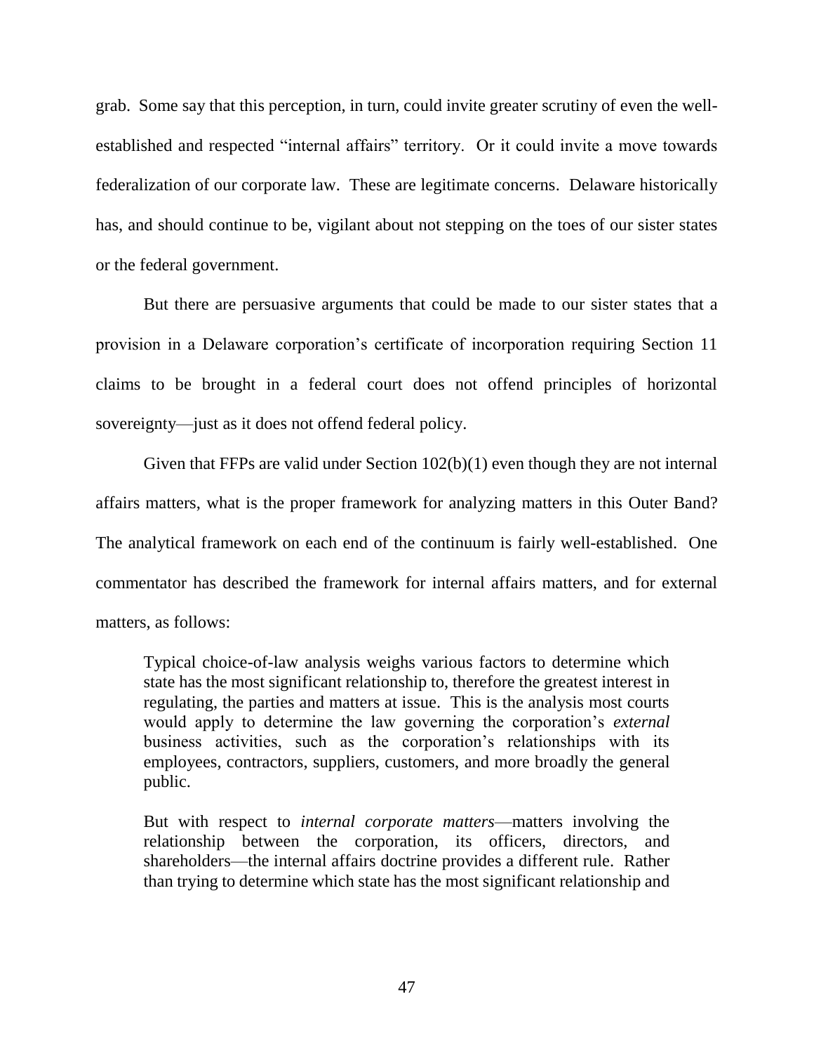grab. Some say that this perception, in turn, could invite greater scrutiny of even the well-established and respected "internal affairs" territory. Or it could invite a move towards federalization of our corporate law. These are legitimate concerns. Delaware historically has, and should continue to be, vigilant about not stepping on the toes of our sister states or the federal government.

But there are persuasive arguments that could be made to our sister states that a provision in a Delaware corporation's certificate of incorporation requiring Section 11 claims to be brought in a federal court does not offend principles of horizontal sovereignty—just as it does not offend federal policy.

Given that FFPs are valid under Section 102(b)(1) even though they are not internal affairs matters, what is the proper framework for analyzing matters in this Outer Band? The analytical framework on each end of the continuum is fairly well-established. One commentator has described the framework for internal affairs matters, and for external matters, as follows:

> Typical choice-of-law analysis weighs various factors to determine which state has the most significant relationship to, therefore the greatest interest in regulating, the parties and matters at issue. This is the analysis most courts would apply to determine the law governing the corporation's *external* business activities, such as the corporation's relationships with its employees, contractors, suppliers, customers, and more broadly the general public.
>
> But with respect to *internal corporate matters*—matters involving the relationship between the corporation, its officers, directors, and shareholders—the internal affairs doctrine provides a different rule. Rather than trying to determine which state has the most significant relationship and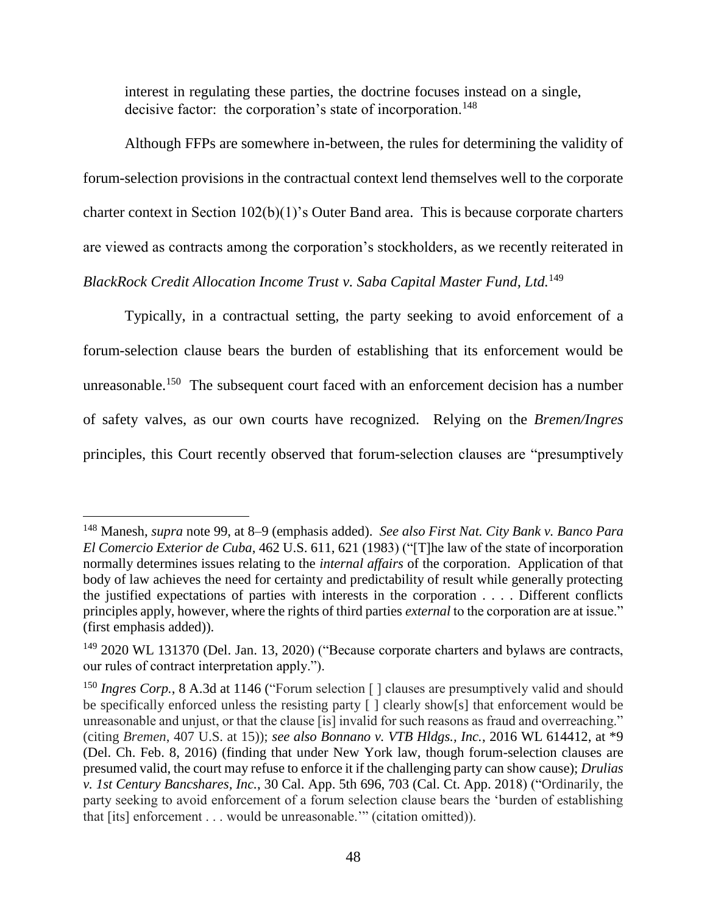interest in regulating these parties, the doctrine focuses instead on a single, decisive factor: the corporation's state of incorporation.[148]

Although FFPs are somewhere in-between, the rules for determining the validity of forum-selection provisions in the contractual context lend themselves well to the corporate charter context in Section 102(b)(1)'s Outer Band area. This is because corporate charters are viewed as contracts among the corporation's stockholders, as we recently reiterated in *BlackRock Credit Allocation Income Trust v. Saba Capital Master Fund, Ltd.*[149]

Typically, in a contractual setting, the party seeking to avoid enforcement of a forum-selection clause bears the burden of establishing that its enforcement would be unreasonable.[150] The subsequent court faced with an enforcement decision has a number of safety valves, as our own courts have recognized. Relying on the *Bremen/Ingres* principles, this Court recently observed that forum-selection clauses are "presumptively

---

[148] Manesh, *supra* note 99, at 8–9 (emphasis added). *See also First Nat. City Bank v. Banco Para El Comercio Exterior de Cuba*, 462 U.S. 611, 621 (1983) ("[T]he law of the state of incorporation normally determines issues relating to the *internal affairs* of the corporation. Application of that body of law achieves the need for certainty and predictability of result while generally protecting the justified expectations of parties with interests in the corporation . . . . Different conflicts principles apply, however, where the rights of third parties *external* to the corporation are at issue." (first emphasis added)).

[149] 2020 WL 131370 (Del. Jan. 13, 2020) ("Because corporate charters and bylaws are contracts, our rules of contract interpretation apply.").

[150] *Ingres Corp.*, 8 A.3d at 1146 ("Forum selection [ ] clauses are presumptively valid and should be specifically enforced unless the resisting party [ ] clearly show[s] that enforcement would be unreasonable and unjust, or that the clause [is] invalid for such reasons as fraud and overreaching." (citing *Bremen*, 407 U.S. at 15)); *see also Bonnano v. VTB Hldgs., Inc.*, 2016 WL 614412, at *9 (Del. Ch. Feb. 8, 2016) (finding that under New York law, though forum-selection clauses are presumed valid, the court may refuse to enforce it if the challenging party can show cause); *Drulias v. 1st Century Bancshares, Inc.*, 30 Cal. App. 5th 696, 703 (Cal. Ct. App. 2018) ("Ordinarily, the party seeking to avoid enforcement of a forum selection clause bears the 'burden of establishing that [its] enforcement . . . would be unreasonable.'" (citation omitted)).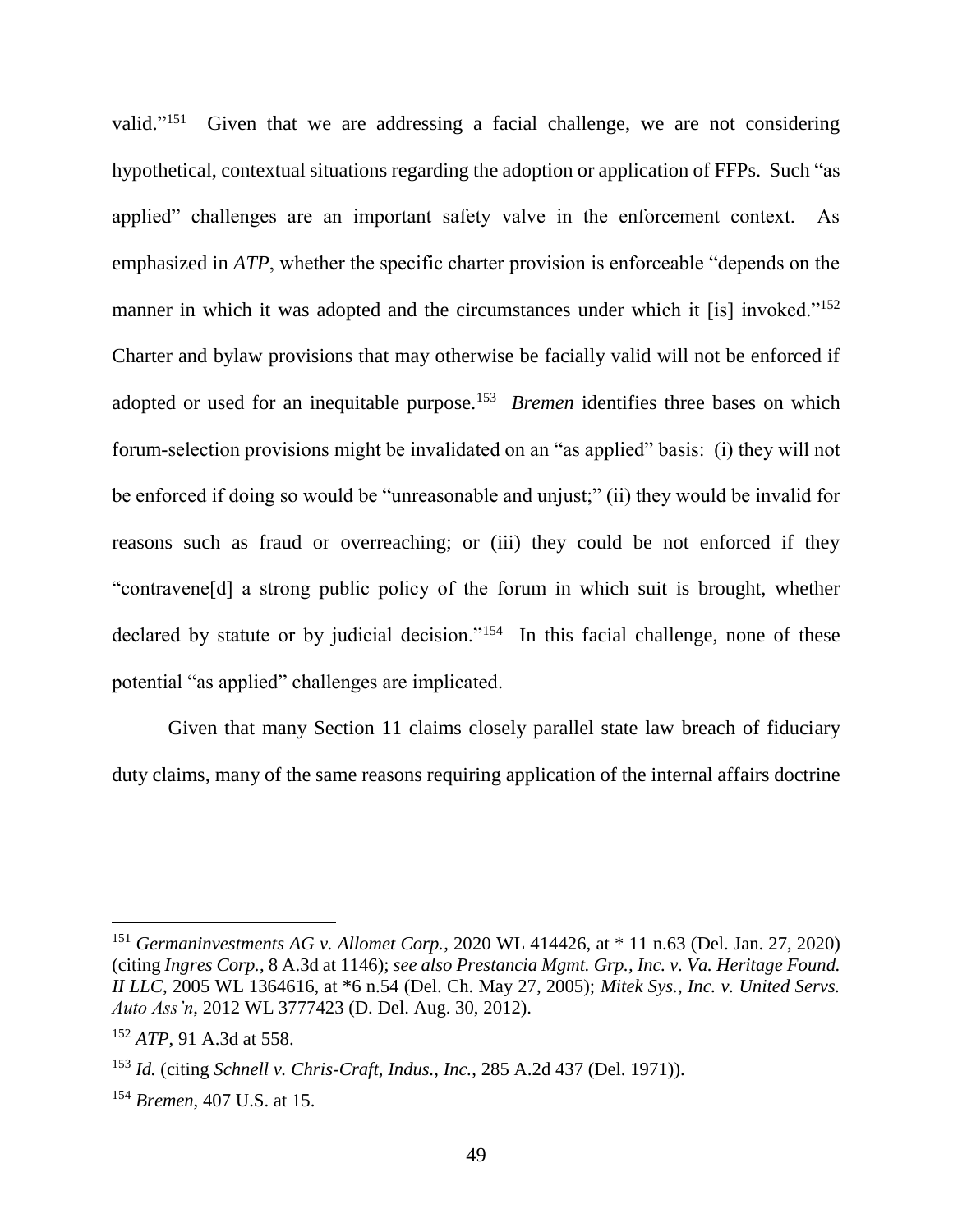valid."[151] Given that we are addressing a facial challenge, we are not considering hypothetical, contextual situations regarding the adoption or application of FFPs. Such "as applied" challenges are an important safety valve in the enforcement context. As emphasized in *ATP*, whether the specific charter provision is enforceable "depends on the manner in which it was adopted and the circumstances under which it [is] invoked."[152] Charter and bylaw provisions that may otherwise be facially valid will not be enforced if adopted or used for an inequitable purpose.[153] *Bremen* identifies three bases on which forum-selection provisions might be invalidated on an "as applied" basis: (i) they will not be enforced if doing so would be "unreasonable and unjust;" (ii) they would be invalid for reasons such as fraud or overreaching; or (iii) they could be not enforced if they "contravene[d] a strong public policy of the forum in which suit is brought, whether declared by statute or by judicial decision."[154] In this facial challenge, none of these potential "as applied" challenges are implicated.

Given that many Section 11 claims closely parallel state law breach of fiduciary duty claims, many of the same reasons requiring application of the internal affairs doctrine

---

[151] *Germaninvestments AG v. Allomet Corp.*, 2020 WL 414426, at * 11 n.63 (Del. Jan. 27, 2020) (citing *Ingres Corp.*, 8 A.3d at 1146); *see also Prestancia Mgmt. Grp., Inc. v. Va. Heritage Found. II LLC*, 2005 WL 1364616, at *6 n.54 (Del. Ch. May 27, 2005); *Mitek Sys., Inc. v. United Servs. Auto Ass'n*, 2012 WL 3777423 (D. Del. Aug. 30, 2012).

[152] *ATP*, 91 A.3d at 558.

[153] *Id.* (citing *Schnell v. Chris-Craft, Indus., Inc.*, 285 A.2d 437 (Del. 1971)).

[154] *Bremen*, 407 U.S. at 15.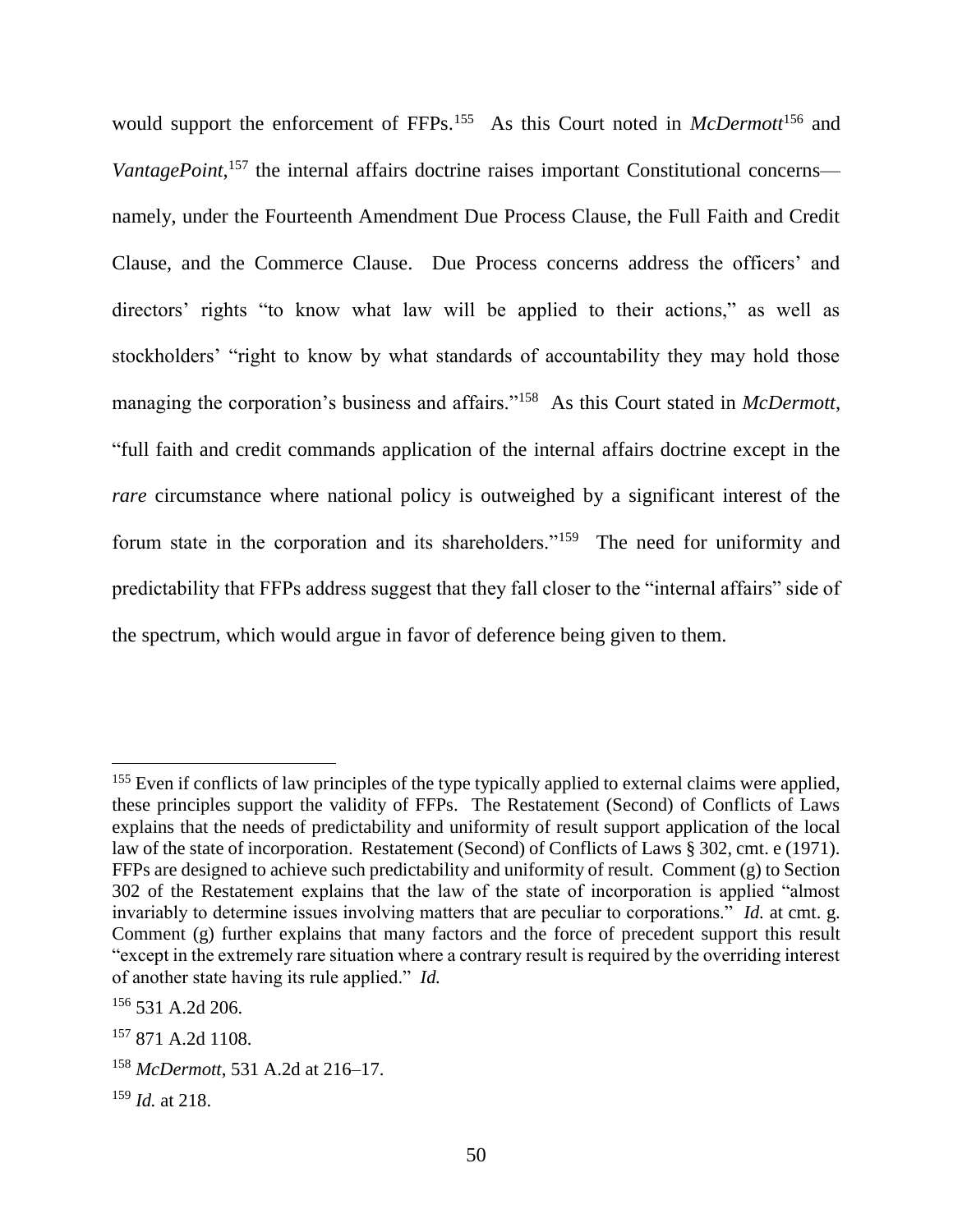would support the enforcement of FFPs.[155] As this Court noted in *McDermott*[156] and *VantagePoint*,[157] the internal affairs doctrine raises important Constitutional concerns—namely, under the Fourteenth Amendment Due Process Clause, the Full Faith and Credit Clause, and the Commerce Clause. Due Process concerns address the officers' and directors' rights "to know what law will be applied to their actions," as well as stockholders' "right to know by what standards of accountability they may hold those managing the corporation's business and affairs."[158] As this Court stated in *McDermott*, "full faith and credit commands application of the internal affairs doctrine except in the *rare* circumstance where national policy is outweighed by a significant interest of the forum state in the corporation and its shareholders."[159] The need for uniformity and predictability that FFPs address suggest that they fall closer to the "internal affairs" side of the spectrum, which would argue in favor of deference being given to them.

---

[155] Even if conflicts of law principles of the type typically applied to external claims were applied, these principles support the validity of FFPs. The Restatement (Second) of Conflicts of Laws explains that the needs of predictability and uniformity of result support application of the local law of the state of incorporation. Restatement (Second) of Conflicts of Laws § 302, cmt. e (1971). FFPs are designed to achieve such predictability and uniformity of result. Comment (g) to Section 302 of the Restatement explains that the law of the state of incorporation is applied "almost invariably to determine issues involving matters that are peculiar to corporations." *Id.* at cmt. g. Comment (g) further explains that many factors and the force of precedent support this result "except in the extremely rare situation where a contrary result is required by the overriding interest of another state having its rule applied." *Id.*

[156] 531 A.2d 206.

[157] 871 A.2d 1108.

[158] *McDermott*, 531 A.2d at 216–17.

[159] *Id.* at 218.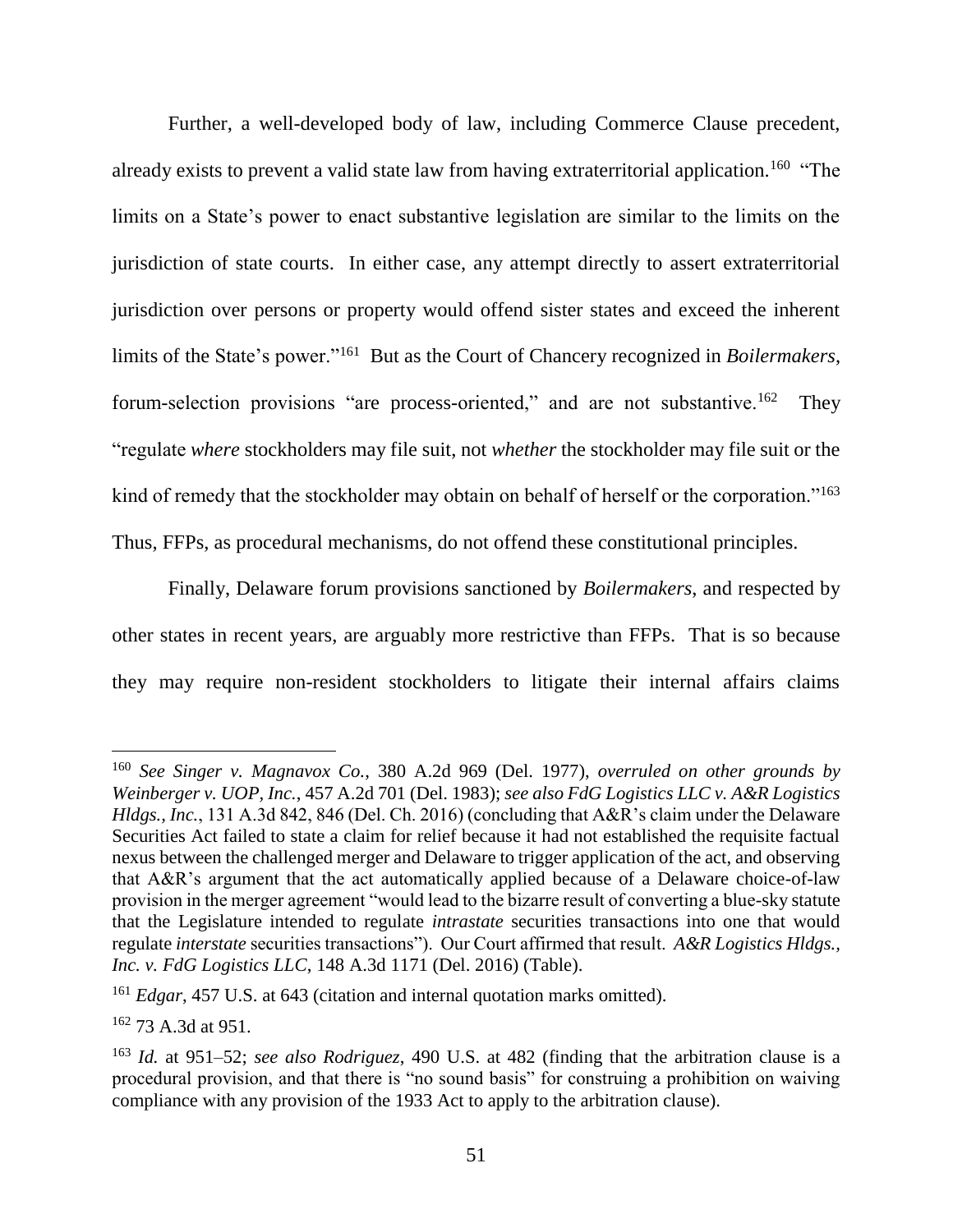Further, a well-developed body of law, including Commerce Clause precedent, already exists to prevent a valid state law from having extraterritorial application.[160] "The limits on a State's power to enact substantive legislation are similar to the limits on the jurisdiction of state courts. In either case, any attempt directly to assert extraterritorial jurisdiction over persons or property would offend sister states and exceed the inherent limits of the State's power."[161] But as the Court of Chancery recognized in *Boilermakers*, forum-selection provisions "are process-oriented," and are not substantive.[162] They "regulate *where* stockholders may file suit, not *whether* the stockholder may file suit or the kind of remedy that the stockholder may obtain on behalf of herself or the corporation."[163] Thus, FFPs, as procedural mechanisms, do not offend these constitutional principles.

Finally, Delaware forum provisions sanctioned by *Boilermakers*, and respected by other states in recent years, are arguably more restrictive than FFPs. That is so because they may require non-resident stockholders to litigate their internal affairs claims

---

[160] *See Singer v. Magnavox Co.*, 380 A.2d 969 (Del. 1977), *overruled on other grounds by Weinberger v. UOP, Inc.*, 457 A.2d 701 (Del. 1983); *see also FdG Logistics LLC v. A&R Logistics Hldgs., Inc.*, 131 A.3d 842, 846 (Del. Ch. 2016) (concluding that A&R's claim under the Delaware Securities Act failed to state a claim for relief because it had not established the requisite factual nexus between the challenged merger and Delaware to trigger application of the act, and observing that A&R's argument that the act automatically applied because of a Delaware choice-of-law provision in the merger agreement "would lead to the bizarre result of converting a blue-sky statute that the Legislature intended to regulate *intrastate* securities transactions into one that would regulate *interstate* securities transactions"). Our Court affirmed that result. *A&R Logistics Hldgs., Inc. v. FdG Logistics LLC*, 148 A.3d 1171 (Del. 2016) (Table).

[161] *Edgar*, 457 U.S. at 643 (citation and internal quotation marks omitted).

[162] 73 A.3d at 951.

[163] *Id.* at 951–52; *see also Rodriguez*, 490 U.S. at 482 (finding that the arbitration clause is a procedural provision, and that there is "no sound basis" for construing a prohibition on waiving compliance with any provision of the 1933 Act to apply to the arbitration clause).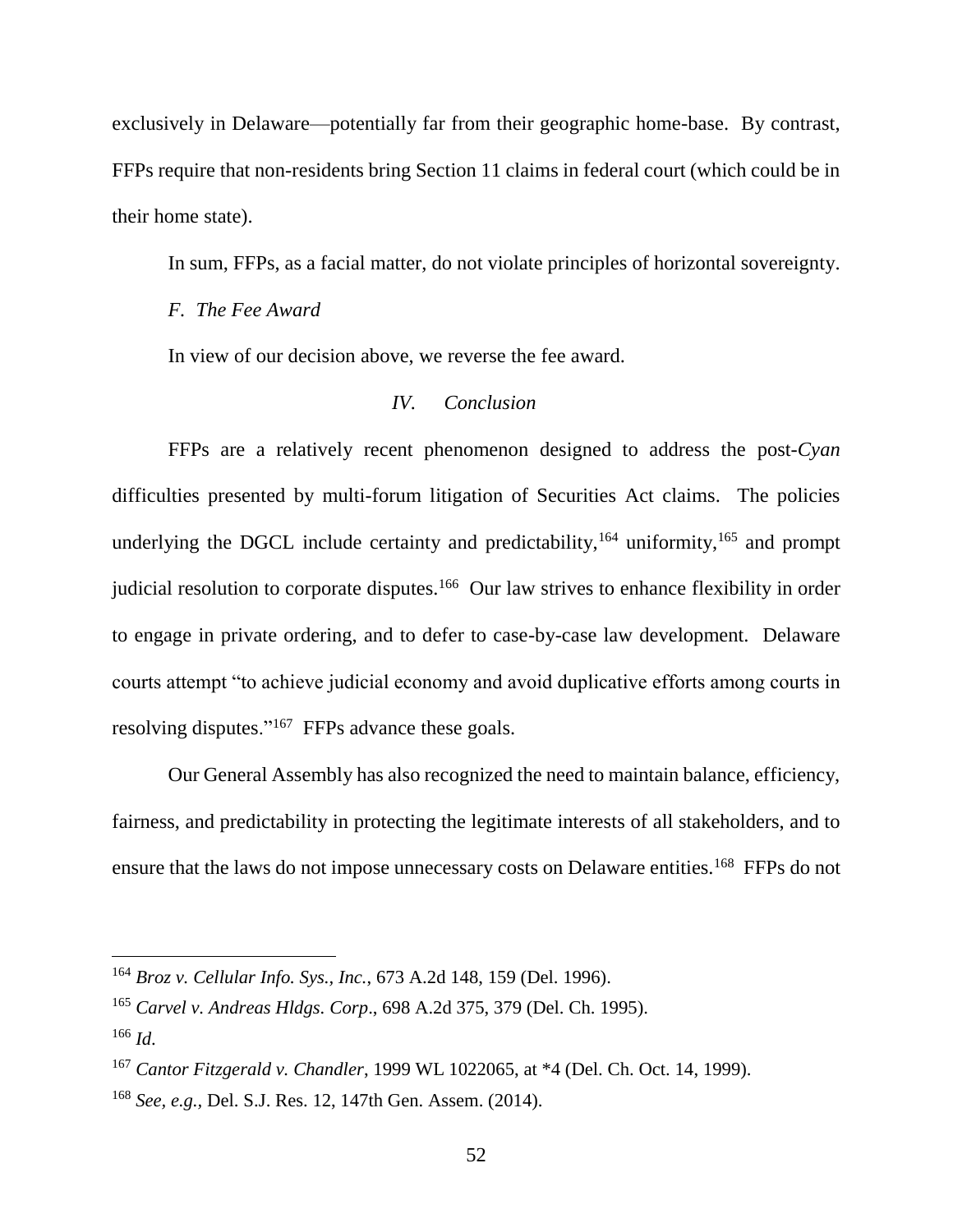exclusively in Delaware—potentially far from their geographic home-base. By contrast, FFPs require that non-residents bring Section 11 claims in federal court (which could be in their home state).

In sum, FFPs, as a facial matter, do not violate principles of horizontal sovereignty.

### *F. The Fee Award*

In view of our decision above, we reverse the fee award.

## *IV. Conclusion*

FFPs are a relatively recent phenomenon designed to address the post-*Cyan* difficulties presented by multi-forum litigation of Securities Act claims. The policies underlying the DGCL include certainty and predictability,[164] uniformity,[165] and prompt judicial resolution to corporate disputes.[166] Our law strives to enhance flexibility in order to engage in private ordering, and to defer to case-by-case law development. Delaware courts attempt "to achieve judicial economy and avoid duplicative efforts among courts in resolving disputes."[167] FFPs advance these goals.

Our General Assembly has also recognized the need to maintain balance, efficiency, fairness, and predictability in protecting the legitimate interests of all stakeholders, and to ensure that the laws do not impose unnecessary costs on Delaware entities.[168] FFPs do not

---

[164] *Broz v. Cellular Info. Sys., Inc.*, 673 A.2d 148, 159 (Del. 1996).

[165] *Carvel v. Andreas Hldgs. Corp*., 698 A.2d 375, 379 (Del. Ch. 1995).

[166] *Id.*

[167] *Cantor Fitzgerald v. Chandler*, 1999 WL 1022065, at *4 (Del. Ch. Oct. 14, 1999).

[168] *See, e.g.,* Del. S.J. Res. 12, 147th Gen. Assem. (2014).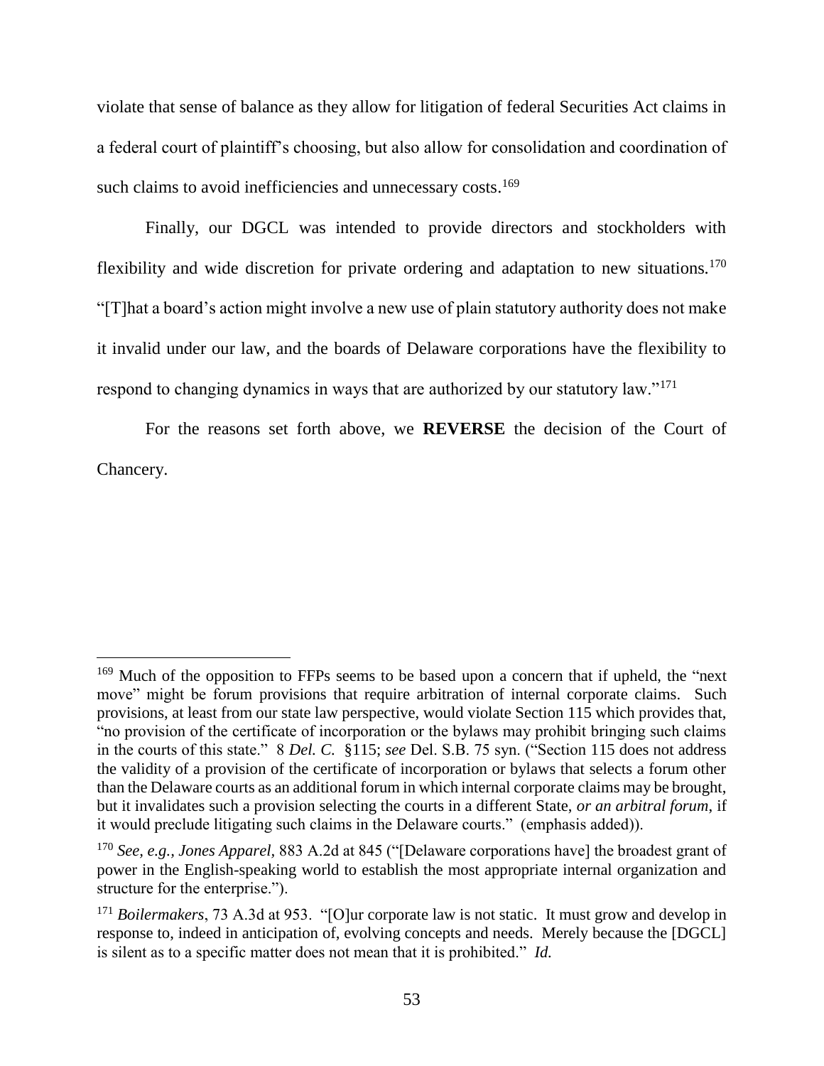violate that sense of balance as they allow for litigation of federal Securities Act claims in a federal court of plaintiff's choosing, but also allow for consolidation and coordination of such claims to avoid inefficiencies and unnecessary costs.[169]

Finally, our DGCL was intended to provide directors and stockholders with flexibility and wide discretion for private ordering and adaptation to new situations.[170] "[T]hat a board's action might involve a new use of plain statutory authority does not make it invalid under our law, and the boards of Delaware corporations have the flexibility to respond to changing dynamics in ways that are authorized by our statutory law."[171]

For the reasons set forth above, we **REVERSE** the decision of the Court of Chancery.

---

[169] Much of the opposition to FFPs seems to be based upon a concern that if upheld, the "next move" might be forum provisions that require arbitration of internal corporate claims. Such provisions, at least from our state law perspective, would violate Section 115 which provides that, "no provision of the certificate of incorporation or the bylaws may prohibit bringing such claims in the courts of this state." 8 *Del. C.* §115; *see* Del. S.B. 75 syn. ("Section 115 does not address the validity of a provision of the certificate of incorporation or bylaws that selects a forum other than the Delaware courts as an additional forum in which internal corporate claims may be brought, but it invalidates such a provision selecting the courts in a different State, *or an arbitral forum*, if it would preclude litigating such claims in the Delaware courts." (emphasis added)).

[170] *See, e.g., Jones Apparel*, 883 A.2d at 845 ("[Delaware corporations have] the broadest grant of power in the English-speaking world to establish the most appropriate internal organization and structure for the enterprise.").

[171] *Boilermakers*, 73 A.3d at 953. "[O]ur corporate law is not static. It must grow and develop in response to, indeed in anticipation of, evolving concepts and needs. Merely because the [DGCL] is silent as to a specific matter does not mean that it is prohibited." *Id.*